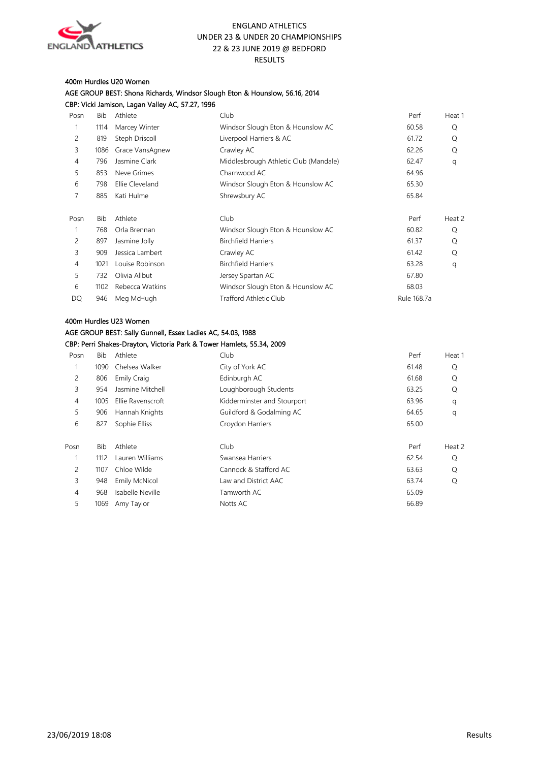# ENGLAND ATHLETICS
## UNDER 23 & UNDER 20 CHAMPIONSHIPS
## 22 & 23 JUNE 2019 @ BEDFORD
## RESULTS

### 400m Hurdles U20 Women

AGE GROUP BEST: Shona Richards, Windsor Slough Eton & Hounslow, 56.16, 2014

CBP: Vicki Jamison, Lagan Valley AC, 57.27, 1996

| Posn | Bib | Athlete | Club | Perf | Heat 1 |
|---|---|---|---|---|---|
| 1 | 1114 | Marcey Winter | Windsor Slough Eton & Hounslow AC | 60.58 | Q |
| 2 | 819 | Steph Driscoll | Liverpool Harriers & AC | 61.72 | Q |
| 3 | 1086 | Grace VansAgnew | Crawley AC | 62.26 | Q |
| 4 | 796 | Jasmine Clark | Middlesbrough Athletic Club (Mandale) | 62.47 | q |
| 5 | 853 | Neve Grimes | Charnwood AC | 64.96 | |
| 6 | 798 | Ellie Cleveland | Windsor Slough Eton & Hounslow AC | 65.30 | |
| 7 | 885 | Kati Hulme | Shrewsbury AC | 65.84 | |

| Posn | Bib | Athlete | Club | Perf | Heat 2 |
|---|---|---|---|---|---|
| 1 | 768 | Orla Brennan | Windsor Slough Eton & Hounslow AC | 60.82 | Q |
| 2 | 897 | Jasmine Jolly | Birchfield Harriers | 61.37 | Q |
| 3 | 909 | Jessica Lambert | Crawley AC | 61.42 | Q |
| 4 | 1021 | Louise Robinson | Birchfield Harriers | 63.28 | q |
| 5 | 732 | Olivia Allbut | Jersey Spartan AC | 67.80 | |
| 6 | 1102 | Rebecca Watkins | Windsor Slough Eton & Hounslow AC | 68.03 | |
| DQ | 946 | Meg McHugh | Trafford Athletic Club | Rule 168.7a | |

### 400m Hurdles U23 Women

AGE GROUP BEST: Sally Gunnell, Essex Ladies AC, 54.03, 1988

CBP: Perri Shakes-Drayton, Victoria Park & Tower Hamlets, 55.34, 2009

| Posn | Bib | Athlete | Club | Perf | Heat 1 |
|---|---|---|---|---|---|
| 1 | 1090 | Chelsea Walker | City of York AC | 61.48 | Q |
| 2 | 806 | Emily Craig | Edinburgh AC | 61.68 | Q |
| 3 | 954 | Jasmine Mitchell | Loughborough Students | 63.25 | Q |
| 4 | 1005 | Ellie Ravenscroft | Kidderminster and Stourport | 63.96 | q |
| 5 | 906 | Hannah Knights | Guildford & Godalming AC | 64.65 | q |
| 6 | 827 | Sophie Elliss | Croydon Harriers | 65.00 | |

| Posn | Bib | Athlete | Club | Perf | Heat 2 |
|---|---|---|---|---|---|
| 1 | 1112 | Lauren Williams | Swansea Harriers | 62.54 | Q |
| 2 | 1107 | Chloe Wilde | Cannock & Stafford AC | 63.63 | Q |
| 3 | 948 | Emily McNicol | Law and District AAC | 63.74 | Q |
| 4 | 968 | Isabelle Neville | Tamworth AC | 65.09 | |
| 5 | 1069 | Amy Taylor | Notts AC | 66.89 | |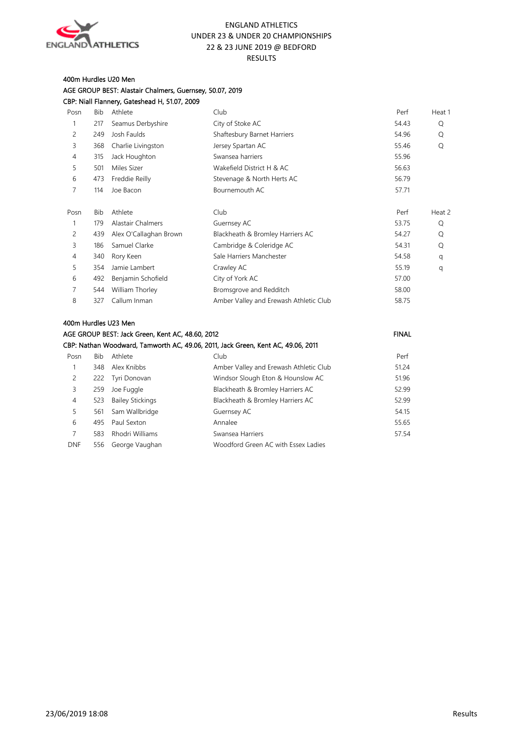ENGLAND ATHLETICS
UNDER 23 & UNDER 20 CHAMPIONSHIPS
22 & 23 JUNE 2019 @ BEDFORD
RESULTS

## 400m Hurdles U20 Men

AGE GROUP BEST: Alastair Chalmers, Guernsey, 50.07, 2019
CBP: Niall Flannery, Gateshead H, 51.07, 2009

| Posn | Bib | Athlete | Club | Perf | Heat 1 |
|---|---|---|---|---|---|
| 1 | 217 | Seamus Derbyshire | City of Stoke AC | 54.43 | Q |
| 2 | 249 | Josh Faulds | Shaftesbury Barnet Harriers | 54.96 | Q |
| 3 | 368 | Charlie Livingston | Jersey Spartan AC | 55.46 | Q |
| 4 | 315 | Jack Houghton | Swansea harriers | 55.96 | |
| 5 | 501 | Miles Sizer | Wakefield District H & AC | 56.63 | |
| 6 | 473 | Freddie Reilly | Stevenage & North Herts AC | 56.79 | |
| 7 | 114 | Joe Bacon | Bournemouth AC | 57.71 | |

| Posn | Bib | Athlete | Club | Perf | Heat 2 |
|---|---|---|---|---|---|
| 1 | 179 | Alastair Chalmers | Guernsey AC | 53.75 | Q |
| 2 | 439 | Alex O'Callaghan Brown | Blackheath & Bromley Harriers AC | 54.27 | Q |
| 3 | 186 | Samuel Clarke | Cambridge & Coleridge AC | 54.31 | Q |
| 4 | 340 | Rory Keen | Sale Harriers Manchester | 54.58 | q |
| 5 | 354 | Jamie Lambert | Crawley AC | 55.19 | q |
| 6 | 492 | Benjamin Schofield | City of York AC | 57.00 | |
| 7 | 544 | William Thorley | Bromsgrove and Redditch | 58.00 | |
| 8 | 327 | Callum Inman | Amber Valley and Erewash Athletic Club | 58.75 | |

## 400m Hurdles U23 Men

AGE GROUP BEST: Jack Green, Kent AC, 48.60, 2012 — FINAL
CBP: Nathan Woodward, Tamworth AC, 49.06, 2011, Jack Green, Kent AC, 49.06, 2011

| Posn | Bib | Athlete | Club | Perf |
|---|---|---|---|---|
| 1 | 348 | Alex Knibbs | Amber Valley and Erewash Athletic Club | 51.24 |
| 2 | 222 | Tyri Donovan | Windsor Slough Eton & Hounslow AC | 51.96 |
| 3 | 259 | Joe Fuggle | Blackheath & Bromley Harriers AC | 52.99 |
| 4 | 523 | Bailey Stickings | Blackheath & Bromley Harriers AC | 52.99 |
| 5 | 561 | Sam Wallbridge | Guernsey AC | 54.15 |
| 6 | 495 | Paul Sexton | Annalee | 55.65 |
| 7 | 583 | Rhodri Williams | Swansea Harriers | 57.54 |
| DNF | 556 | George Vaughan | Woodford Green AC with Essex Ladies | |

23/06/2019 18:08 — Results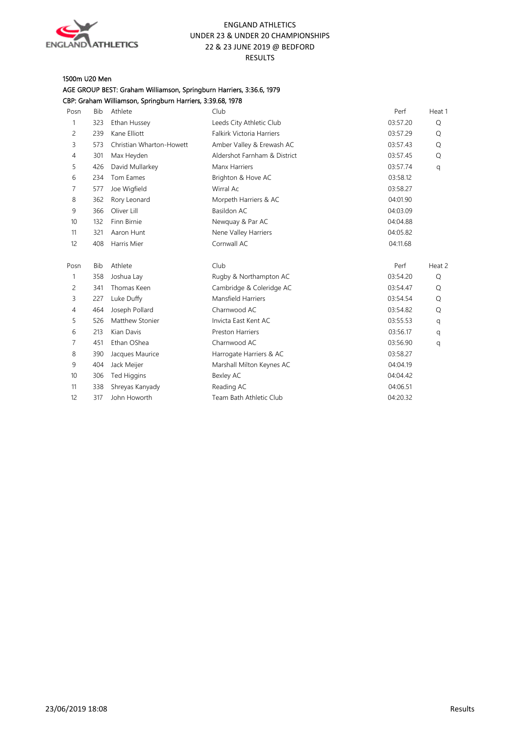# ENGLAND ATHLETICS
## UNDER 23 & UNDER 20 CHAMPIONSHIPS
## 22 & 23 JUNE 2019 @ BEDFORD
## RESULTS

### 1500m U20 Men

AGE GROUP BEST: Graham Williamson, Springburn Harriers, 3:36.6, 1979

CBP: Graham Williamson, Springburn Harriers, 3:39.68, 1978

| Posn | Bib | Athlete | Club | Perf | Heat 1 |
|---|---|---|---|---|---|
| 1 | 323 | Ethan Hussey | Leeds City Athletic Club | 03:57.20 | Q |
| 2 | 239 | Kane Elliott | Falkirk Victoria Harriers | 03:57.29 | Q |
| 3 | 573 | Christian Wharton-Howett | Amber Valley & Erewash AC | 03:57.43 | Q |
| 4 | 301 | Max Heyden | Aldershot Farnham & District | 03:57.45 | Q |
| 5 | 426 | David Mullarkey | Manx Harriers | 03:57.74 | q |
| 6 | 234 | Tom Eames | Brighton & Hove AC | 03:58.12 | |
| 7 | 577 | Joe Wigfield | Wirral Ac | 03:58.27 | |
| 8 | 362 | Rory Leonard | Morpeth Harriers & AC | 04:01.90 | |
| 9 | 366 | Oliver Lill | Basildon AC | 04:03.09 | |
| 10 | 132 | Finn Birnie | Newquay & Par AC | 04:04.88 | |
| 11 | 321 | Aaron Hunt | Nene Valley Harriers | 04:05.82 | |
| 12 | 408 | Harris Mier | Cornwall AC | 04:11.68 | |

| Posn | Bib | Athlete | Club | Perf | Heat 2 |
|---|---|---|---|---|---|
| 1 | 358 | Joshua Lay | Rugby & Northampton AC | 03:54.20 | Q |
| 2 | 341 | Thomas Keen | Cambridge & Coleridge AC | 03:54.47 | Q |
| 3 | 227 | Luke Duffy | Mansfield Harriers | 03:54.54 | Q |
| 4 | 464 | Joseph Pollard | Charnwood AC | 03:54.82 | Q |
| 5 | 526 | Matthew Stonier | Invicta East Kent AC | 03:55.53 | q |
| 6 | 213 | Kian Davis | Preston Harriers | 03:56.17 | q |
| 7 | 451 | Ethan OShea | Charnwood AC | 03:56.90 | q |
| 8 | 390 | Jacques Maurice | Harrogate Harriers & AC | 03:58.27 | |
| 9 | 404 | Jack Meijer | Marshall Milton Keynes AC | 04:04.19 | |
| 10 | 306 | Ted Higgins | Bexley AC | 04:04.42 | |
| 11 | 338 | Shreyas Kanyady | Reading AC | 04:06.51 | |
| 12 | 317 | John Howorth | Team Bath Athletic Club | 04:20.32 | |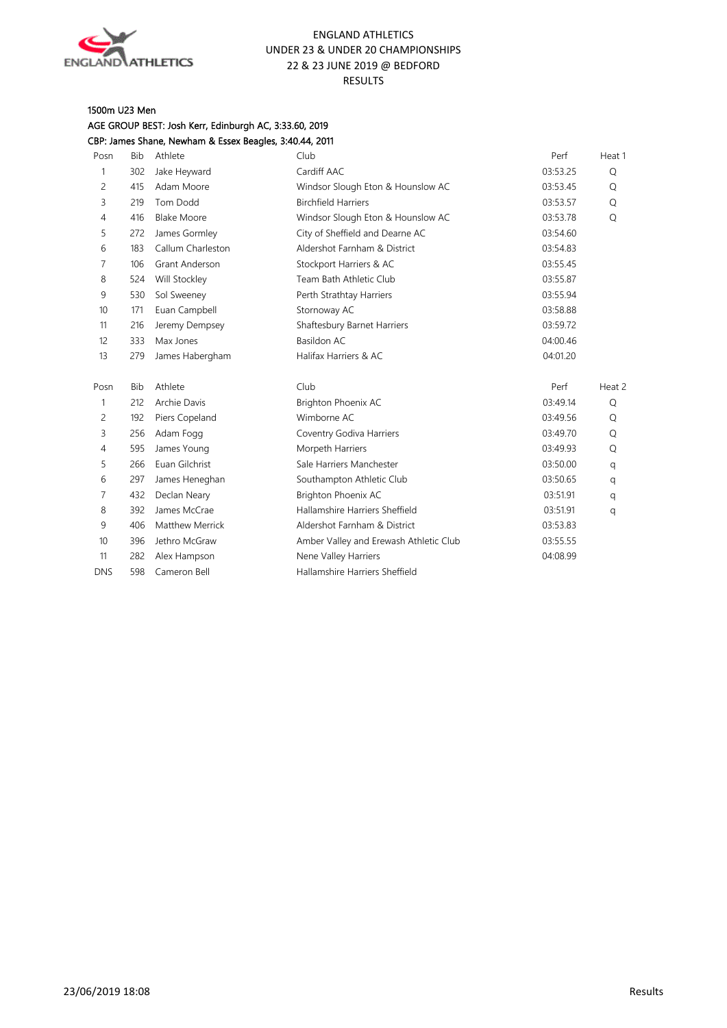ENGLAND ATHLETICS
UNDER 23 & UNDER 20 CHAMPIONSHIPS
22 & 23 JUNE 2019 @ BEDFORD
RESULTS

### 1500m U23 Men

AGE GROUP BEST: Josh Kerr, Edinburgh AC, 3:33.60, 2019
CBP: James Shane, Newham & Essex Beagles, 3:40.44, 2011

| Posn | Bib | Athlete | Club | Perf | Heat 1 |
|---|---|---|---|---|---|
| 1 | 302 | Jake Heyward | Cardiff AAC | 03:53.25 | Q |
| 2 | 415 | Adam Moore | Windsor Slough Eton & Hounslow AC | 03:53.45 | Q |
| 3 | 219 | Tom Dodd | Birchfield Harriers | 03:53.57 | Q |
| 4 | 416 | Blake Moore | Windsor Slough Eton & Hounslow AC | 03:53.78 | Q |
| 5 | 272 | James Gormley | City of Sheffield and Dearne AC | 03:54.60 | |
| 6 | 183 | Callum Charleston | Aldershot Farnham & District | 03:54.83 | |
| 7 | 106 | Grant Anderson | Stockport Harriers & AC | 03:55.45 | |
| 8 | 524 | Will Stockley | Team Bath Athletic Club | 03:55.87 | |
| 9 | 530 | Sol Sweeney | Perth Strathtay Harriers | 03:55.94 | |
| 10 | 171 | Euan Campbell | Stornoway AC | 03:58.88 | |
| 11 | 216 | Jeremy Dempsey | Shaftesbury Barnet Harriers | 03:59.72 | |
| 12 | 333 | Max Jones | Basildon AC | 04:00.46 | |
| 13 | 279 | James Habergham | Halifax Harriers & AC | 04:01.20 | |

| Posn | Bib | Athlete | Club | Perf | Heat 2 |
|---|---|---|---|---|---|
| 1 | 212 | Archie Davis | Brighton Phoenix AC | 03:49.14 | Q |
| 2 | 192 | Piers Copeland | Wimborne AC | 03:49.56 | Q |
| 3 | 256 | Adam Fogg | Coventry Godiva Harriers | 03:49.70 | Q |
| 4 | 595 | James Young | Morpeth Harriers | 03:49.93 | Q |
| 5 | 266 | Euan Gilchrist | Sale Harriers Manchester | 03:50.00 | q |
| 6 | 297 | James Heneghan | Southampton Athletic Club | 03:50.65 | q |
| 7 | 432 | Declan Neary | Brighton Phoenix AC | 03:51.91 | q |
| 8 | 392 | James McCrae | Hallamshire Harriers Sheffield | 03:51.91 | q |
| 9 | 406 | Matthew Merrick | Aldershot Farnham & District | 03:53.83 | |
| 10 | 396 | Jethro McGraw | Amber Valley and Erewash Athletic Club | 03:55.55 | |
| 11 | 282 | Alex Hampson | Nene Valley Harriers | 04:08.99 | |
| DNS | 598 | Cameron Bell | Hallamshire Harriers Sheffield | | |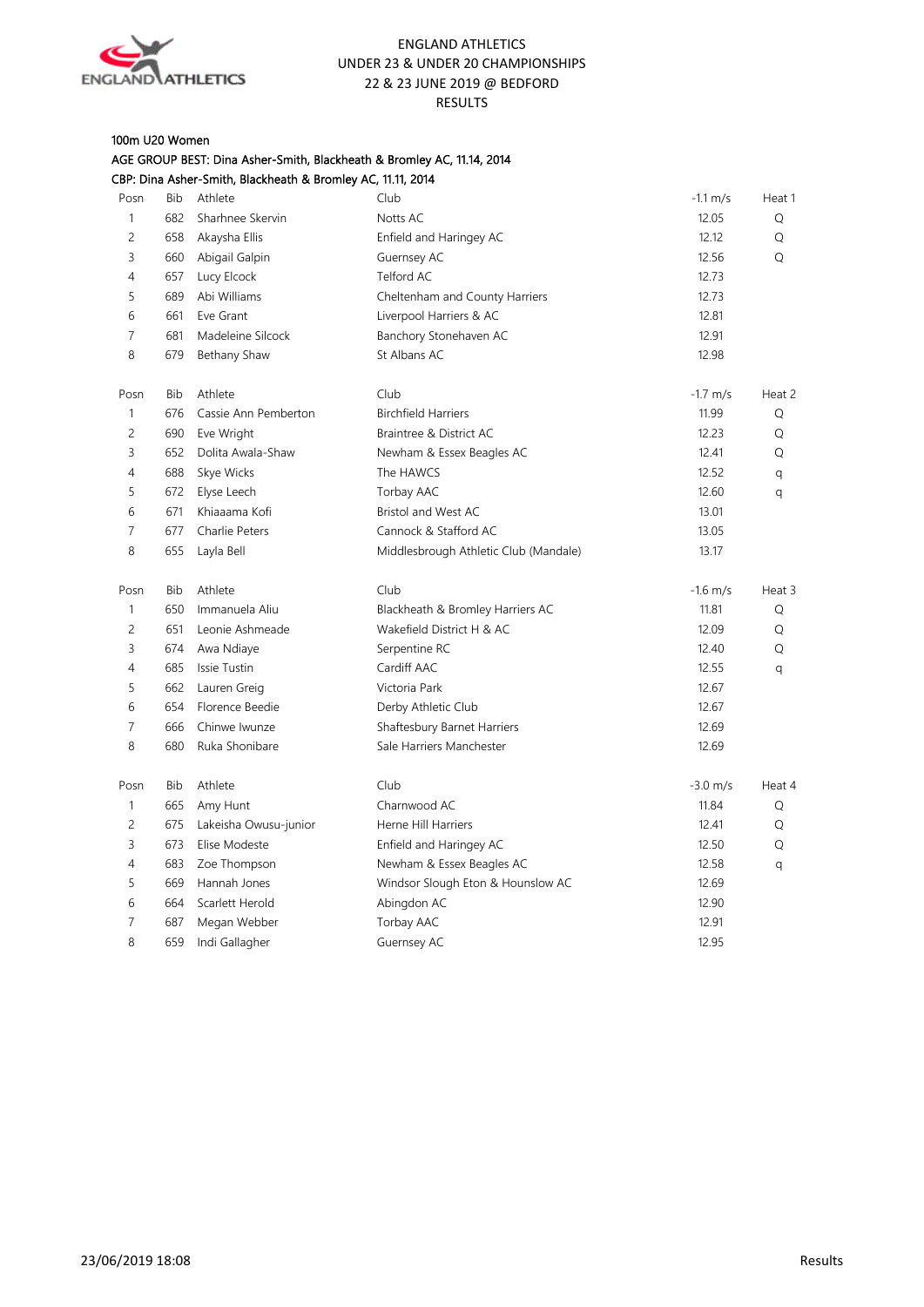ENGLAND ATHLETICS
UNDER 23 & UNDER 20 CHAMPIONSHIPS
22 & 23 JUNE 2019 @ BEDFORD
RESULTS

100m U20 Women

AGE GROUP BEST: Dina Asher-Smith, Blackheath & Bromley AC, 11.14, 2014

CBP: Dina Asher-Smith, Blackheath & Bromley AC, 11.11, 2014

| Posn | Bib | Athlete | Club | -1.1 m/s | Heat 1 |
|---|---|---|---|---|---|
| 1 | 682 | Sharhnee Skervin | Notts AC | 12.05 | Q |
| 2 | 658 | Akaysha Ellis | Enfield and Haringey AC | 12.12 | Q |
| 3 | 660 | Abigail Galpin | Guernsey AC | 12.56 | Q |
| 4 | 657 | Lucy Elcock | Telford AC | 12.73 | |
| 5 | 689 | Abi Williams | Cheltenham and County Harriers | 12.73 | |
| 6 | 661 | Eve Grant | Liverpool Harriers & AC | 12.81 | |
| 7 | 681 | Madeleine Silcock | Banchory Stonehaven AC | 12.91 | |
| 8 | 679 | Bethany Shaw | St Albans AC | 12.98 | |

| Posn | Bib | Athlete | Club | -1.7 m/s | Heat 2 |
|---|---|---|---|---|---|
| 1 | 676 | Cassie Ann Pemberton | Birchfield Harriers | 11.99 | Q |
| 2 | 690 | Eve Wright | Braintree & District AC | 12.23 | Q |
| 3 | 652 | Dolita Awala-Shaw | Newham & Essex Beagles AC | 12.41 | Q |
| 4 | 688 | Skye Wicks | The HAWCS | 12.52 | q |
| 5 | 672 | Elyse Leech | Torbay AAC | 12.60 | q |
| 6 | 671 | Khiaaama Kofi | Bristol and West AC | 13.01 | |
| 7 | 677 | Charlie Peters | Cannock & Stafford AC | 13.05 | |
| 8 | 655 | Layla Bell | Middlesbrough Athletic Club (Mandale) | 13.17 | |

| Posn | Bib | Athlete | Club | -1.6 m/s | Heat 3 |
|---|---|---|---|---|---|
| 1 | 650 | Immanuela Aliu | Blackheath & Bromley Harriers AC | 11.81 | Q |
| 2 | 651 | Leonie Ashmeade | Wakefield District H & AC | 12.09 | Q |
| 3 | 674 | Awa Ndiaye | Serpentine RC | 12.40 | Q |
| 4 | 685 | Issie Tustin | Cardiff AAC | 12.55 | q |
| 5 | 662 | Lauren Greig | Victoria Park | 12.67 | |
| 6 | 654 | Florence Beedie | Derby Athletic Club | 12.67 | |
| 7 | 666 | Chinwe Iwunze | Shaftesbury Barnet Harriers | 12.69 | |
| 8 | 680 | Ruka Shonibare | Sale Harriers Manchester | 12.69 | |

| Posn | Bib | Athlete | Club | -3.0 m/s | Heat 4 |
|---|---|---|---|---|---|
| 1 | 665 | Amy Hunt | Charnwood AC | 11.84 | Q |
| 2 | 675 | Lakeisha Owusu-junior | Herne Hill Harriers | 12.41 | Q |
| 3 | 673 | Elise Modeste | Enfield and Haringey AC | 12.50 | Q |
| 4 | 683 | Zoe Thompson | Newham & Essex Beagles AC | 12.58 | q |
| 5 | 669 | Hannah Jones | Windsor Slough Eton & Hounslow AC | 12.69 | |
| 6 | 664 | Scarlett Herold | Abingdon AC | 12.90 | |
| 7 | 687 | Megan Webber | Torbay AAC | 12.91 | |
| 8 | 659 | Indi Gallagher | Guernsey AC | 12.95 | |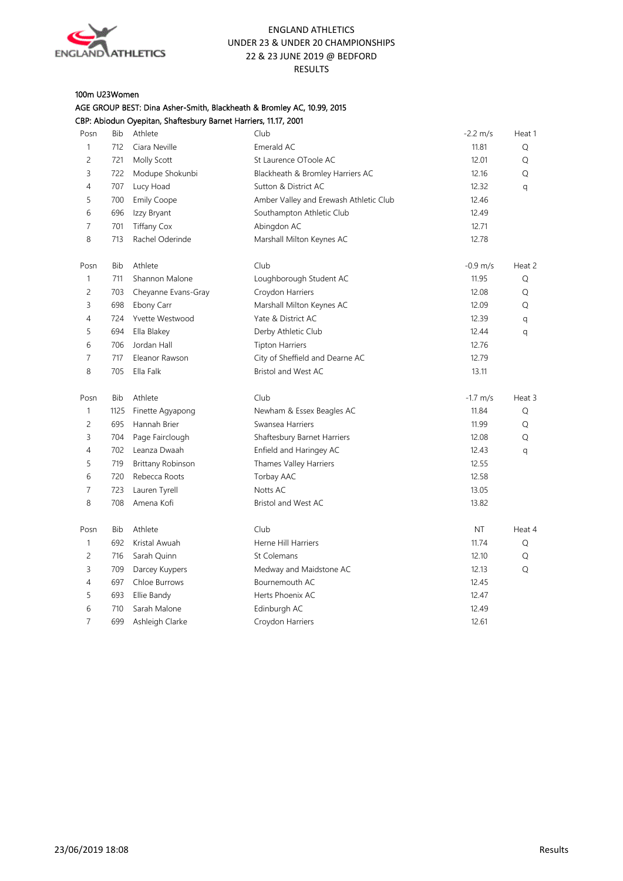# ENGLAND ATHLETICS
## UNDER 23 & UNDER 20 CHAMPIONSHIPS
## 22 & 23 JUNE 2019 @ BEDFORD
## RESULTS

### 100m U23Women

AGE GROUP BEST: Dina Asher-Smith, Blackheath & Bromley AC, 10.99, 2015

CBP: Abiodun Oyepitan, Shaftesbury Barnet Harriers, 11.17, 2001

| Posn | Bib | Athlete | Club | -2.2 m/s | Heat 1 |
|---|---|---|---|---|---|
| 1 | 712 | Ciara Neville | Emerald AC | 11.81 | Q |
| 2 | 721 | Molly Scott | St Laurence OToole AC | 12.01 | Q |
| 3 | 722 | Modupe Shokunbi | Blackheath & Bromley Harriers AC | 12.16 | Q |
| 4 | 707 | Lucy Hoad | Sutton & District AC | 12.32 | q |
| 5 | 700 | Emily Coope | Amber Valley and Erewash Athletic Club | 12.46 | |
| 6 | 696 | Izzy Bryant | Southampton Athletic Club | 12.49 | |
| 7 | 701 | Tiffany Cox | Abingdon AC | 12.71 | |
| 8 | 713 | Rachel Oderinde | Marshall Milton Keynes AC | 12.78 | |

| Posn | Bib | Athlete | Club | -0.9 m/s | Heat 2 |
|---|---|---|---|---|---|
| 1 | 711 | Shannon Malone | Loughborough Student AC | 11.95 | Q |
| 2 | 703 | Cheyanne Evans-Gray | Croydon Harriers | 12.08 | Q |
| 3 | 698 | Ebony Carr | Marshall Milton Keynes AC | 12.09 | Q |
| 4 | 724 | Yvette Westwood | Yate & District AC | 12.39 | q |
| 5 | 694 | Ella Blakey | Derby Athletic Club | 12.44 | q |
| 6 | 706 | Jordan Hall | Tipton Harriers | 12.76 | |
| 7 | 717 | Eleanor Rawson | City of Sheffield and Dearne AC | 12.79 | |
| 8 | 705 | Ella Falk | Bristol and West AC | 13.11 | |

| Posn | Bib | Athlete | Club | -1.7 m/s | Heat 3 |
|---|---|---|---|---|---|
| 1 | 1125 | Finette Agyapong | Newham & Essex Beagles AC | 11.84 | Q |
| 2 | 695 | Hannah Brier | Swansea Harriers | 11.99 | Q |
| 3 | 704 | Page Fairclough | Shaftesbury Barnet Harriers | 12.08 | Q |
| 4 | 702 | Leanza Dwaah | Enfield and Haringey AC | 12.43 | q |
| 5 | 719 | Brittany Robinson | Thames Valley Harriers | 12.55 | |
| 6 | 720 | Rebecca Roots | Torbay AAC | 12.58 | |
| 7 | 723 | Lauren Tyrell | Notts AC | 13.05 | |
| 8 | 708 | Amena Kofi | Bristol and West AC | 13.82 | |

| Posn | Bib | Athlete | Club | NT | Heat 4 |
|---|---|---|---|---|---|
| 1 | 692 | Kristal Awuah | Herne Hill Harriers | 11.74 | Q |
| 2 | 716 | Sarah Quinn | St Colemans | 12.10 | Q |
| 3 | 709 | Darcey Kuypers | Medway and Maidstone AC | 12.13 | Q |
| 4 | 697 | Chloe Burrows | Bournemouth AC | 12.45 | |
| 5 | 693 | Ellie Bandy | Herts Phoenix AC | 12.47 | |
| 6 | 710 | Sarah Malone | Edinburgh AC | 12.49 | |
| 7 | 699 | Ashleigh Clarke | Croydon Harriers | 12.61 | |

23/06/2019 18:08 Results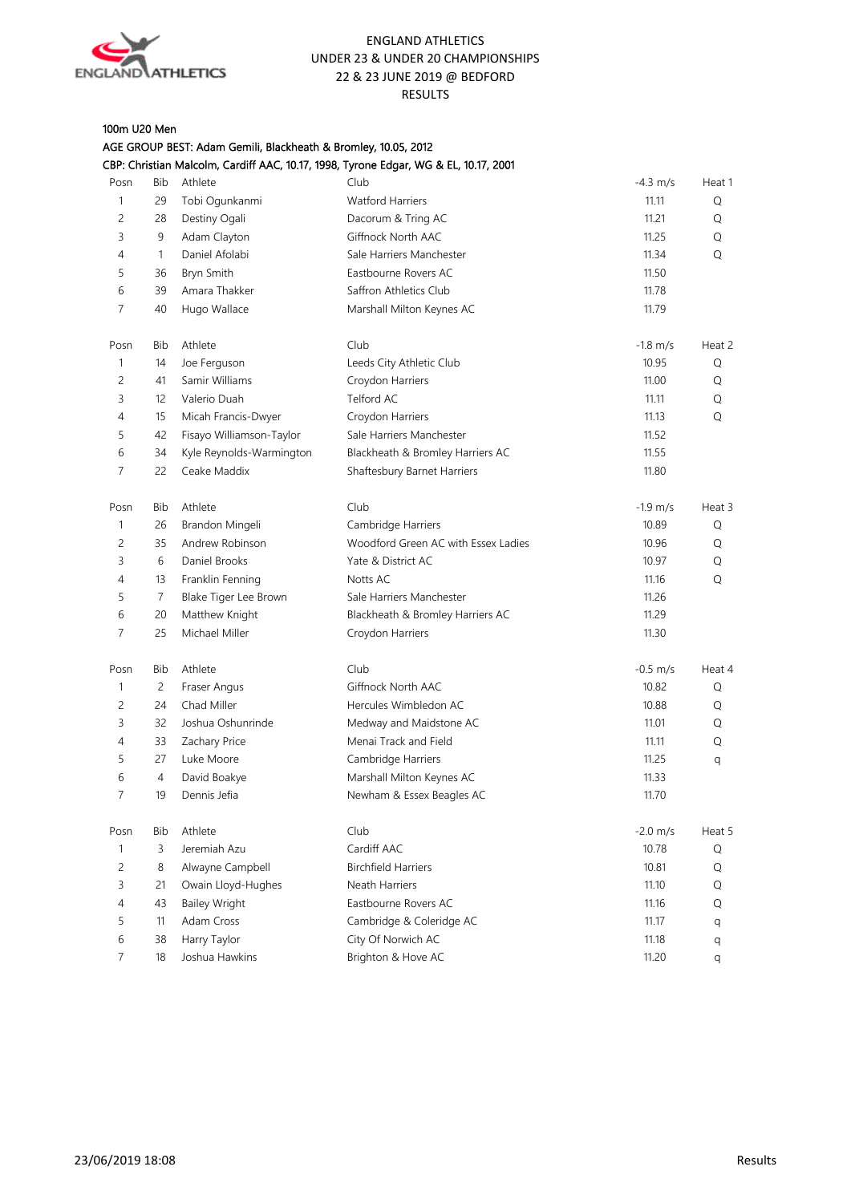ENGLAND ATHLETICS
UNDER 23 & UNDER 20 CHAMPIONSHIPS
22 & 23 JUNE 2019 @ BEDFORD
RESULTS

100m U20 Men

AGE GROUP BEST: Adam Gemili, Blackheath & Bromley, 10.05, 2012

CBP: Christian Malcolm, Cardiff AAC, 10.17, 1998, Tyrone Edgar, WG & EL, 10.17, 2001

| Posn | Bib | Athlete | Club | -4.3 m/s | Heat 1 |
|---|---|---|---|---|---|
| 1 | 29 | Tobi Ogunkanmi | Watford Harriers | 11.11 | Q |
| 2 | 28 | Destiny Ogali | Dacorum & Tring AC | 11.21 | Q |
| 3 | 9 | Adam Clayton | Giffnock North AAC | 11.25 | Q |
| 4 | 1 | Daniel Afolabi | Sale Harriers Manchester | 11.34 | Q |
| 5 | 36 | Bryn Smith | Eastbourne Rovers AC | 11.50 | |
| 6 | 39 | Amara Thakker | Saffron Athletics Club | 11.78 | |
| 7 | 40 | Hugo Wallace | Marshall Milton Keynes AC | 11.79 | |

| Posn | Bib | Athlete | Club | -1.8 m/s | Heat 2 |
|---|---|---|---|---|---|
| 1 | 14 | Joe Ferguson | Leeds City Athletic Club | 10.95 | Q |
| 2 | 41 | Samir Williams | Croydon Harriers | 11.00 | Q |
| 3 | 12 | Valerio Duah | Telford AC | 11.11 | Q |
| 4 | 15 | Micah Francis-Dwyer | Croydon Harriers | 11.13 | Q |
| 5 | 42 | Fisayo Williamson-Taylor | Sale Harriers Manchester | 11.52 | |
| 6 | 34 | Kyle Reynolds-Warmington | Blackheath & Bromley Harriers AC | 11.55 | |
| 7 | 22 | Ceake Maddix | Shaftesbury Barnet Harriers | 11.80 | |

| Posn | Bib | Athlete | Club | -1.9 m/s | Heat 3 |
|---|---|---|---|---|---|
| 1 | 26 | Brandon Mingeli | Cambridge Harriers | 10.89 | Q |
| 2 | 35 | Andrew Robinson | Woodford Green AC with Essex Ladies | 10.96 | Q |
| 3 | 6 | Daniel Brooks | Yate & District AC | 10.97 | Q |
| 4 | 13 | Franklin Fenning | Notts AC | 11.16 | Q |
| 5 | 7 | Blake Tiger Lee Brown | Sale Harriers Manchester | 11.26 | |
| 6 | 20 | Matthew Knight | Blackheath & Bromley Harriers AC | 11.29 | |
| 7 | 25 | Michael Miller | Croydon Harriers | 11.30 | |

| Posn | Bib | Athlete | Club | -0.5 m/s | Heat 4 |
|---|---|---|---|---|---|
| 1 | 2 | Fraser Angus | Giffnock North AAC | 10.82 | Q |
| 2 | 24 | Chad Miller | Hercules Wimbledon AC | 10.88 | Q |
| 3 | 32 | Joshua Oshunrinde | Medway and Maidstone AC | 11.01 | Q |
| 4 | 33 | Zachary Price | Menai Track and Field | 11.11 | Q |
| 5 | 27 | Luke Moore | Cambridge Harriers | 11.25 | q |
| 6 | 4 | David Boakye | Marshall Milton Keynes AC | 11.33 | |
| 7 | 19 | Dennis Jefia | Newham & Essex Beagles AC | 11.70 | |

| Posn | Bib | Athlete | Club | -2.0 m/s | Heat 5 |
|---|---|---|---|---|---|
| 1 | 3 | Jeremiah Azu | Cardiff AAC | 10.78 | Q |
| 2 | 8 | Alwayne Campbell | Birchfield Harriers | 10.81 | Q |
| 3 | 21 | Owain Lloyd-Hughes | Neath Harriers | 11.10 | Q |
| 4 | 43 | Bailey Wright | Eastbourne Rovers AC | 11.16 | Q |
| 5 | 11 | Adam Cross | Cambridge & Coleridge AC | 11.17 | q |
| 6 | 38 | Harry Taylor | City Of Norwich AC | 11.18 | q |
| 7 | 18 | Joshua Hawkins | Brighton & Hove AC | 11.20 | q |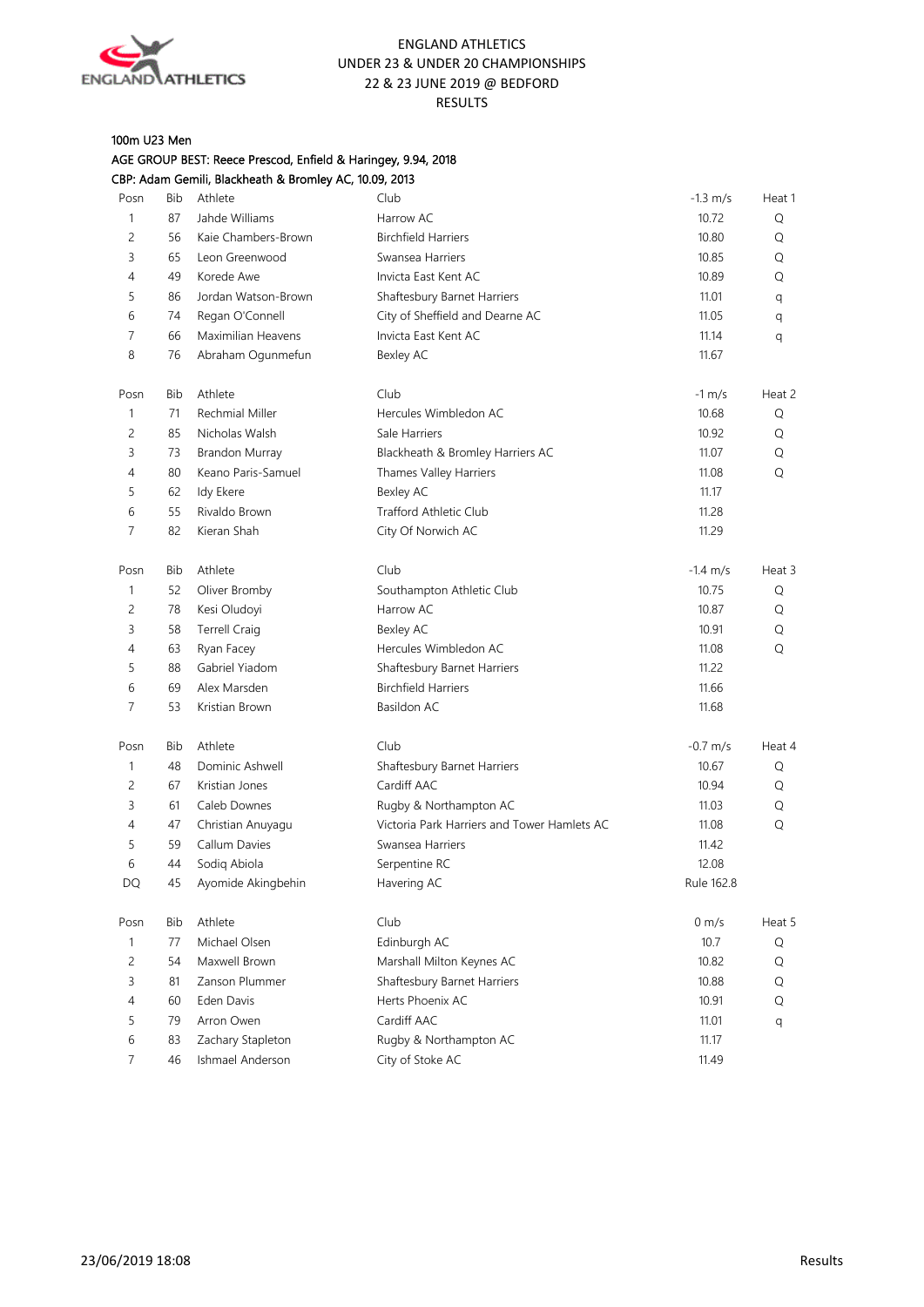ENGLAND ATHLETICS
UNDER 23 & UNDER 20 CHAMPIONSHIPS
22 & 23 JUNE 2019 @ BEDFORD
RESULTS

## 100m U23 Men

AGE GROUP BEST: Reece Prescod, Enfield & Haringey, 9.94, 2018

CBP: Adam Gemili, Blackheath & Bromley AC, 10.09, 2013

| Posn | Bib | Athlete | Club | -1.3 m/s | Heat 1 |
|---|---|---|---|---|---|
| 1 | 87 | Jahde Williams | Harrow AC | 10.72 | Q |
| 2 | 56 | Kaie Chambers-Brown | Birchfield Harriers | 10.80 | Q |
| 3 | 65 | Leon Greenwood | Swansea Harriers | 10.85 | Q |
| 4 | 49 | Korede Awe | Invicta East Kent AC | 10.89 | Q |
| 5 | 86 | Jordan Watson-Brown | Shaftesbury Barnet Harriers | 11.01 | q |
| 6 | 74 | Regan O'Connell | City of Sheffield and Dearne AC | 11.05 | q |
| 7 | 66 | Maximilian Heavens | Invicta East Kent AC | 11.14 | q |
| 8 | 76 | Abraham Ogunmefun | Bexley AC | 11.67 | |

| Posn | Bib | Athlete | Club | -1 m/s | Heat 2 |
|---|---|---|---|---|---|
| 1 | 71 | Rechmial Miller | Hercules Wimbledon AC | 10.68 | Q |
| 2 | 85 | Nicholas Walsh | Sale Harriers | 10.92 | Q |
| 3 | 73 | Brandon Murray | Blackheath & Bromley Harriers AC | 11.07 | Q |
| 4 | 80 | Keano Paris-Samuel | Thames Valley Harriers | 11.08 | Q |
| 5 | 62 | Idy Ekere | Bexley AC | 11.17 | |
| 6 | 55 | Rivaldo Brown | Trafford Athletic Club | 11.28 | |
| 7 | 82 | Kieran Shah | City Of Norwich AC | 11.29 | |

| Posn | Bib | Athlete | Club | -1.4 m/s | Heat 3 |
|---|---|---|---|---|---|
| 1 | 52 | Oliver Bromby | Southampton Athletic Club | 10.75 | Q |
| 2 | 78 | Kesi Oludoyi | Harrow AC | 10.87 | Q |
| 3 | 58 | Terrell Craig | Bexley AC | 10.91 | Q |
| 4 | 63 | Ryan Facey | Hercules Wimbledon AC | 11.08 | Q |
| 5 | 88 | Gabriel Yiadom | Shaftesbury Barnet Harriers | 11.22 | |
| 6 | 69 | Alex Marsden | Birchfield Harriers | 11.66 | |
| 7 | 53 | Kristian Brown | Basildon AC | 11.68 | |

| Posn | Bib | Athlete | Club | -0.7 m/s | Heat 4 |
|---|---|---|---|---|---|
| 1 | 48 | Dominic Ashwell | Shaftesbury Barnet Harriers | 10.67 | Q |
| 2 | 67 | Kristian Jones | Cardiff AAC | 10.94 | Q |
| 3 | 61 | Caleb Downes | Rugby & Northampton AC | 11.03 | Q |
| 4 | 47 | Christian Anuyagu | Victoria Park Harriers and Tower Hamlets AC | 11.08 | Q |
| 5 | 59 | Callum Davies | Swansea Harriers | 11.42 | |
| 6 | 44 | Sodiq Abiola | Serpentine RC | 12.08 | |
| DQ | 45 | Ayomide Akingbehin | Havering AC | Rule 162.8 | |

| Posn | Bib | Athlete | Club | 0 m/s | Heat 5 |
|---|---|---|---|---|---|
| 1 | 77 | Michael Olsen | Edinburgh AC | 10.7 | Q |
| 2 | 54 | Maxwell Brown | Marshall Milton Keynes AC | 10.82 | Q |
| 3 | 81 | Zanson Plummer | Shaftesbury Barnet Harriers | 10.88 | Q |
| 4 | 60 | Eden Davis | Herts Phoenix AC | 10.91 | Q |
| 5 | 79 | Arron Owen | Cardiff AAC | 11.01 | q |
| 6 | 83 | Zachary Stapleton | Rugby & Northampton AC | 11.17 | |
| 7 | 46 | Ishmael Anderson | City of Stoke AC | 11.49 | |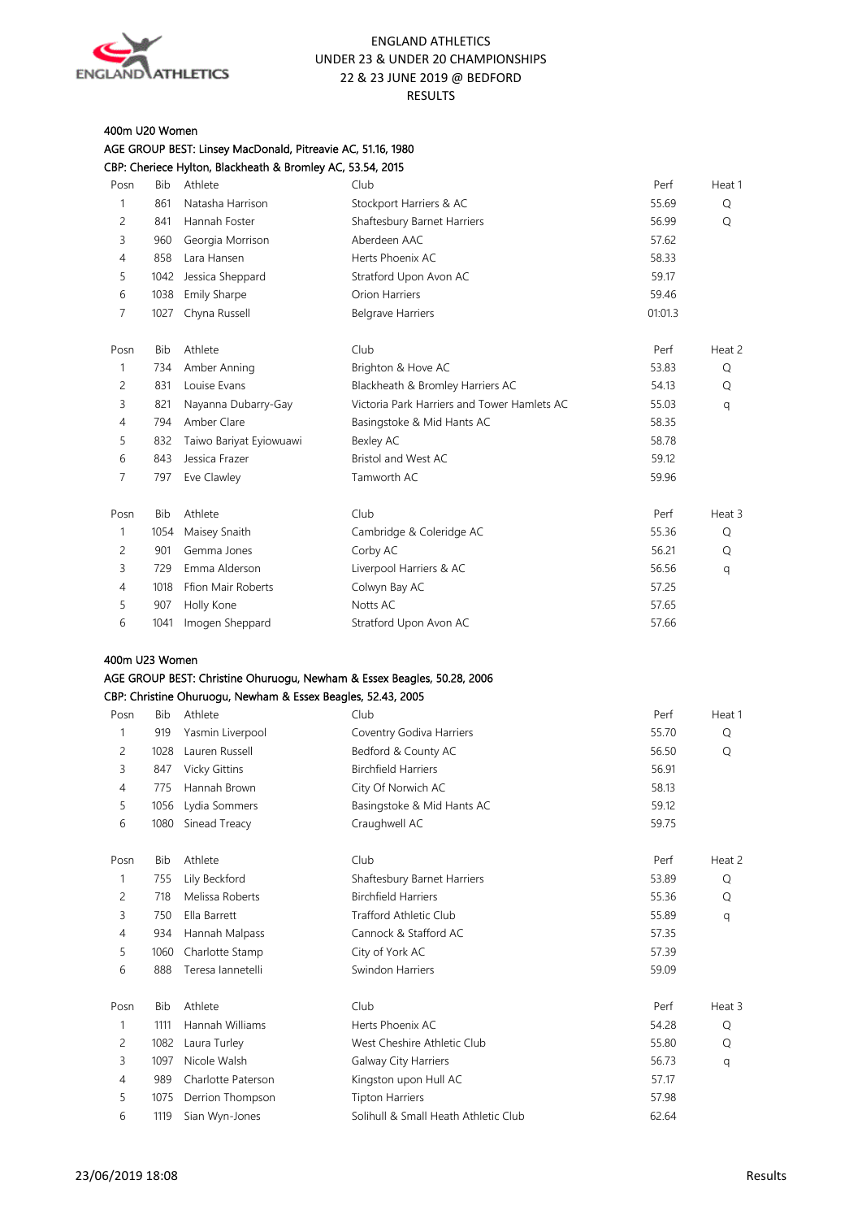ENGLAND ATHLETICS
UNDER 23 & UNDER 20 CHAMPIONSHIPS
22 & 23 JUNE 2019 @ BEDFORD
RESULTS

## 400m U20 Women

AGE GROUP BEST: Linsey MacDonald, Pitreavie AC, 51.16, 1980
CBP: Cheriece Hylton, Blackheath & Bromley AC, 53.54, 2015

| Posn | Bib | Athlete | Club | Perf | Heat 1 |
|---|---|---|---|---|---|
| 1 | 861 | Natasha Harrison | Stockport Harriers & AC | 55.69 | Q |
| 2 | 841 | Hannah Foster | Shaftesbury Barnet Harriers | 56.99 | Q |
| 3 | 960 | Georgia Morrison | Aberdeen AAC | 57.62 | |
| 4 | 858 | Lara Hansen | Herts Phoenix AC | 58.33 | |
| 5 | 1042 | Jessica Sheppard | Stratford Upon Avon AC | 59.17 | |
| 6 | 1038 | Emily Sharpe | Orion Harriers | 59.46 | |
| 7 | 1027 | Chyna Russell | Belgrave Harriers | 01:01.3 | |

| Posn | Bib | Athlete | Club | Perf | Heat 2 |
|---|---|---|---|---|---|
| 1 | 734 | Amber Anning | Brighton & Hove AC | 53.83 | Q |
| 2 | 831 | Louise Evans | Blackheath & Bromley Harriers AC | 54.13 | Q |
| 3 | 821 | Nayanna Dubarry-Gay | Victoria Park Harriers and Tower Hamlets AC | 55.03 | q |
| 4 | 794 | Amber Clare | Basingstoke & Mid Hants AC | 58.35 | |
| 5 | 832 | Taiwo Bariyat Eyiowuawi | Bexley AC | 58.78 | |
| 6 | 843 | Jessica Frazer | Bristol and West AC | 59.12 | |
| 7 | 797 | Eve Clawley | Tamworth AC | 59.96 | |

| Posn | Bib | Athlete | Club | Perf | Heat 3 |
|---|---|---|---|---|---|
| 1 | 1054 | Maisey Snaith | Cambridge & Coleridge AC | 55.36 | Q |
| 2 | 901 | Gemma Jones | Corby AC | 56.21 | Q |
| 3 | 729 | Emma Alderson | Liverpool Harriers & AC | 56.56 | q |
| 4 | 1018 | Ffion Mair Roberts | Colwyn Bay AC | 57.25 | |
| 5 | 907 | Holly Kone | Notts AC | 57.65 | |
| 6 | 1041 | Imogen Sheppard | Stratford Upon Avon AC | 57.66 | |

## 400m U23 Women

AGE GROUP BEST: Christine Ohuruogu, Newham & Essex Beagles, 50.28, 2006
CBP: Christine Ohuruogu, Newham & Essex Beagles, 52.43, 2005

| Posn | Bib | Athlete | Club | Perf | Heat 1 |
|---|---|---|---|---|---|
| 1 | 919 | Yasmin Liverpool | Coventry Godiva Harriers | 55.70 | Q |
| 2 | 1028 | Lauren Russell | Bedford & County AC | 56.50 | Q |
| 3 | 847 | Vicky Gittins | Birchfield Harriers | 56.91 | |
| 4 | 775 | Hannah Brown | City Of Norwich AC | 58.13 | |
| 5 | 1056 | Lydia Sommers | Basingstoke & Mid Hants AC | 59.12 | |
| 6 | 1080 | Sinead Treacy | Craughwell AC | 59.75 | |

| Posn | Bib | Athlete | Club | Perf | Heat 2 |
|---|---|---|---|---|---|
| 1 | 755 | Lily Beckford | Shaftesbury Barnet Harriers | 53.89 | Q |
| 2 | 718 | Melissa Roberts | Birchfield Harriers | 55.36 | Q |
| 3 | 750 | Ella Barrett | Trafford Athletic Club | 55.89 | q |
| 4 | 934 | Hannah Malpass | Cannock & Stafford AC | 57.35 | |
| 5 | 1060 | Charlotte Stamp | City of York AC | 57.39 | |
| 6 | 888 | Teresa Iannetelli | Swindon Harriers | 59.09 | |

| Posn | Bib | Athlete | Club | Perf | Heat 3 |
|---|---|---|---|---|---|
| 1 | 1111 | Hannah Williams | Herts Phoenix AC | 54.28 | Q |
| 2 | 1082 | Laura Turley | West Cheshire Athletic Club | 55.80 | Q |
| 3 | 1097 | Nicole Walsh | Galway City Harriers | 56.73 | q |
| 4 | 989 | Charlotte Paterson | Kingston upon Hull AC | 57.17 | |
| 5 | 1075 | Derrion Thompson | Tipton Harriers | 57.98 | |
| 6 | 1119 | Sian Wyn-Jones | Solihull & Small Heath Athletic Club | 62.64 | |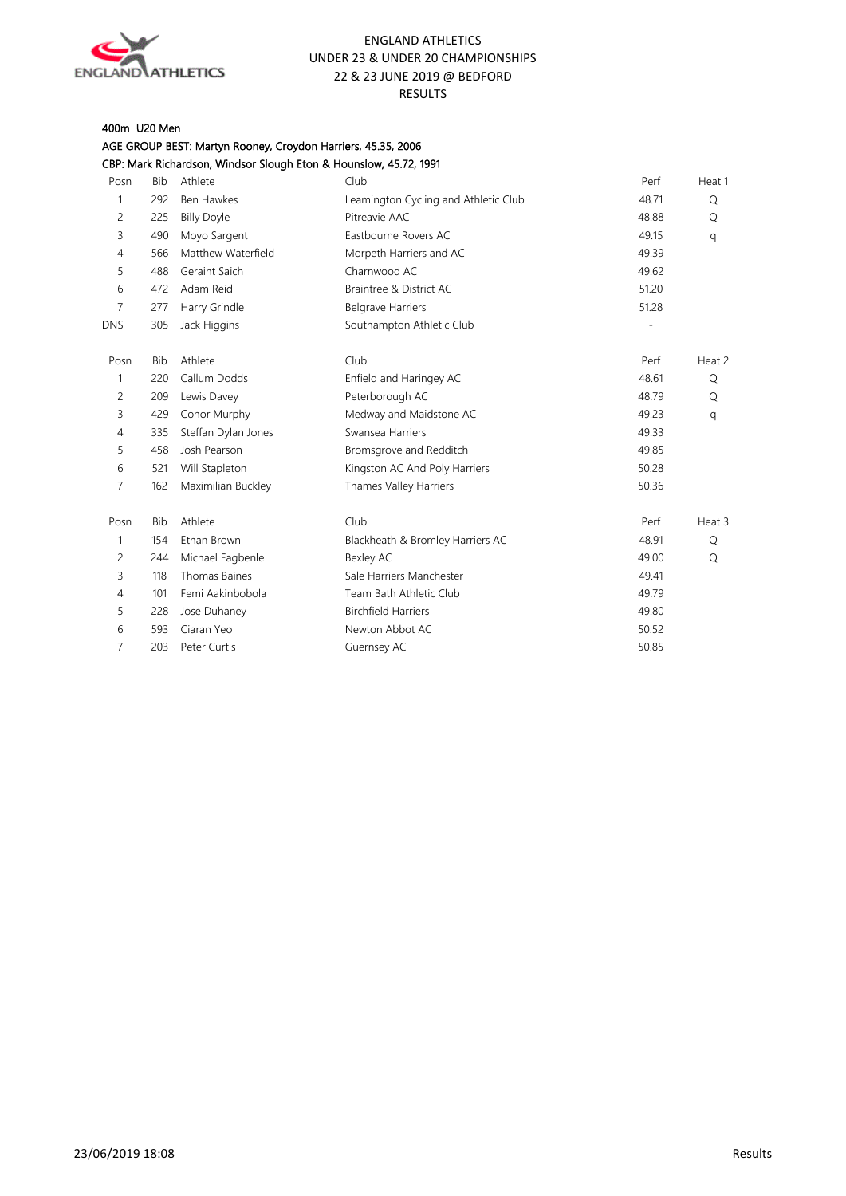ENGLAND ATHLETICS
UNDER 23 & UNDER 20 CHAMPIONSHIPS
22 & 23 JUNE 2019 @ BEDFORD
RESULTS

400m U20 Men

AGE GROUP BEST: Martyn Rooney, Croydon Harriers, 45.35, 2006

CBP: Mark Richardson, Windsor Slough Eton & Hounslow, 45.72, 1991

| Posn | Bib | Athlete | Club | Perf | Heat 1 |
|---|---|---|---|---|---|
| 1 | 292 | Ben Hawkes | Leamington Cycling and Athletic Club | 48.71 | Q |
| 2 | 225 | Billy Doyle | Pitreavie AAC | 48.88 | Q |
| 3 | 490 | Moyo Sargent | Eastbourne Rovers AC | 49.15 | q |
| 4 | 566 | Matthew Waterfield | Morpeth Harriers and AC | 49.39 | |
| 5 | 488 | Geraint Saich | Charnwood AC | 49.62 | |
| 6 | 472 | Adam Reid | Braintree & District AC | 51.20 | |
| 7 | 277 | Harry Grindle | Belgrave Harriers | 51.28 | |
| DNS | 305 | Jack Higgins | Southampton Athletic Club | - | |

| Posn | Bib | Athlete | Club | Perf | Heat 2 |
|---|---|---|---|---|---|
| 1 | 220 | Callum Dodds | Enfield and Haringey AC | 48.61 | Q |
| 2 | 209 | Lewis Davey | Peterborough AC | 48.79 | Q |
| 3 | 429 | Conor Murphy | Medway and Maidstone AC | 49.23 | q |
| 4 | 335 | Steffan Dylan Jones | Swansea Harriers | 49.33 | |
| 5 | 458 | Josh Pearson | Bromsgrove and Redditch | 49.85 | |
| 6 | 521 | Will Stapleton | Kingston AC And Poly Harriers | 50.28 | |
| 7 | 162 | Maximilian Buckley | Thames Valley Harriers | 50.36 | |

| Posn | Bib | Athlete | Club | Perf | Heat 3 |
|---|---|---|---|---|---|
| 1 | 154 | Ethan Brown | Blackheath & Bromley Harriers AC | 48.91 | Q |
| 2 | 244 | Michael Fagbenle | Bexley AC | 49.00 | Q |
| 3 | 118 | Thomas Baines | Sale Harriers Manchester | 49.41 | |
| 4 | 101 | Femi Aakinbobola | Team Bath Athletic Club | 49.79 | |
| 5 | 228 | Jose Duhaney | Birchfield Harriers | 49.80 | |
| 6 | 593 | Ciaran Yeo | Newton Abbot AC | 50.52 | |
| 7 | 203 | Peter Curtis | Guernsey AC | 50.85 | |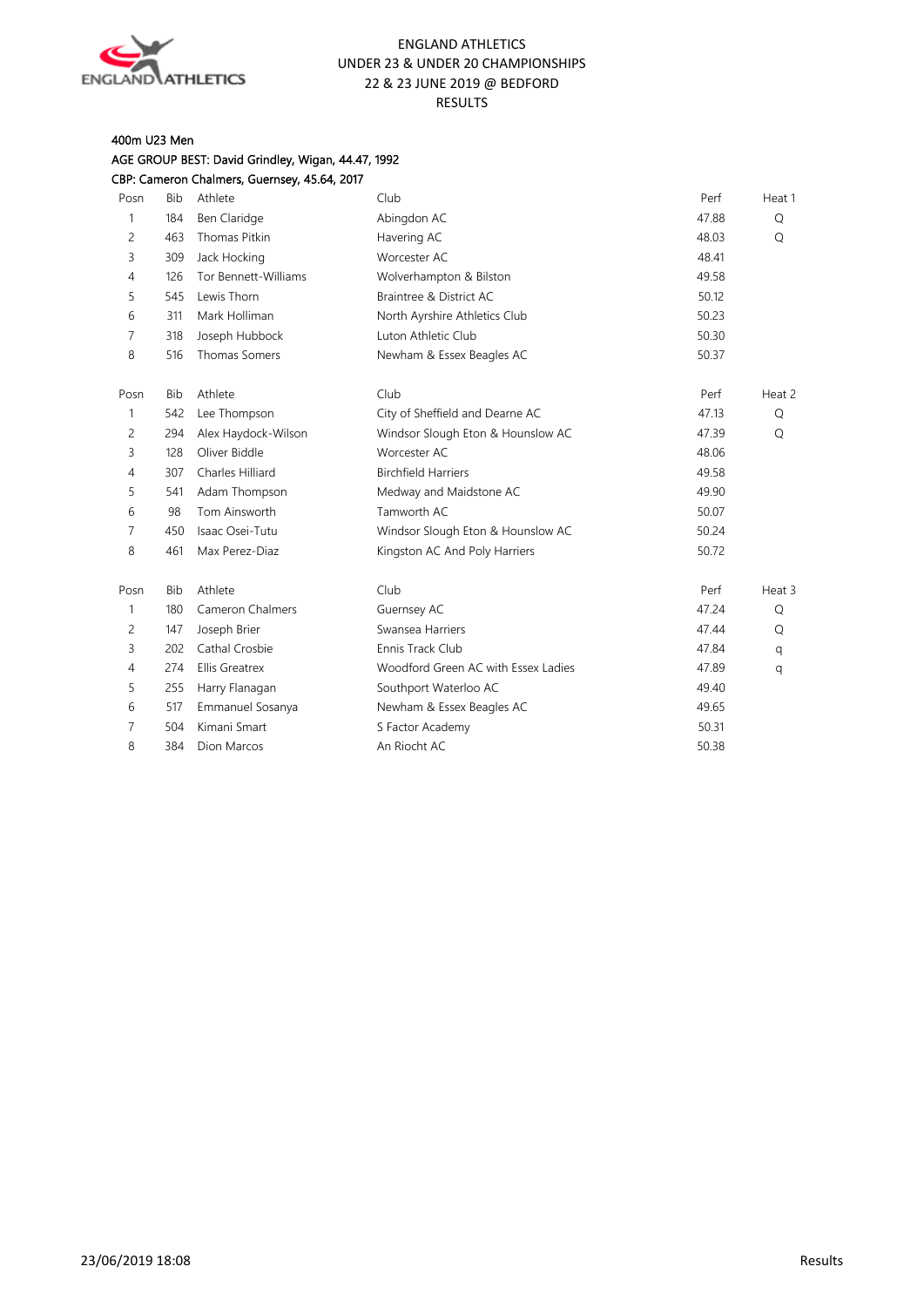ENGLAND ATHLETICS
UNDER 23 & UNDER 20 CHAMPIONSHIPS
22 & 23 JUNE 2019 @ BEDFORD
RESULTS

### 400m U23 Men

AGE GROUP BEST: David Grindley, Wigan, 44.47, 1992

CBP: Cameron Chalmers, Guernsey, 45.64, 2017

| Posn | Bib | Athlete | Club | Perf | Heat 1 |
|---|---|---|---|---|---|
| 1 | 184 | Ben Claridge | Abingdon AC | 47.88 | Q |
| 2 | 463 | Thomas Pitkin | Havering AC | 48.03 | Q |
| 3 | 309 | Jack Hocking | Worcester AC | 48.41 | |
| 4 | 126 | Tor Bennett-Williams | Wolverhampton & Bilston | 49.58 | |
| 5 | 545 | Lewis Thorn | Braintree & District AC | 50.12 | |
| 6 | 311 | Mark Holliman | North Ayrshire Athletics Club | 50.23 | |
| 7 | 318 | Joseph Hubbock | Luton Athletic Club | 50.30 | |
| 8 | 516 | Thomas Somers | Newham & Essex Beagles AC | 50.37 | |

| Posn | Bib | Athlete | Club | Perf | Heat 2 |
|---|---|---|---|---|---|
| 1 | 542 | Lee Thompson | City of Sheffield and Dearne AC | 47.13 | Q |
| 2 | 294 | Alex Haydock-Wilson | Windsor Slough Eton & Hounslow AC | 47.39 | Q |
| 3 | 128 | Oliver Biddle | Worcester AC | 48.06 | |
| 4 | 307 | Charles Hilliard | Birchfield Harriers | 49.58 | |
| 5 | 541 | Adam Thompson | Medway and Maidstone AC | 49.90 | |
| 6 | 98 | Tom Ainsworth | Tamworth AC | 50.07 | |
| 7 | 450 | Isaac Osei-Tutu | Windsor Slough Eton & Hounslow AC | 50.24 | |
| 8 | 461 | Max Perez-Diaz | Kingston AC And Poly Harriers | 50.72 | |

| Posn | Bib | Athlete | Club | Perf | Heat 3 |
|---|---|---|---|---|---|
| 1 | 180 | Cameron Chalmers | Guernsey AC | 47.24 | Q |
| 2 | 147 | Joseph Brier | Swansea Harriers | 47.44 | Q |
| 3 | 202 | Cathal Crosbie | Ennis Track Club | 47.84 | q |
| 4 | 274 | Ellis Greatrex | Woodford Green AC with Essex Ladies | 47.89 | q |
| 5 | 255 | Harry Flanagan | Southport Waterloo AC | 49.40 | |
| 6 | 517 | Emmanuel Sosanya | Newham & Essex Beagles AC | 49.65 | |
| 7 | 504 | Kimani Smart | S Factor Academy | 50.31 | |
| 8 | 384 | Dion Marcos | An Riocht AC | 50.38 | |

23/06/2019 18:08 Results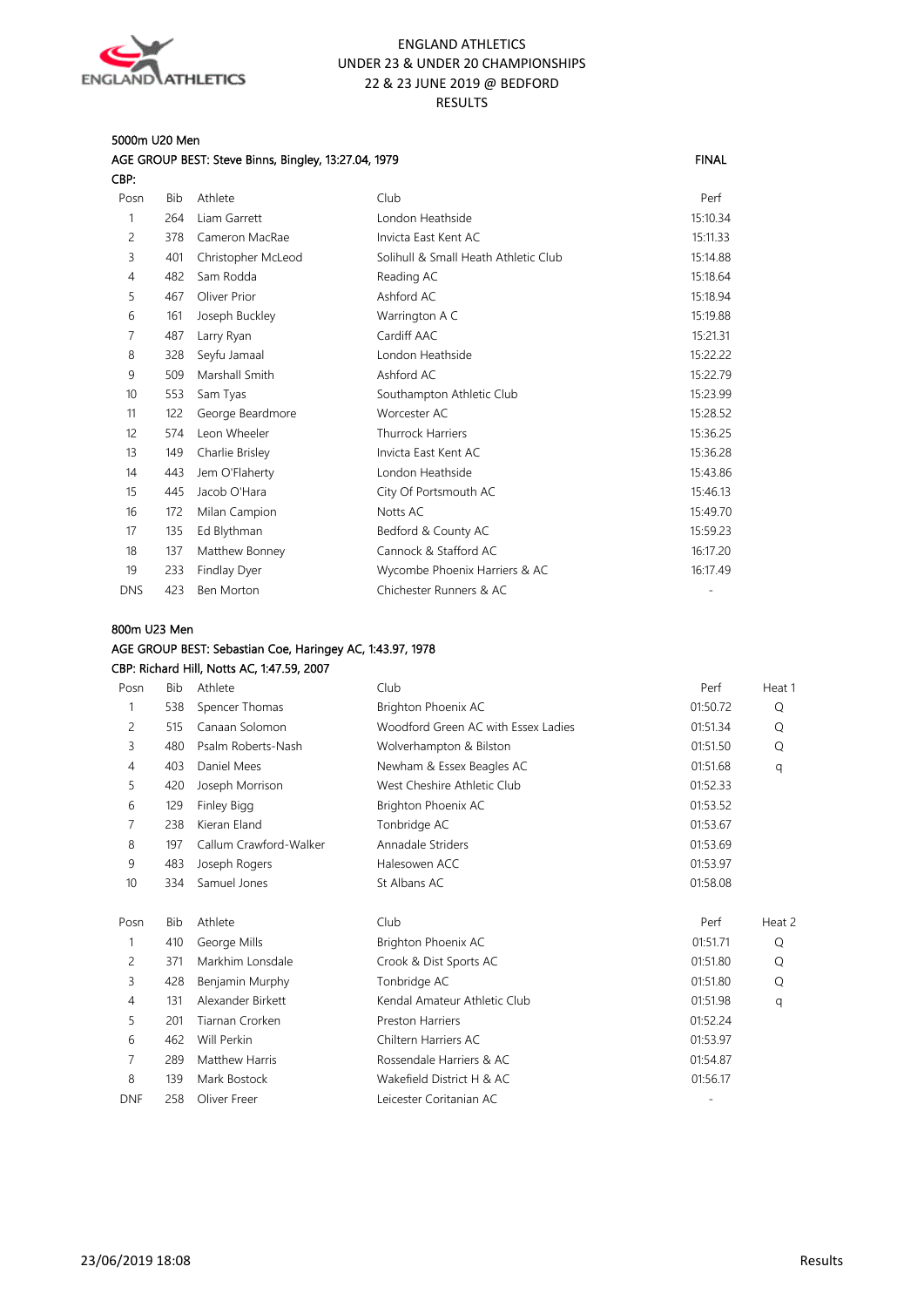ENGLAND ATHLETICS
UNDER 23 & UNDER 20 CHAMPIONSHIPS
22 & 23 JUNE 2019 @ BEDFORD
RESULTS

### 5000m U20 Men

AGE GROUP BEST: Steve Binns, Bingley, 13:27.04, 1979 — FINAL

CBP:

| Posn | Bib | Athlete | Club | Perf |
|---|---|---|---|---|
| 1 | 264 | Liam Garrett | London Heathside | 15:10.34 |
| 2 | 378 | Cameron MacRae | Invicta East Kent AC | 15:11.33 |
| 3 | 401 | Christopher McLeod | Solihull & Small Heath Athletic Club | 15:14.88 |
| 4 | 482 | Sam Rodda | Reading AC | 15:18.64 |
| 5 | 467 | Oliver Prior | Ashford AC | 15:18.94 |
| 6 | 161 | Joseph Buckley | Warrington A C | 15:19.88 |
| 7 | 487 | Larry Ryan | Cardiff AAC | 15:21.31 |
| 8 | 328 | Seyfu Jamaal | London Heathside | 15:22.22 |
| 9 | 509 | Marshall Smith | Ashford AC | 15:22.79 |
| 10 | 553 | Sam Tyas | Southampton Athletic Club | 15:23.99 |
| 11 | 122 | George Beardmore | Worcester AC | 15:28.52 |
| 12 | 574 | Leon Wheeler | Thurrock Harriers | 15:36.25 |
| 13 | 149 | Charlie Brisley | Invicta East Kent AC | 15:36.28 |
| 14 | 443 | Jem O'Flaherty | London Heathside | 15:43.86 |
| 15 | 445 | Jacob O'Hara | City Of Portsmouth AC | 15:46.13 |
| 16 | 172 | Milan Campion | Notts AC | 15:49.70 |
| 17 | 135 | Ed Blythman | Bedford & County AC | 15:59.23 |
| 18 | 137 | Matthew Bonney | Cannock & Stafford AC | 16:17.20 |
| 19 | 233 | Findlay Dyer | Wycombe Phoenix Harriers & AC | 16:17.49 |
| DNS | 423 | Ben Morton | Chichester Runners & AC | - |

### 800m U23 Men

AGE GROUP BEST: Sebastian Coe, Haringey AC, 1:43.97, 1978

CBP: Richard Hill, Notts AC, 1:47.59, 2007

| Posn | Bib | Athlete | Club | Perf | Heat 1 |
|---|---|---|---|---|---|
| 1 | 538 | Spencer Thomas | Brighton Phoenix AC | 01:50.72 | Q |
| 2 | 515 | Canaan Solomon | Woodford Green AC with Essex Ladies | 01:51.34 | Q |
| 3 | 480 | Psalm Roberts-Nash | Wolverhampton & Bilston | 01:51.50 | Q |
| 4 | 403 | Daniel Mees | Newham & Essex Beagles AC | 01:51.68 | q |
| 5 | 420 | Joseph Morrison | West Cheshire Athletic Club | 01:52.33 | |
| 6 | 129 | Finley Bigg | Brighton Phoenix AC | 01:53.52 | |
| 7 | 238 | Kieran Eland | Tonbridge AC | 01:53.67 | |
| 8 | 197 | Callum Crawford-Walker | Annadale Striders | 01:53.69 | |
| 9 | 483 | Joseph Rogers | Halesowen ACC | 01:53.97 | |
| 10 | 334 | Samuel Jones | St Albans AC | 01:58.08 | |

| Posn | Bib | Athlete | Club | Perf | Heat 2 |
|---|---|---|---|---|---|
| 1 | 410 | George Mills | Brighton Phoenix AC | 01:51.71 | Q |
| 2 | 371 | Markhim Lonsdale | Crook & Dist Sports AC | 01:51.80 | Q |
| 3 | 428 | Benjamin Murphy | Tonbridge AC | 01:51.80 | Q |
| 4 | 131 | Alexander Birkett | Kendal Amateur Athletic Club | 01:51.98 | q |
| 5 | 201 | Tiarnan Crorken | Preston Harriers | 01:52.24 | |
| 6 | 462 | Will Perkin | Chiltern Harriers AC | 01:53.97 | |
| 7 | 289 | Matthew Harris | Rossendale Harriers & AC | 01:54.87 | |
| 8 | 139 | Mark Bostock | Wakefield District H & AC | 01:56.17 | |
| DNF | 258 | Oliver Freer | Leicester Coritanian AC | - | |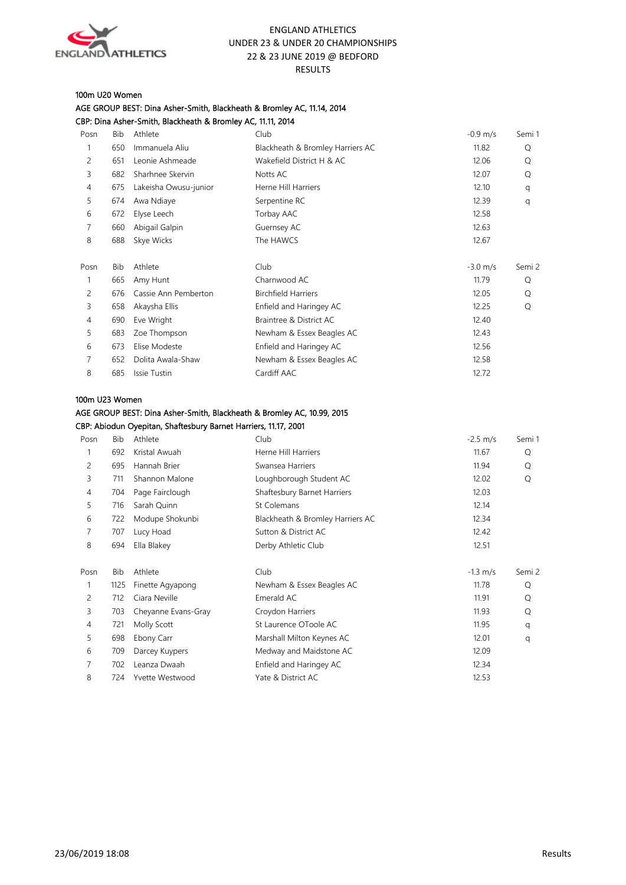# ENGLAND ATHLETICS
## UNDER 23 & UNDER 20 CHAMPIONSHIPS
## 22 & 23 JUNE 2019 @ BEDFORD
## RESULTS

### 100m U20 Women

AGE GROUP BEST: Dina Asher-Smith, Blackheath & Bromley AC, 11.14, 2014

CBP: Dina Asher-Smith, Blackheath & Bromley AC, 11.11, 2014

| Posn | Bib | Athlete | Club | -0.9 m/s | Semi 1 |
|---|---|---|---|---|---|
| 1 | 650 | Immanuela Aliu | Blackheath & Bromley Harriers AC | 11.82 | Q |
| 2 | 651 | Leonie Ashmeade | Wakefield District H & AC | 12.06 | Q |
| 3 | 682 | Sharhnee Skervin | Notts AC | 12.07 | Q |
| 4 | 675 | Lakeisha Owusu-junior | Herne Hill Harriers | 12.10 | q |
| 5 | 674 | Awa Ndiaye | Serpentine RC | 12.39 | q |
| 6 | 672 | Elyse Leech | Torbay AAC | 12.58 | |
| 7 | 660 | Abigail Galpin | Guernsey AC | 12.63 | |
| 8 | 688 | Skye Wicks | The HAWCS | 12.67 | |

| Posn | Bib | Athlete | Club | -3.0 m/s | Semi 2 |
|---|---|---|---|---|---|
| 1 | 665 | Amy Hunt | Charnwood AC | 11.79 | Q |
| 2 | 676 | Cassie Ann Pemberton | Birchfield Harriers | 12.05 | Q |
| 3 | 658 | Akaysha Ellis | Enfield and Haringey AC | 12.25 | Q |
| 4 | 690 | Eve Wright | Braintree & District AC | 12.40 | |
| 5 | 683 | Zoe Thompson | Newham & Essex Beagles AC | 12.43 | |
| 6 | 673 | Elise Modeste | Enfield and Haringey AC | 12.56 | |
| 7 | 652 | Dolita Awala-Shaw | Newham & Essex Beagles AC | 12.58 | |
| 8 | 685 | Issie Tustin | Cardiff AAC | 12.72 | |

### 100m U23 Women

AGE GROUP BEST: Dina Asher-Smith, Blackheath & Bromley AC, 10.99, 2015

CBP: Abiodun Oyepitan, Shaftesbury Barnet Harriers, 11.17, 2001

| Posn | Bib | Athlete | Club | -2.5 m/s | Semi 1 |
|---|---|---|---|---|---|
| 1 | 692 | Kristal Awuah | Herne Hill Harriers | 11.67 | Q |
| 2 | 695 | Hannah Brier | Swansea Harriers | 11.94 | Q |
| 3 | 711 | Shannon Malone | Loughborough Student AC | 12.02 | Q |
| 4 | 704 | Page Fairclough | Shaftesbury Barnet Harriers | 12.03 | |
| 5 | 716 | Sarah Quinn | St Colemans | 12.14 | |
| 6 | 722 | Modupe Shokunbi | Blackheath & Bromley Harriers AC | 12.34 | |
| 7 | 707 | Lucy Hoad | Sutton & District AC | 12.42 | |
| 8 | 694 | Ella Blakey | Derby Athletic Club | 12.51 | |

| Posn | Bib | Athlete | Club | -1.3 m/s | Semi 2 |
|---|---|---|---|---|---|
| 1 | 1125 | Finette Agyapong | Newham & Essex Beagles AC | 11.78 | Q |
| 2 | 712 | Ciara Neville | Emerald AC | 11.91 | Q |
| 3 | 703 | Cheyanne Evans-Gray | Croydon Harriers | 11.93 | Q |
| 4 | 721 | Molly Scott | St Laurence OToole AC | 11.95 | q |
| 5 | 698 | Ebony Carr | Marshall Milton Keynes AC | 12.01 | q |
| 6 | 709 | Darcey Kuypers | Medway and Maidstone AC | 12.09 | |
| 7 | 702 | Leanza Dwaah | Enfield and Haringey AC | 12.34 | |
| 8 | 724 | Yvette Westwood | Yate & District AC | 12.53 | |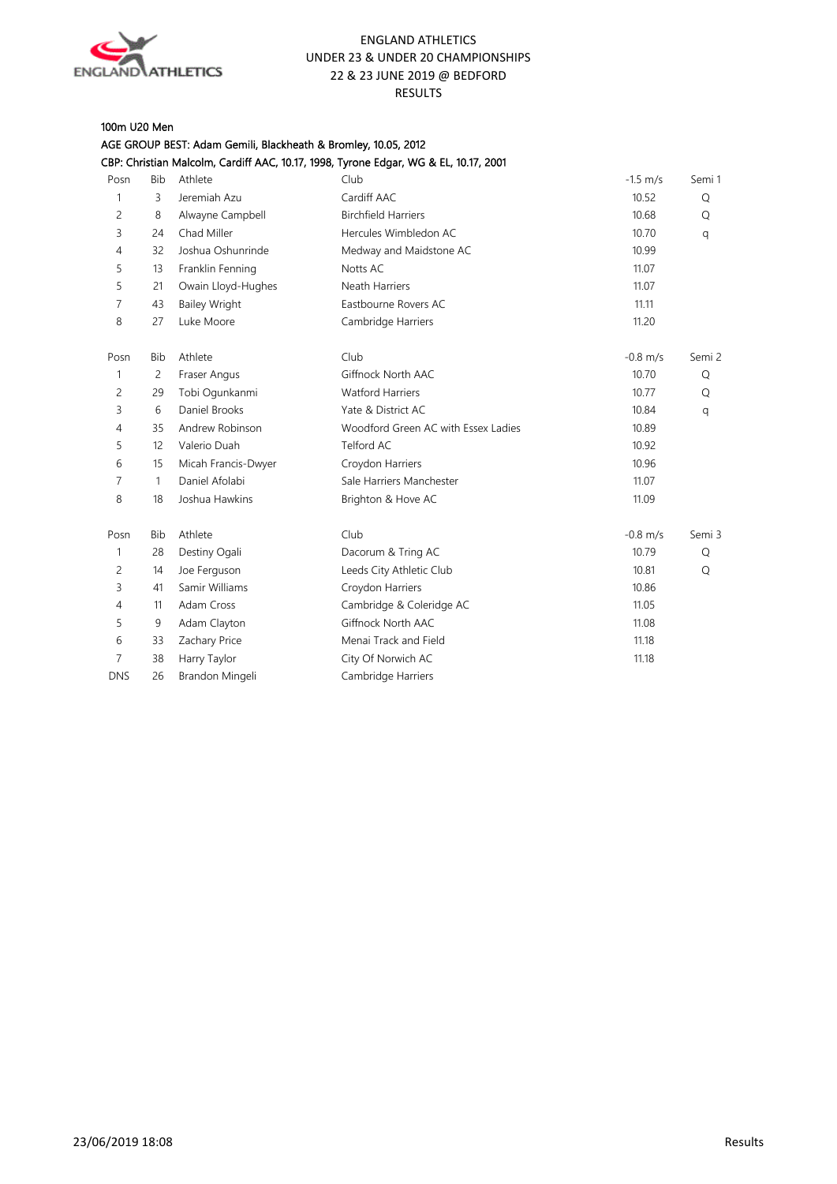ENGLAND ATHLETICS
UNDER 23 & UNDER 20 CHAMPIONSHIPS
22 & 23 JUNE 2019 @ BEDFORD
RESULTS

## 100m U20 Men

AGE GROUP BEST: Adam Gemili, Blackheath & Bromley, 10.05, 2012

CBP: Christian Malcolm, Cardiff AAC, 10.17, 1998, Tyrone Edgar, WG & EL, 10.17, 2001

| Posn | Bib | Athlete | Club | -1.5 m/s | Semi 1 |
|---|---|---|---|---|---|
| 1 | 3 | Jeremiah Azu | Cardiff AAC | 10.52 | Q |
| 2 | 8 | Alwayne Campbell | Birchfield Harriers | 10.68 | Q |
| 3 | 24 | Chad Miller | Hercules Wimbledon AC | 10.70 | q |
| 4 | 32 | Joshua Oshunrinde | Medway and Maidstone AC | 10.99 | |
| 5 | 13 | Franklin Fenning | Notts AC | 11.07 | |
| 5 | 21 | Owain Lloyd-Hughes | Neath Harriers | 11.07 | |
| 7 | 43 | Bailey Wright | Eastbourne Rovers AC | 11.11 | |
| 8 | 27 | Luke Moore | Cambridge Harriers | 11.20 | |

| Posn | Bib | Athlete | Club | -0.8 m/s | Semi 2 |
|---|---|---|---|---|---|
| 1 | 2 | Fraser Angus | Giffnock North AAC | 10.70 | Q |
| 2 | 29 | Tobi Ogunkanmi | Watford Harriers | 10.77 | Q |
| 3 | 6 | Daniel Brooks | Yate & District AC | 10.84 | q |
| 4 | 35 | Andrew Robinson | Woodford Green AC with Essex Ladies | 10.89 | |
| 5 | 12 | Valerio Duah | Telford AC | 10.92 | |
| 6 | 15 | Micah Francis-Dwyer | Croydon Harriers | 10.96 | |
| 7 | 1 | Daniel Afolabi | Sale Harriers Manchester | 11.07 | |
| 8 | 18 | Joshua Hawkins | Brighton & Hove AC | 11.09 | |

| Posn | Bib | Athlete | Club | -0.8 m/s | Semi 3 |
|---|---|---|---|---|---|
| 1 | 28 | Destiny Ogali | Dacorum & Tring AC | 10.79 | Q |
| 2 | 14 | Joe Ferguson | Leeds City Athletic Club | 10.81 | Q |
| 3 | 41 | Samir Williams | Croydon Harriers | 10.86 | |
| 4 | 11 | Adam Cross | Cambridge & Coleridge AC | 11.05 | |
| 5 | 9 | Adam Clayton | Giffnock North AAC | 11.08 | |
| 6 | 33 | Zachary Price | Menai Track and Field | 11.18 | |
| 7 | 38 | Harry Taylor | City Of Norwich AC | 11.18 | |
| DNS | 26 | Brandon Mingeli | Cambridge Harriers | | |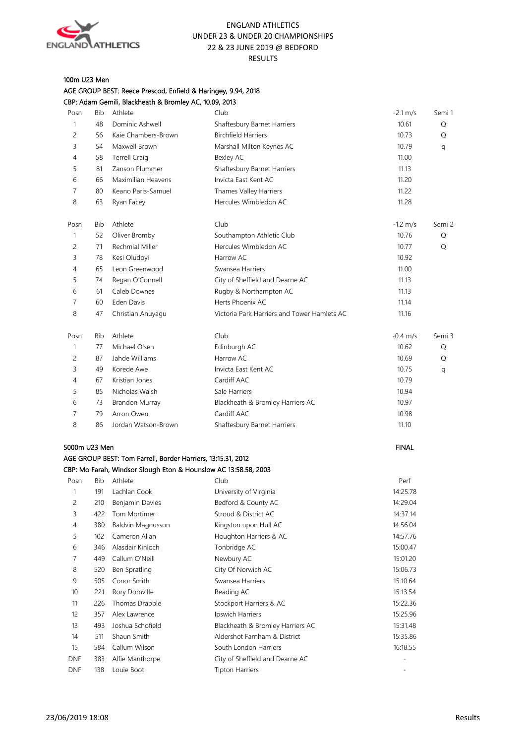ENGLAND ATHLETICS
UNDER 23 & UNDER 20 CHAMPIONSHIPS
22 & 23 JUNE 2019 @ BEDFORD
RESULTS

## 100m U23 Men

AGE GROUP BEST: Reece Prescod, Enfield & Haringey, 9.94, 2018

CBP: Adam Gemili, Blackheath & Bromley AC, 10.09, 2013

| Posn | Bib | Athlete | Club | -2.1 m/s | Semi 1 |
|---|---|---|---|---|---|
| 1 | 48 | Dominic Ashwell | Shaftesbury Barnet Harriers | 10.61 | Q |
| 2 | 56 | Kaie Chambers-Brown | Birchfield Harriers | 10.73 | Q |
| 3 | 54 | Maxwell Brown | Marshall Milton Keynes AC | 10.79 | q |
| 4 | 58 | Terrell Craig | Bexley AC | 11.00 | |
| 5 | 81 | Zanson Plummer | Shaftesbury Barnet Harriers | 11.13 | |
| 6 | 66 | Maximilian Heavens | Invicta East Kent AC | 11.20 | |
| 7 | 80 | Keano Paris-Samuel | Thames Valley Harriers | 11.22 | |
| 8 | 63 | Ryan Facey | Hercules Wimbledon AC | 11.28 | |

| Posn | Bib | Athlete | Club | -1.2 m/s | Semi 2 |
|---|---|---|---|---|---|
| 1 | 52 | Oliver Bromby | Southampton Athletic Club | 10.76 | Q |
| 2 | 71 | Rechmial Miller | Hercules Wimbledon AC | 10.77 | Q |
| 3 | 78 | Kesi Oludoyi | Harrow AC | 10.92 | |
| 4 | 65 | Leon Greenwood | Swansea Harriers | 11.00 | |
| 5 | 74 | Regan O'Connell | City of Sheffield and Dearne AC | 11.13 | |
| 6 | 61 | Caleb Downes | Rugby & Northampton AC | 11.13 | |
| 7 | 60 | Eden Davis | Herts Phoenix AC | 11.14 | |
| 8 | 47 | Christian Anuyagu | Victoria Park Harriers and Tower Hamlets AC | 11.16 | |

| Posn | Bib | Athlete | Club | -0.4 m/s | Semi 3 |
|---|---|---|---|---|---|
| 1 | 77 | Michael Olsen | Edinburgh AC | 10.62 | Q |
| 2 | 87 | Jahde Williams | Harrow AC | 10.69 | Q |
| 3 | 49 | Korede Awe | Invicta East Kent AC | 10.75 | q |
| 4 | 67 | Kristian Jones | Cardiff AAC | 10.79 | |
| 5 | 85 | Nicholas Walsh | Sale Harriers | 10.94 | |
| 6 | 73 | Brandon Murray | Blackheath & Bromley Harriers AC | 10.97 | |
| 7 | 79 | Arron Owen | Cardiff AAC | 10.98 | |
| 8 | 86 | Jordan Watson-Brown | Shaftesbury Barnet Harriers | 11.10 | |

## 5000m U23 Men

FINAL

AGE GROUP BEST: Tom Farrell, Border Harriers, 13:15.31, 2012

CBP: Mo Farah, Windsor Slough Eton & Hounslow AC 13:58.58, 2003

| Posn | Bib | Athlete | Club | Perf |
|---|---|---|---|---|
| 1 | 191 | Lachlan Cook | University of Virginia | 14:25.78 |
| 2 | 210 | Benjamin Davies | Bedford & County AC | 14:29.04 |
| 3 | 422 | Tom Mortimer | Stroud & District AC | 14:37.14 |
| 4 | 380 | Baldvin Magnusson | Kingston upon Hull AC | 14:56.04 |
| 5 | 102 | Cameron Allan | Houghton Harriers & AC | 14:57.76 |
| 6 | 346 | Alasdair Kinloch | Tonbridge AC | 15:00.47 |
| 7 | 449 | Callum O'Neill | Newbury AC | 15:01.20 |
| 8 | 520 | Ben Spratling | City Of Norwich AC | 15:06.73 |
| 9 | 505 | Conor Smith | Swansea Harriers | 15:10.64 |
| 10 | 221 | Rory Domville | Reading AC | 15:13.54 |
| 11 | 226 | Thomas Drabble | Stockport Harriers & AC | 15:22.36 |
| 12 | 357 | Alex Lawrence | Ipswich Harriers | 15:25.96 |
| 13 | 493 | Joshua Schofield | Blackheath & Bromley Harriers AC | 15:31.48 |
| 14 | 511 | Shaun Smith | Aldershot Farnham & District | 15:35.86 |
| 15 | 584 | Callum Wilson | South London Harriers | 16:18.55 |
| DNF | 383 | Alfie Manthorpe | City of Sheffield and Dearne AC | - |
| DNF | 138 | Louie Boot | Tipton Harriers | - |

23/06/2019 18:08 Results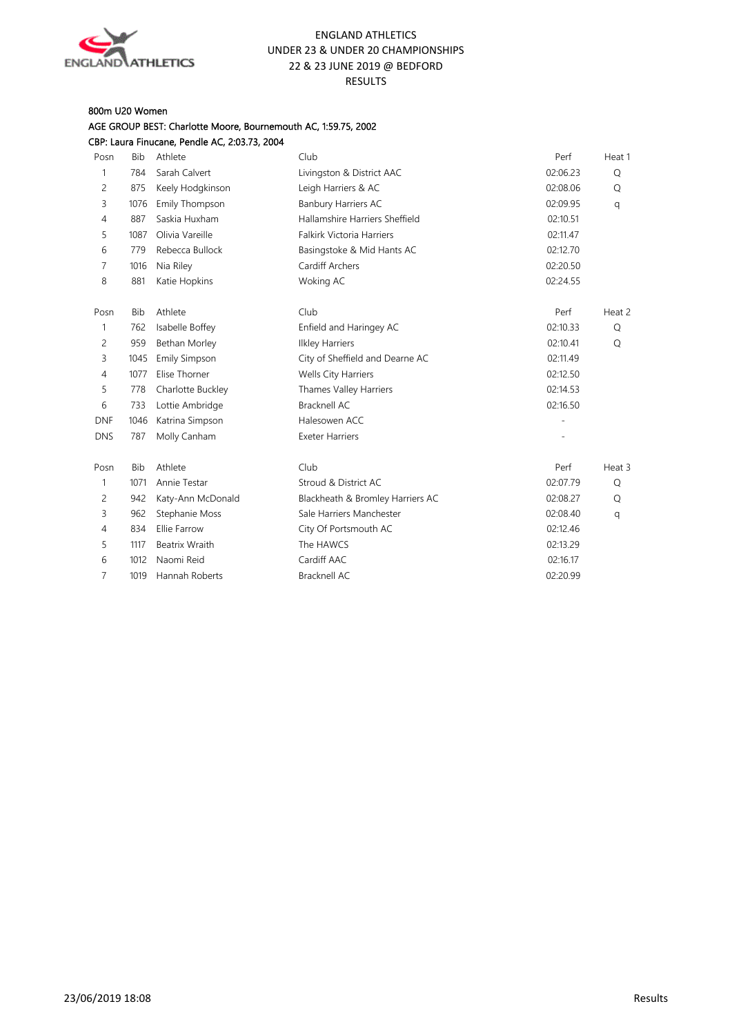ENGLAND ATHLETICS
UNDER 23 & UNDER 20 CHAMPIONSHIPS
22 & 23 JUNE 2019 @ BEDFORD
RESULTS

800m U20 Women

AGE GROUP BEST: Charlotte Moore, Bournemouth AC, 1:59.75, 2002

CBP: Laura Finucane, Pendle AC, 2:03.73, 2004

| Posn | Bib | Athlete | Club | Perf | Heat 1 |
|---|---|---|---|---|---|
| 1 | 784 | Sarah Calvert | Livingston & District AAC | 02:06.23 | Q |
| 2 | 875 | Keely Hodgkinson | Leigh Harriers & AC | 02:08.06 | Q |
| 3 | 1076 | Emily Thompson | Banbury Harriers AC | 02:09.95 | q |
| 4 | 887 | Saskia Huxham | Hallamshire Harriers Sheffield | 02:10.51 | |
| 5 | 1087 | Olivia Vareille | Falkirk Victoria Harriers | 02:11.47 | |
| 6 | 779 | Rebecca Bullock | Basingstoke & Mid Hants AC | 02:12.70 | |
| 7 | 1016 | Nia Riley | Cardiff Archers | 02:20.50 | |
| 8 | 881 | Katie Hopkins | Woking AC | 02:24.55 | |

| Posn | Bib | Athlete | Club | Perf | Heat 2 |
|---|---|---|---|---|---|
| 1 | 762 | Isabelle Boffey | Enfield and Haringey AC | 02:10.33 | Q |
| 2 | 959 | Bethan Morley | Ilkley Harriers | 02:10.41 | Q |
| 3 | 1045 | Emily Simpson | City of Sheffield and Dearne AC | 02:11.49 | |
| 4 | 1077 | Elise Thorner | Wells City Harriers | 02:12.50 | |
| 5 | 778 | Charlotte Buckley | Thames Valley Harriers | 02:14.53 | |
| 6 | 733 | Lottie Ambridge | Bracknell AC | 02:16.50 | |
| DNF | 1046 | Katrina Simpson | Halesowen ACC | - | |
| DNS | 787 | Molly Canham | Exeter Harriers | - | |

| Posn | Bib | Athlete | Club | Perf | Heat 3 |
|---|---|---|---|---|---|
| 1 | 1071 | Annie Testar | Stroud & District AC | 02:07.79 | Q |
| 2 | 942 | Katy-Ann McDonald | Blackheath & Bromley Harriers AC | 02:08.27 | Q |
| 3 | 962 | Stephanie Moss | Sale Harriers Manchester | 02:08.40 | q |
| 4 | 834 | Ellie Farrow | City Of Portsmouth AC | 02:12.46 | |
| 5 | 1117 | Beatrix Wraith | The HAWCS | 02:13.29 | |
| 6 | 1012 | Naomi Reid | Cardiff AAC | 02:16.17 | |
| 7 | 1019 | Hannah Roberts | Bracknell AC | 02:20.99 | |

23/06/2019 18:08 Results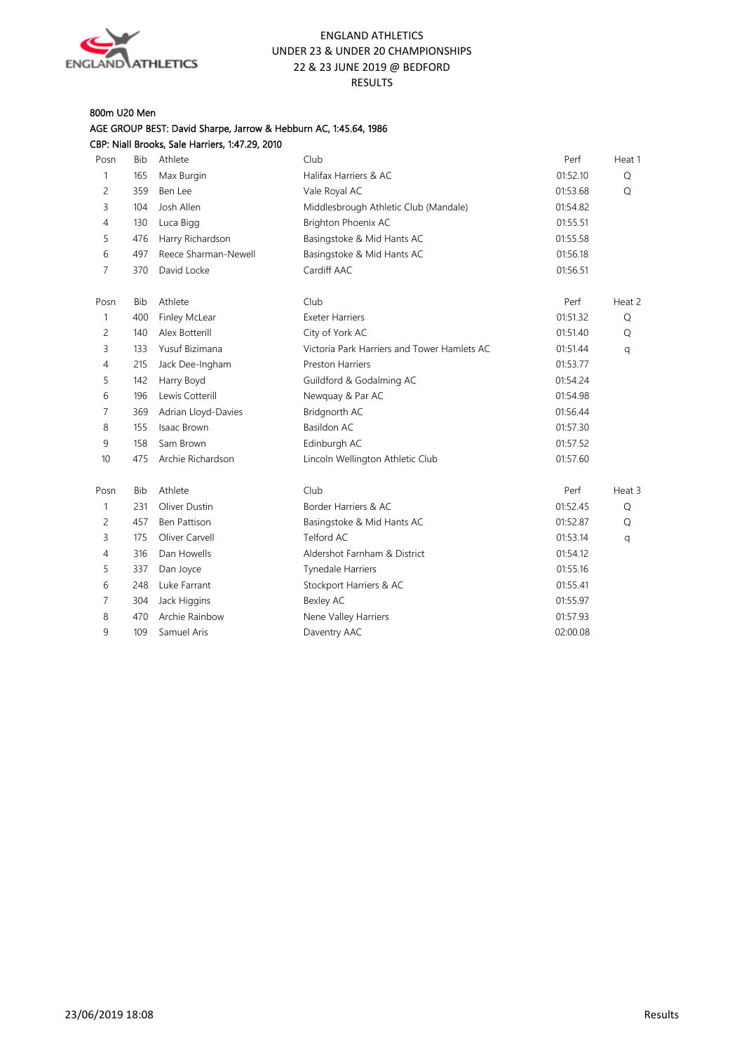ENGLAND ATHLETICS
UNDER 23 & UNDER 20 CHAMPIONSHIPS
22 & 23 JUNE 2019 @ BEDFORD
RESULTS

800m U20 Men

AGE GROUP BEST: David Sharpe, Jarrow & Hebburn AC, 1:45.64, 1986

CBP: Niall Brooks, Sale Harriers, 1:47.29, 2010

| Posn | Bib | Athlete | Club | Perf | Heat 1 |
|---|---|---|---|---|---|
| 1 | 165 | Max Burgin | Halifax Harriers & AC | 01:52.10 | Q |
| 2 | 359 | Ben Lee | Vale Royal AC | 01:53.68 | Q |
| 3 | 104 | Josh Allen | Middlesbrough Athletic Club (Mandale) | 01:54.82 | |
| 4 | 130 | Luca Bigg | Brighton Phoenix AC | 01:55.51 | |
| 5 | 476 | Harry Richardson | Basingstoke & Mid Hants AC | 01:55.58 | |
| 6 | 497 | Reece Sharman-Newell | Basingstoke & Mid Hants AC | 01:56.18 | |
| 7 | 370 | David Locke | Cardiff AAC | 01:56.51 | |

| Posn | Bib | Athlete | Club | Perf | Heat 2 |
|---|---|---|---|---|---|
| 1 | 400 | Finley McLear | Exeter Harriers | 01:51.32 | Q |
| 2 | 140 | Alex Botterill | City of York AC | 01:51.40 | Q |
| 3 | 133 | Yusuf Bizimana | Victoria Park Harriers and Tower Hamlets AC | 01:51.44 | q |
| 4 | 215 | Jack Dee-Ingham | Preston Harriers | 01:53.77 | |
| 5 | 142 | Harry Boyd | Guildford & Godalming AC | 01:54.24 | |
| 6 | 196 | Lewis Cotterill | Newquay & Par AC | 01:54.98 | |
| 7 | 369 | Adrian Lloyd-Davies | Bridgnorth AC | 01:56.44 | |
| 8 | 155 | Isaac Brown | Basildon AC | 01:57.30 | |
| 9 | 158 | Sam Brown | Edinburgh AC | 01:57.52 | |
| 10 | 475 | Archie Richardson | Lincoln Wellington Athletic Club | 01:57.60 | |

| Posn | Bib | Athlete | Club | Perf | Heat 3 |
|---|---|---|---|---|---|
| 1 | 231 | Oliver Dustin | Border Harriers & AC | 01:52.45 | Q |
| 2 | 457 | Ben Pattison | Basingstoke & Mid Hants AC | 01:52.87 | Q |
| 3 | 175 | Oliver Carvell | Telford AC | 01:53.14 | q |
| 4 | 316 | Dan Howells | Aldershot Farnham & District | 01:54.12 | |
| 5 | 337 | Dan Joyce | Tynedale Harriers | 01:55.16 | |
| 6 | 248 | Luke Farrant | Stockport Harriers & AC | 01:55.41 | |
| 7 | 304 | Jack Higgins | Bexley AC | 01:55.97 | |
| 8 | 470 | Archie Rainbow | Nene Valley Harriers | 01:57.93 | |
| 9 | 109 | Samuel Aris | Daventry AAC | 02:00.08 | |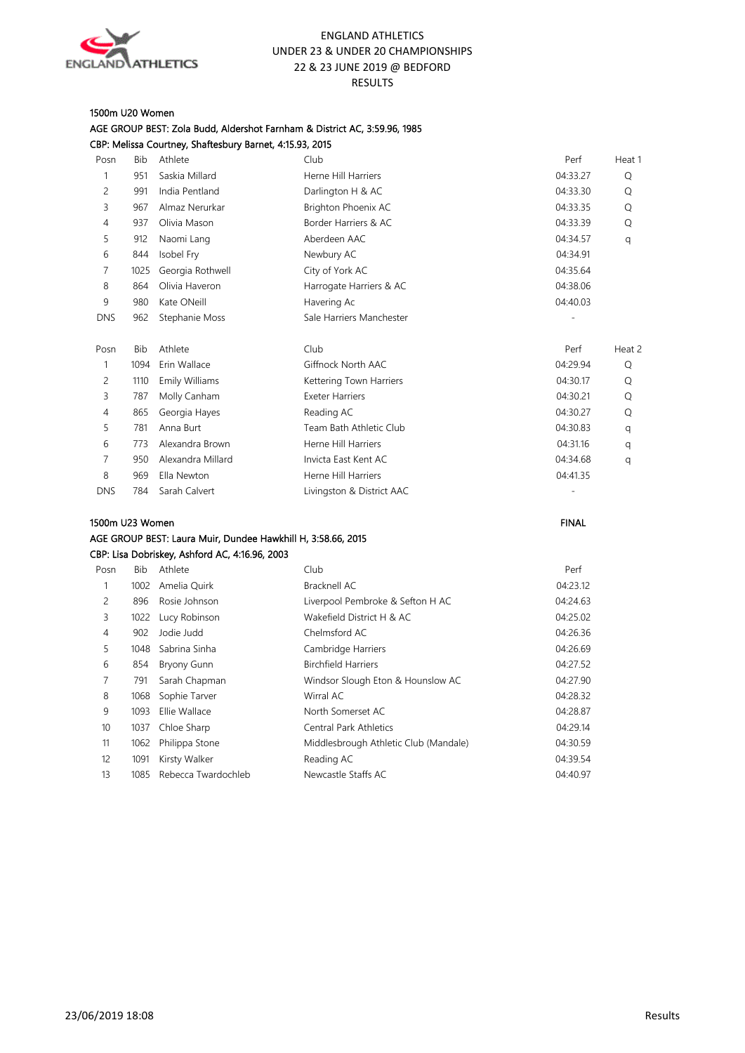ENGLAND ATHLETICS
UNDER 23 & UNDER 20 CHAMPIONSHIPS
22 & 23 JUNE 2019 @ BEDFORD
RESULTS

## 1500m U20 Women

AGE GROUP BEST: Zola Budd, Aldershot Farnham & District AC, 3:59.96, 1985

CBP: Melissa Courtney, Shaftesbury Barnet, 4:15.93, 2015

| Posn | Bib | Athlete | Club | Perf | Heat 1 |
|---|---|---|---|---|---|
| 1 | 951 | Saskia Millard | Herne Hill Harriers | 04:33.27 | Q |
| 2 | 991 | India Pentland | Darlington H & AC | 04:33.30 | Q |
| 3 | 967 | Almaz Nerurkar | Brighton Phoenix AC | 04:33.35 | Q |
| 4 | 937 | Olivia Mason | Border Harriers & AC | 04:33.39 | Q |
| 5 | 912 | Naomi Lang | Aberdeen AAC | 04:34.57 | q |
| 6 | 844 | Isobel Fry | Newbury AC | 04:34.91 | |
| 7 | 1025 | Georgia Rothwell | City of York AC | 04:35.64 | |
| 8 | 864 | Olivia Haveron | Harrogate Harriers & AC | 04:38.06 | |
| 9 | 980 | Kate ONeill | Havering Ac | 04:40.03 | |
| DNS | 962 | Stephanie Moss | Sale Harriers Manchester | - | |

| Posn | Bib | Athlete | Club | Perf | Heat 2 |
|---|---|---|---|---|---|
| 1 | 1094 | Erin Wallace | Giffnock North AAC | 04:29.94 | Q |
| 2 | 1110 | Emily Williams | Kettering Town Harriers | 04:30.17 | Q |
| 3 | 787 | Molly Canham | Exeter Harriers | 04:30.21 | Q |
| 4 | 865 | Georgia Hayes | Reading AC | 04:30.27 | Q |
| 5 | 781 | Anna Burt | Team Bath Athletic Club | 04:30.83 | q |
| 6 | 773 | Alexandra Brown | Herne Hill Harriers | 04:31.16 | q |
| 7 | 950 | Alexandra Millard | Invicta East Kent AC | 04:34.68 | q |
| 8 | 969 | Ella Newton | Herne Hill Harriers | 04:41.35 | |
| DNS | 784 | Sarah Calvert | Livingston & District AAC | - | |

## 1500m U23 Women

FINAL

AGE GROUP BEST: Laura Muir, Dundee Hawkhill H, 3:58.66, 2015

CBP: Lisa Dobriskey, Ashford AC, 4:16.96, 2003

| Posn | Bib | Athlete | Club | Perf |
|---|---|---|---|---|
| 1 | 1002 | Amelia Quirk | Bracknell AC | 04:23.12 |
| 2 | 896 | Rosie Johnson | Liverpool Pembroke & Sefton H AC | 04:24.63 |
| 3 | 1022 | Lucy Robinson | Wakefield District H & AC | 04:25.02 |
| 4 | 902 | Jodie Judd | Chelmsford AC | 04:26.36 |
| 5 | 1048 | Sabrina Sinha | Cambridge Harriers | 04:26.69 |
| 6 | 854 | Bryony Gunn | Birchfield Harriers | 04:27.52 |
| 7 | 791 | Sarah Chapman | Windsor Slough Eton & Hounslow AC | 04:27.90 |
| 8 | 1068 | Sophie Tarver | Wirral AC | 04:28.32 |
| 9 | 1093 | Ellie Wallace | North Somerset AC | 04:28.87 |
| 10 | 1037 | Chloe Sharp | Central Park Athletics | 04:29.14 |
| 11 | 1062 | Philippa Stone | Middlesbrough Athletic Club (Mandale) | 04:30.59 |
| 12 | 1091 | Kirsty Walker | Reading AC | 04:39.54 |
| 13 | 1085 | Rebecca Twardochleb | Newcastle Staffs AC | 04:40.97 |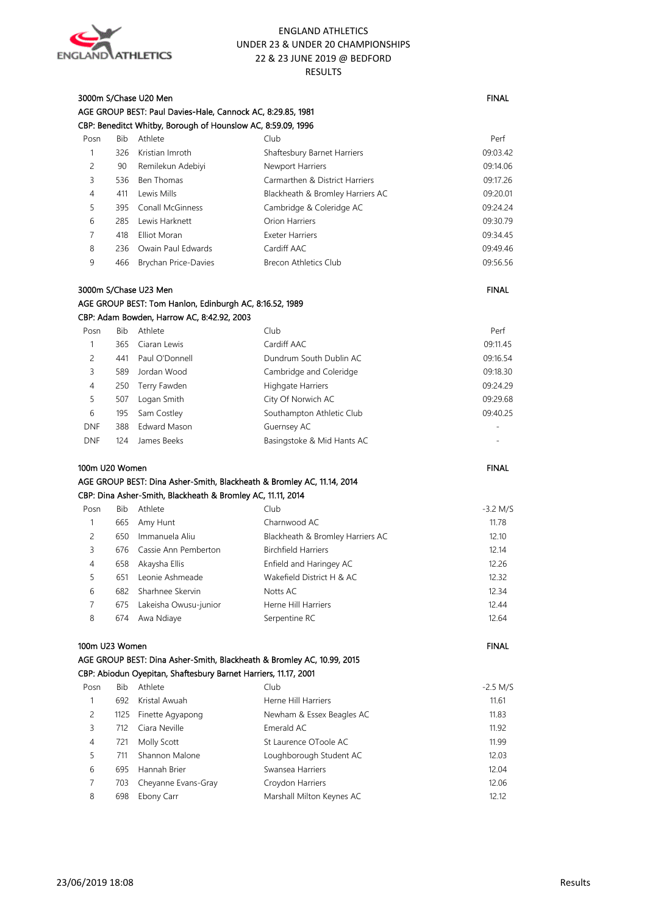# ENGLAND ATHLETICS
## UNDER 23 & UNDER 20 CHAMPIONSHIPS
## 22 & 23 JUNE 2019 @ BEDFORD
## RESULTS

### 3000m S/Chase U20 Men — FINAL

AGE GROUP BEST: Paul Davies-Hale, Cannock AC, 8:29.85, 1981

CBP: Beneditct Whitby, Borough of Hounslow AC, 8:59.09, 1996

| Posn | Bib | Athlete | Club | Perf |
|---|---|---|---|---|
| 1 | 326 | Kristian Imroth | Shaftesbury Barnet Harriers | 09:03.42 |
| 2 | 90 | Remilekun Adebiyi | Newport Harriers | 09:14.06 |
| 3 | 536 | Ben Thomas | Carmarthen & District Harriers | 09:17.26 |
| 4 | 411 | Lewis Mills | Blackheath & Bromley Harriers AC | 09:20.01 |
| 5 | 395 | Conall McGinness | Cambridge & Coleridge AC | 09:24.24 |
| 6 | 285 | Lewis Harknett | Orion Harriers | 09:30.79 |
| 7 | 418 | Elliot Moran | Exeter Harriers | 09:34.45 |
| 8 | 236 | Owain Paul Edwards | Cardiff AAC | 09:49.46 |
| 9 | 466 | Brychan Price-Davies | Brecon Athletics Club | 09:56.56 |

### 3000m S/Chase U23 Men — FINAL

AGE GROUP BEST: Tom Hanlon, Edinburgh AC, 8:16.52, 1989

CBP: Adam Bowden, Harrow AC, 8:42.92, 2003

| Posn | Bib | Athlete | Club | Perf |
|---|---|---|---|---|
| 1 | 365 | Ciaran Lewis | Cardiff AAC | 09:11.45 |
| 2 | 441 | Paul O'Donnell | Dundrum South Dublin AC | 09:16.54 |
| 3 | 589 | Jordan Wood | Cambridge and Coleridge | 09:18.30 |
| 4 | 250 | Terry Fawden | Highgate Harriers | 09:24.29 |
| 5 | 507 | Logan Smith | City Of Norwich AC | 09:29.68 |
| 6 | 195 | Sam Costley | Southampton Athletic Club | 09:40.25 |
| DNF | 388 | Edward Mason | Guernsey AC | - |
| DNF | 124 | James Beeks | Basingstoke & Mid Hants AC | - |

### 100m U20 Women — FINAL

AGE GROUP BEST: Dina Asher-Smith, Blackheath & Bromley AC, 11.14, 2014

CBP: Dina Asher-Smith, Blackheath & Bromley AC, 11.11, 2014

| Posn | Bib | Athlete | Club | -3.2 M/S |
|---|---|---|---|---|
| 1 | 665 | Amy Hunt | Charnwood AC | 11.78 |
| 2 | 650 | Immanuela Aliu | Blackheath & Bromley Harriers AC | 12.10 |
| 3 | 676 | Cassie Ann Pemberton | Birchfield Harriers | 12.14 |
| 4 | 658 | Akaysha Ellis | Enfield and Haringey AC | 12.26 |
| 5 | 651 | Leonie Ashmeade | Wakefield District H & AC | 12.32 |
| 6 | 682 | Sharhnee Skervin | Notts AC | 12.34 |
| 7 | 675 | Lakeisha Owusu-junior | Herne Hill Harriers | 12.44 |
| 8 | 674 | Awa Ndiaye | Serpentine RC | 12.64 |

### 100m U23 Women — FINAL

AGE GROUP BEST: Dina Asher-Smith, Blackheath & Bromley AC, 10.99, 2015

CBP: Abiodun Oyepitan, Shaftesbury Barnet Harriers, 11.17, 2001

| Posn | Bib | Athlete | Club | -2.5 M/S |
|---|---|---|---|---|
| 1 | 692 | Kristal Awuah | Herne Hill Harriers | 11.61 |
| 2 | 1125 | Finette Agyapong | Newham & Essex Beagles AC | 11.83 |
| 3 | 712 | Ciara Neville | Emerald AC | 11.92 |
| 4 | 721 | Molly Scott | St Laurence OToole AC | 11.99 |
| 5 | 711 | Shannon Malone | Loughborough Student AC | 12.03 |
| 6 | 695 | Hannah Brier | Swansea Harriers | 12.04 |
| 7 | 703 | Cheyanne Evans-Gray | Croydon Harriers | 12.06 |
| 8 | 698 | Ebony Carr | Marshall Milton Keynes AC | 12.12 |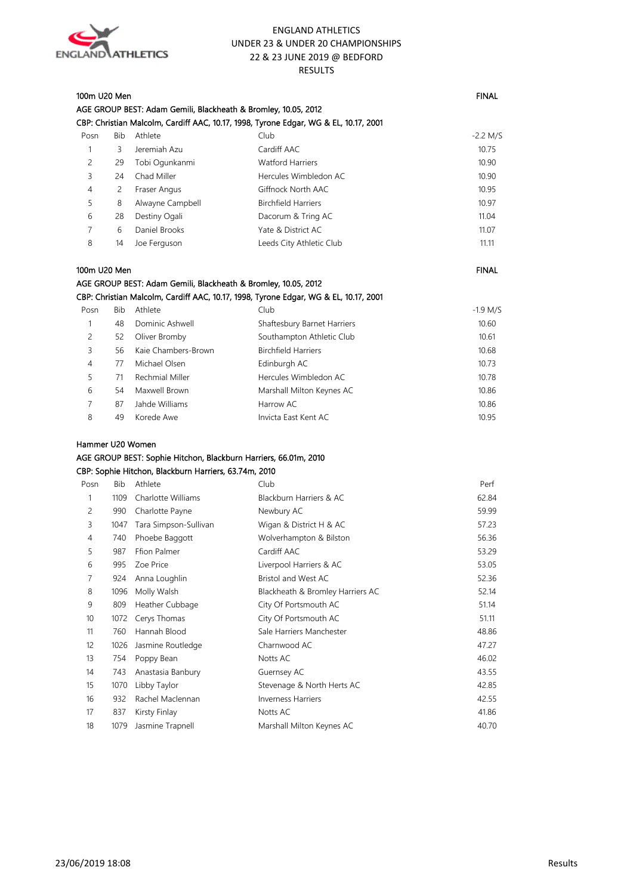ENGLAND ATHLETICS
UNDER 23 & UNDER 20 CHAMPIONSHIPS
22 & 23 JUNE 2019 @ BEDFORD
RESULTS

**100m U20 Men** — FINAL

AGE GROUP BEST: Adam Gemili, Blackheath & Bromley, 10.05, 2012

CBP: Christian Malcolm, Cardiff AAC, 10.17, 1998, Tyrone Edgar, WG & EL, 10.17, 2001

| Posn | Bib | Athlete | Club | -2.2 M/S |
|---|---|---|---|---|
| 1 | 3 | Jeremiah Azu | Cardiff AAC | 10.75 |
| 2 | 29 | Tobi Ogunkanmi | Watford Harriers | 10.90 |
| 3 | 24 | Chad Miller | Hercules Wimbledon AC | 10.90 |
| 4 | 2 | Fraser Angus | Giffnock North AAC | 10.95 |
| 5 | 8 | Alwayne Campbell | Birchfield Harriers | 10.97 |
| 6 | 28 | Destiny Ogali | Dacorum & Tring AC | 11.04 |
| 7 | 6 | Daniel Brooks | Yate & District AC | 11.07 |
| 8 | 14 | Joe Ferguson | Leeds City Athletic Club | 11.11 |

**100m U20 Men** — FINAL

AGE GROUP BEST: Adam Gemili, Blackheath & Bromley, 10.05, 2012

CBP: Christian Malcolm, Cardiff AAC, 10.17, 1998, Tyrone Edgar, WG & EL, 10.17, 2001

| Posn | Bib | Athlete | Club | -1.9 M/S |
|---|---|---|---|---|
| 1 | 48 | Dominic Ashwell | Shaftesbury Barnet Harriers | 10.60 |
| 2 | 52 | Oliver Bromby | Southampton Athletic Club | 10.61 |
| 3 | 56 | Kaie Chambers-Brown | Birchfield Harriers | 10.68 |
| 4 | 77 | Michael Olsen | Edinburgh AC | 10.73 |
| 5 | 71 | Rechmial Miller | Hercules Wimbledon AC | 10.78 |
| 6 | 54 | Maxwell Brown | Marshall Milton Keynes AC | 10.86 |
| 7 | 87 | Jahde Williams | Harrow AC | 10.86 |
| 8 | 49 | Korede Awe | Invicta East Kent AC | 10.95 |

**Hammer U20 Women**

AGE GROUP BEST: Sophie Hitchon, Blackburn Harriers, 66.01m, 2010

CBP: Sophie Hitchon, Blackburn Harriers, 63.74m, 2010

| Posn | Bib | Athlete | Club | Perf |
|---|---|---|---|---|
| 1 | 1109 | Charlotte Williams | Blackburn Harriers & AC | 62.84 |
| 2 | 990 | Charlotte Payne | Newbury AC | 59.99 |
| 3 | 1047 | Tara Simpson-Sullivan | Wigan & District H & AC | 57.23 |
| 4 | 740 | Phoebe Baggott | Wolverhampton & Bilston | 56.36 |
| 5 | 987 | Ffion Palmer | Cardiff AAC | 53.29 |
| 6 | 995 | Zoe Price | Liverpool Harriers & AC | 53.05 |
| 7 | 924 | Anna Loughlin | Bristol and West AC | 52.36 |
| 8 | 1096 | Molly Walsh | Blackheath & Bromley Harriers AC | 52.14 |
| 9 | 809 | Heather Cubbage | City Of Portsmouth AC | 51.14 |
| 10 | 1072 | Cerys Thomas | City Of Portsmouth AC | 51.11 |
| 11 | 760 | Hannah Blood | Sale Harriers Manchester | 48.86 |
| 12 | 1026 | Jasmine Routledge | Charnwood AC | 47.27 |
| 13 | 754 | Poppy Bean | Notts AC | 46.02 |
| 14 | 743 | Anastasia Banbury | Guernsey AC | 43.55 |
| 15 | 1070 | Libby Taylor | Stevenage & North Herts AC | 42.85 |
| 16 | 932 | Rachel Maclennan | Inverness Harriers | 42.55 |
| 17 | 837 | Kirsty Finlay | Notts AC | 41.86 |
| 18 | 1079 | Jasmine Trapnell | Marshall Milton Keynes AC | 40.70 |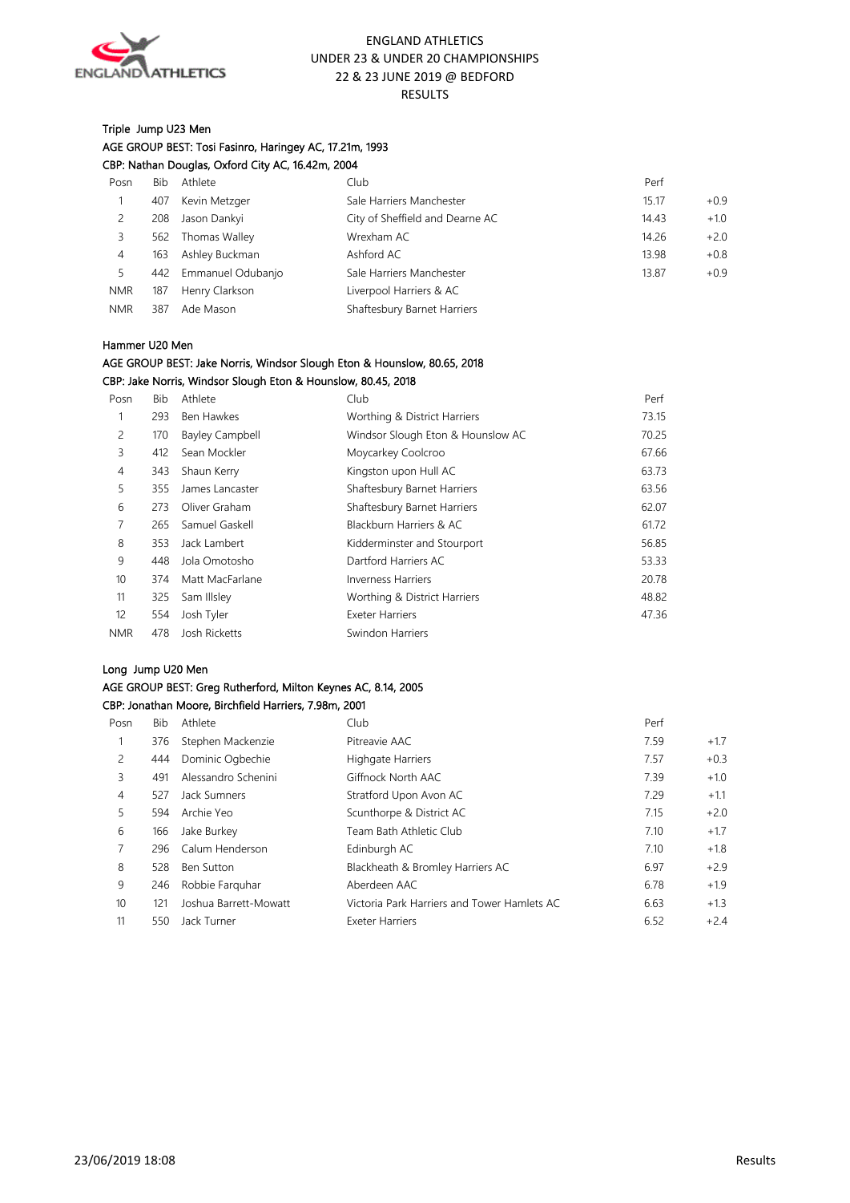ENGLAND ATHLETICS
UNDER 23 & UNDER 20 CHAMPIONSHIPS
22 & 23 JUNE 2019 @ BEDFORD
RESULTS

## Triple Jump U23 Men

AGE GROUP BEST: Tosi Fasinro, Haringey AC, 17.21m, 1993
CBP: Nathan Douglas, Oxford City AC, 16.42m, 2004

| Posn | Bib | Athlete | Club | Perf | |
|---|---|---|---|---|---|
| 1 | 407 | Kevin Metzger | Sale Harriers Manchester | 15.17 | +0.9 |
| 2 | 208 | Jason Dankyi | City of Sheffield and Dearne AC | 14.43 | +1.0 |
| 3 | 562 | Thomas Walley | Wrexham AC | 14.26 | +2.0 |
| 4 | 163 | Ashley Buckman | Ashford AC | 13.98 | +0.8 |
| 5 | 442 | Emmanuel Odubanjo | Sale Harriers Manchester | 13.87 | +0.9 |
| NMR | 187 | Henry Clarkson | Liverpool Harriers & AC | | |
| NMR | 387 | Ade Mason | Shaftesbury Barnet Harriers | | |

## Hammer U20 Men

AGE GROUP BEST: Jake Norris, Windsor Slough Eton & Hounslow, 80.65, 2018
CBP: Jake Norris, Windsor Slough Eton & Hounslow, 80.45, 2018

| Posn | Bib | Athlete | Club | Perf |
|---|---|---|---|---|
| 1 | 293 | Ben Hawkes | Worthing & District Harriers | 73.15 |
| 2 | 170 | Bayley Campbell | Windsor Slough Eton & Hounslow AC | 70.25 |
| 3 | 412 | Sean Mockler | Moycarkey Coolcroo | 67.66 |
| 4 | 343 | Shaun Kerry | Kingston upon Hull AC | 63.73 |
| 5 | 355 | James Lancaster | Shaftesbury Barnet Harriers | 63.56 |
| 6 | 273 | Oliver Graham | Shaftesbury Barnet Harriers | 62.07 |
| 7 | 265 | Samuel Gaskell | Blackburn Harriers & AC | 61.72 |
| 8 | 353 | Jack Lambert | Kidderminster and Stourport | 56.85 |
| 9 | 448 | Jola Omotosho | Dartford Harriers AC | 53.33 |
| 10 | 374 | Matt MacFarlane | Inverness Harriers | 20.78 |
| 11 | 325 | Sam Illsley | Worthing & District Harriers | 48.82 |
| 12 | 554 | Josh Tyler | Exeter Harriers | 47.36 |
| NMR | 478 | Josh Ricketts | Swindon Harriers | |

## Long Jump U20 Men

AGE GROUP BEST: Greg Rutherford, Milton Keynes AC, 8.14, 2005
CBP: Jonathan Moore, Birchfield Harriers, 7.98m, 2001

| Posn | Bib | Athlete | Club | Perf | |
|---|---|---|---|---|---|
| 1 | 376 | Stephen Mackenzie | Pitreavie AAC | 7.59 | +1.7 |
| 2 | 444 | Dominic Ogbechie | Highgate Harriers | 7.57 | +0.3 |
| 3 | 491 | Alessandro Schenini | Giffnock North AAC | 7.39 | +1.0 |
| 4 | 527 | Jack Sumners | Stratford Upon Avon AC | 7.29 | +1.1 |
| 5 | 594 | Archie Yeo | Scunthorpe & District AC | 7.15 | +2.0 |
| 6 | 166 | Jake Burkey | Team Bath Athletic Club | 7.10 | +1.7 |
| 7 | 296 | Calum Henderson | Edinburgh AC | 7.10 | +1.8 |
| 8 | 528 | Ben Sutton | Blackheath & Bromley Harriers AC | 6.97 | +2.9 |
| 9 | 246 | Robbie Farquhar | Aberdeen AAC | 6.78 | +1.9 |
| 10 | 121 | Joshua Barrett-Mowatt | Victoria Park Harriers and Tower Hamlets AC | 6.63 | +1.3 |
| 11 | 550 | Jack Turner | Exeter Harriers | 6.52 | +2.4 |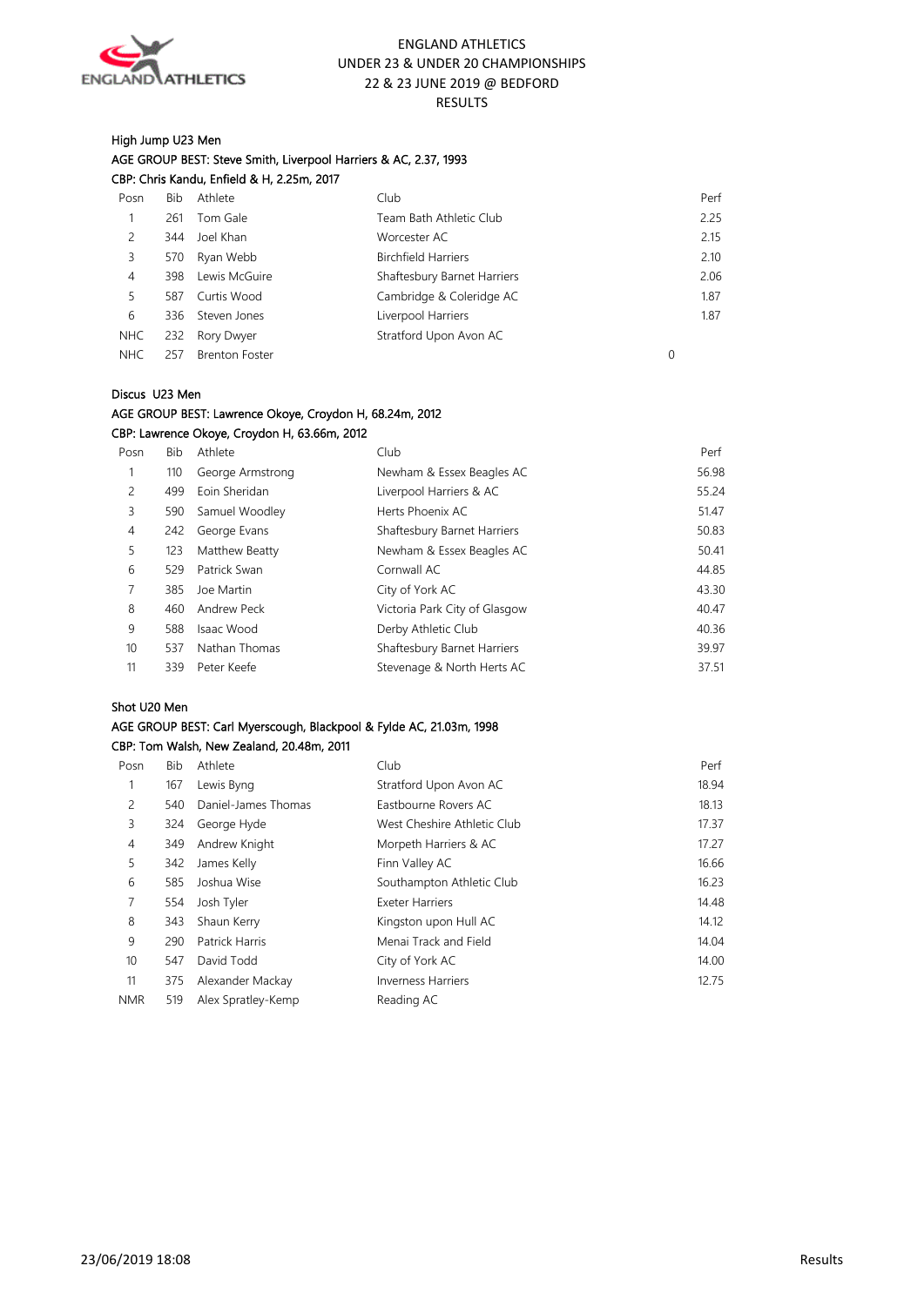ENGLAND ATHLETICS
UNDER 23 & UNDER 20 CHAMPIONSHIPS
22 & 23 JUNE 2019 @ BEDFORD
RESULTS

## High Jump U23 Men

AGE GROUP BEST: Steve Smith, Liverpool Harriers & AC, 2.37, 1993

CBP: Chris Kandu, Enfield & H, 2.25m, 2017

| Posn | Bib | Athlete | Club | | Perf |
|---|---|---|---|---|---|
| 1 | 261 | Tom Gale | Team Bath Athletic Club | | 2.25 |
| 2 | 344 | Joel Khan | Worcester AC | | 2.15 |
| 3 | 570 | Ryan Webb | Birchfield Harriers | | 2.10 |
| 4 | 398 | Lewis McGuire | Shaftesbury Barnet Harriers | | 2.06 |
| 5 | 587 | Curtis Wood | Cambridge & Coleridge AC | | 1.87 |
| 6 | 336 | Steven Jones | Liverpool Harriers | | 1.87 |
| NHC | 232 | Rory Dwyer | Stratford Upon Avon AC | | |
| NHC | 257 | Brenton Foster | | 0 | |

## Discus U23 Men

AGE GROUP BEST: Lawrence Okoye, Croydon H, 68.24m, 2012

CBP: Lawrence Okoye, Croydon H, 63.66m, 2012

| Posn | Bib | Athlete | Club | Perf |
|---|---|---|---|---|
| 1 | 110 | George Armstrong | Newham & Essex Beagles AC | 56.98 |
| 2 | 499 | Eoin Sheridan | Liverpool Harriers & AC | 55.24 |
| 3 | 590 | Samuel Woodley | Herts Phoenix AC | 51.47 |
| 4 | 242 | George Evans | Shaftesbury Barnet Harriers | 50.83 |
| 5 | 123 | Matthew Beatty | Newham & Essex Beagles AC | 50.41 |
| 6 | 529 | Patrick Swan | Cornwall AC | 44.85 |
| 7 | 385 | Joe Martin | City of York AC | 43.30 |
| 8 | 460 | Andrew Peck | Victoria Park City of Glasgow | 40.47 |
| 9 | 588 | Isaac Wood | Derby Athletic Club | 40.36 |
| 10 | 537 | Nathan Thomas | Shaftesbury Barnet Harriers | 39.97 |
| 11 | 339 | Peter Keefe | Stevenage & North Herts AC | 37.51 |

## Shot U20 Men

AGE GROUP BEST: Carl Myerscough, Blackpool & Fylde AC, 21.03m, 1998

CBP: Tom Walsh, New Zealand, 20.48m, 2011

| Posn | Bib | Athlete | Club | Perf |
|---|---|---|---|---|
| 1 | 167 | Lewis Byng | Stratford Upon Avon AC | 18.94 |
| 2 | 540 | Daniel-James Thomas | Eastbourne Rovers AC | 18.13 |
| 3 | 324 | George Hyde | West Cheshire Athletic Club | 17.37 |
| 4 | 349 | Andrew Knight | Morpeth Harriers & AC | 17.27 |
| 5 | 342 | James Kelly | Finn Valley AC | 16.66 |
| 6 | 585 | Joshua Wise | Southampton Athletic Club | 16.23 |
| 7 | 554 | Josh Tyler | Exeter Harriers | 14.48 |
| 8 | 343 | Shaun Kerry | Kingston upon Hull AC | 14.12 |
| 9 | 290 | Patrick Harris | Menai Track and Field | 14.04 |
| 10 | 547 | David Todd | City of York AC | 14.00 |
| 11 | 375 | Alexander Mackay | Inverness Harriers | 12.75 |
| NMR | 519 | Alex Spratley-Kemp | Reading AC | |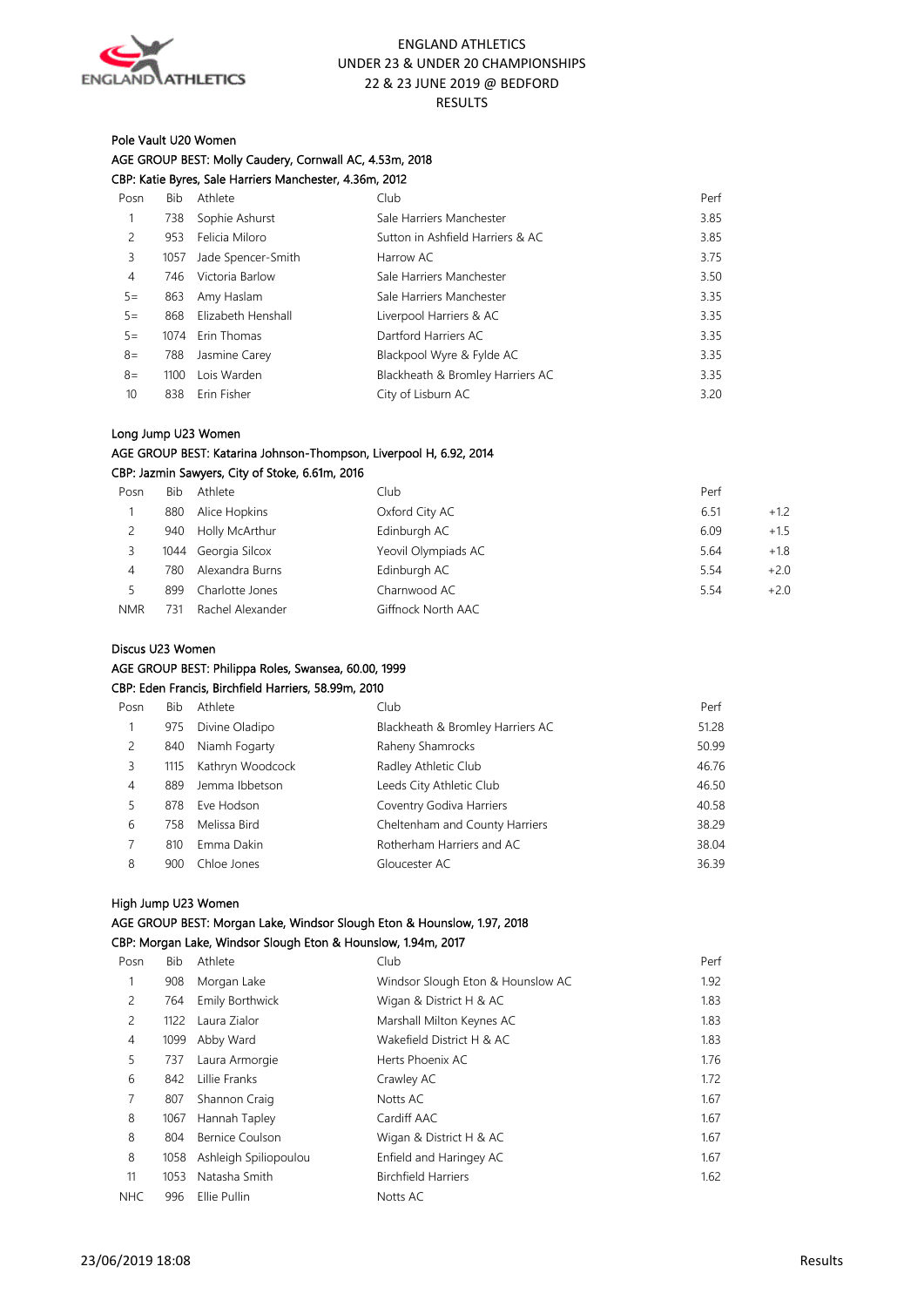# ENGLAND ATHLETICS
# UNDER 23 & UNDER 20 CHAMPIONSHIPS
# 22 & 23 JUNE 2019 @ BEDFORD
# RESULTS

## Pole Vault U20 Women

AGE GROUP BEST: Molly Caudery, Cornwall AC, 4.53m, 2018

CBP: Katie Byres, Sale Harriers Manchester, 4.36m, 2012

| Posn | Bib | Athlete | Club | Perf |
|---|---|---|---|---|
| 1 | 738 | Sophie Ashurst | Sale Harriers Manchester | 3.85 |
| 2 | 953 | Felicia Miloro | Sutton in Ashfield Harriers & AC | 3.85 |
| 3 | 1057 | Jade Spencer-Smith | Harrow AC | 3.75 |
| 4 | 746 | Victoria Barlow | Sale Harriers Manchester | 3.50 |
| 5= | 863 | Amy Haslam | Sale Harriers Manchester | 3.35 |
| 5= | 868 | Elizabeth Henshall | Liverpool Harriers & AC | 3.35 |
| 5= | 1074 | Erin Thomas | Dartford Harriers AC | 3.35 |
| 8= | 788 | Jasmine Carey | Blackpool Wyre & Fylde AC | 3.35 |
| 8= | 1100 | Lois Warden | Blackheath & Bromley Harriers AC | 3.35 |
| 10 | 838 | Erin Fisher | City of Lisburn AC | 3.20 |

## Long Jump U23 Women

AGE GROUP BEST: Katarina Johnson-Thompson, Liverpool H, 6.92, 2014

CBP: Jazmin Sawyers, City of Stoke, 6.61m, 2016

| Posn | Bib | Athlete | Club | Perf | |
|---|---|---|---|---|---|
| 1 | 880 | Alice Hopkins | Oxford City AC | 6.51 | +1.2 |
| 2 | 940 | Holly McArthur | Edinburgh AC | 6.09 | +1.5 |
| 3 | 1044 | Georgia Silcox | Yeovil Olympiads AC | 5.64 | +1.8 |
| 4 | 780 | Alexandra Burns | Edinburgh AC | 5.54 | +2.0 |
| 5 | 899 | Charlotte Jones | Charnwood AC | 5.54 | +2.0 |
| NMR | 731 | Rachel Alexander | Giffnock North AAC | | |

## Discus U23 Women

AGE GROUP BEST: Philippa Roles, Swansea, 60.00, 1999

CBP: Eden Francis, Birchfield Harriers, 58.99m, 2010

| Posn | Bib | Athlete | Club | Perf |
|---|---|---|---|---|
| 1 | 975 | Divine Oladipo | Blackheath & Bromley Harriers AC | 51.28 |
| 2 | 840 | Niamh Fogarty | Raheny Shamrocks | 50.99 |
| 3 | 1115 | Kathryn Woodcock | Radley Athletic Club | 46.76 |
| 4 | 889 | Jemma Ibbetson | Leeds City Athletic Club | 46.50 |
| 5 | 878 | Eve Hodson | Coventry Godiva Harriers | 40.58 |
| 6 | 758 | Melissa Bird | Cheltenham and County Harriers | 38.29 |
| 7 | 810 | Emma Dakin | Rotherham Harriers and AC | 38.04 |
| 8 | 900 | Chloe Jones | Gloucester AC | 36.39 |

## High Jump U23 Women

AGE GROUP BEST: Morgan Lake, Windsor Slough Eton & Hounslow, 1.97, 2018

CBP: Morgan Lake, Windsor Slough Eton & Hounslow, 1.94m, 2017

| Posn | Bib | Athlete | Club | Perf |
|---|---|---|---|---|
| 1 | 908 | Morgan Lake | Windsor Slough Eton & Hounslow AC | 1.92 |
| 2 | 764 | Emily Borthwick | Wigan & District H & AC | 1.83 |
| 2 | 1122 | Laura Zialor | Marshall Milton Keynes AC | 1.83 |
| 4 | 1099 | Abby Ward | Wakefield District H & AC | 1.83 |
| 5 | 737 | Laura Armorgie | Herts Phoenix AC | 1.76 |
| 6 | 842 | Lillie Franks | Crawley AC | 1.72 |
| 7 | 807 | Shannon Craig | Notts AC | 1.67 |
| 8 | 1067 | Hannah Tapley | Cardiff AAC | 1.67 |
| 8 | 804 | Bernice Coulson | Wigan & District H & AC | 1.67 |
| 8 | 1058 | Ashleigh Spiliopoulou | Enfield and Haringey AC | 1.67 |
| 11 | 1053 | Natasha Smith | Birchfield Harriers | 1.62 |
| NHC | 996 | Ellie Pullin | Notts AC | |

23/06/2019 18:08 Results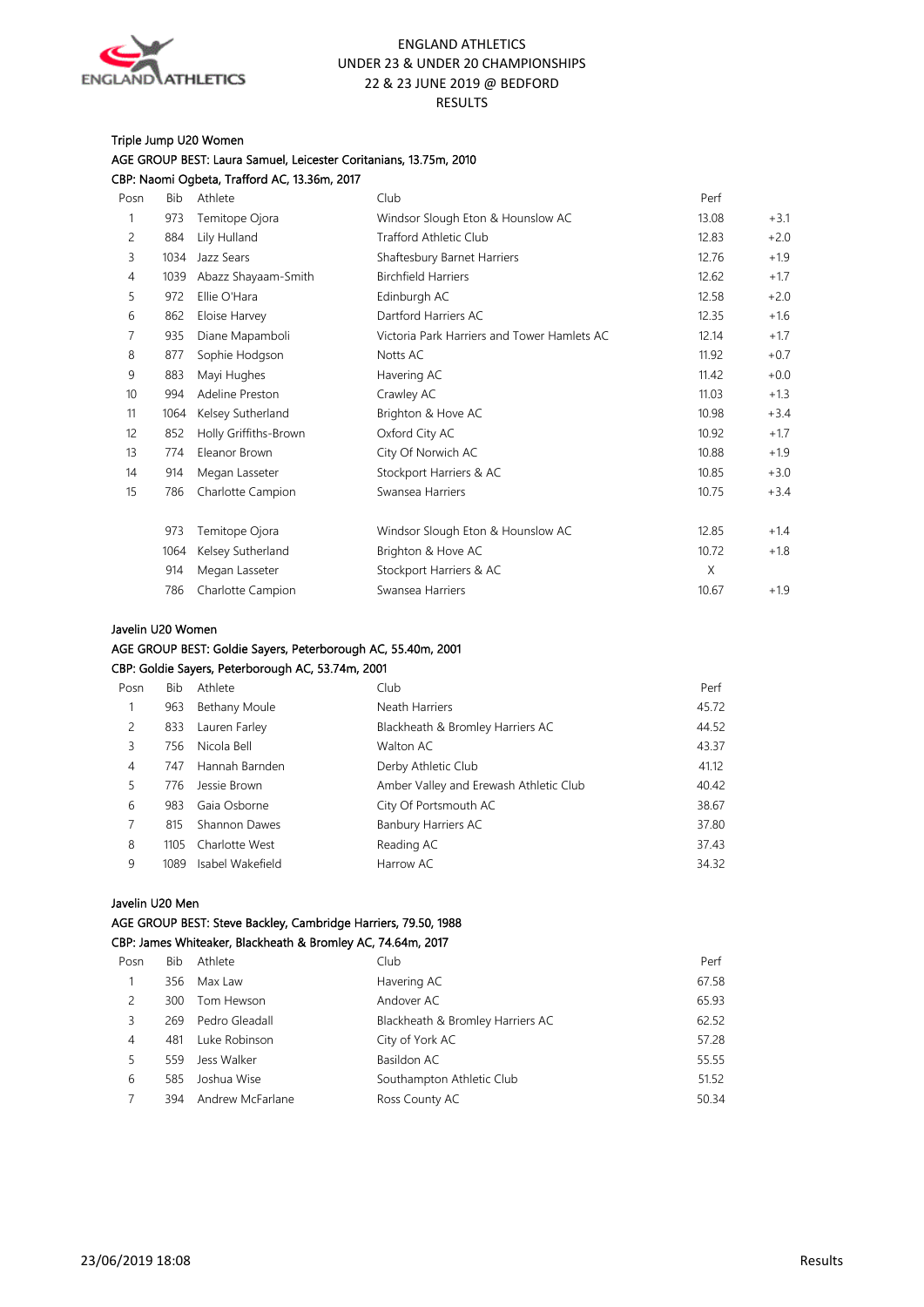ENGLAND ATHLETICS
UNDER 23 & UNDER 20 CHAMPIONSHIPS
22 & 23 JUNE 2019 @ BEDFORD
RESULTS

### Triple Jump U20 Women

AGE GROUP BEST: Laura Samuel, Leicester Coritanians, 13.75m, 2010
CBP: Naomi Ogbeta, Trafford AC, 13.36m, 2017

| Posn | Bib | Athlete | Club | Perf | |
|---|---|---|---|---|---|
| 1 | 973 | Temitope Ojora | Windsor Slough Eton & Hounslow AC | 13.08 | +3.1 |
| 2 | 884 | Lily Hulland | Trafford Athletic Club | 12.83 | +2.0 |
| 3 | 1034 | Jazz Sears | Shaftesbury Barnet Harriers | 12.76 | +1.9 |
| 4 | 1039 | Abazz Shayaam-Smith | Birchfield Harriers | 12.62 | +1.7 |
| 5 | 972 | Ellie O'Hara | Edinburgh AC | 12.58 | +2.0 |
| 6 | 862 | Eloise Harvey | Dartford Harriers AC | 12.35 | +1.6 |
| 7 | 935 | Diane Mapamboli | Victoria Park Harriers and Tower Hamlets AC | 12.14 | +1.7 |
| 8 | 877 | Sophie Hodgson | Notts AC | 11.92 | +0.7 |
| 9 | 883 | Mayi Hughes | Havering AC | 11.42 | +0.0 |
| 10 | 994 | Adeline Preston | Crawley AC | 11.03 | +1.3 |
| 11 | 1064 | Kelsey Sutherland | Brighton & Hove AC | 10.98 | +3.4 |
| 12 | 852 | Holly Griffiths-Brown | Oxford City AC | 10.92 | +1.7 |
| 13 | 774 | Eleanor Brown | City Of Norwich AC | 10.88 | +1.9 |
| 14 | 914 | Megan Lasseter | Stockport Harriers & AC | 10.85 | +3.0 |
| 15 | 786 | Charlotte Campion | Swansea Harriers | 10.75 | +3.4 |
| | | | | | |
| | 973 | Temitope Ojora | Windsor Slough Eton & Hounslow AC | 12.85 | +1.4 |
| | 1064 | Kelsey Sutherland | Brighton & Hove AC | 10.72 | +1.8 |
| | 914 | Megan Lasseter | Stockport Harriers & AC | X | |
| | 786 | Charlotte Campion | Swansea Harriers | 10.67 | +1.9 |

### Javelin U20 Women

AGE GROUP BEST: Goldie Sayers, Peterborough AC, 55.40m, 2001
CBP: Goldie Sayers, Peterborough AC, 53.74m, 2001

| Posn | Bib | Athlete | Club | Perf |
|---|---|---|---|---|
| 1 | 963 | Bethany Moule | Neath Harriers | 45.72 |
| 2 | 833 | Lauren Farley | Blackheath & Bromley Harriers AC | 44.52 |
| 3 | 756 | Nicola Bell | Walton AC | 43.37 |
| 4 | 747 | Hannah Barnden | Derby Athletic Club | 41.12 |
| 5 | 776 | Jessie Brown | Amber Valley and Erewash Athletic Club | 40.42 |
| 6 | 983 | Gaia Osborne | City Of Portsmouth AC | 38.67 |
| 7 | 815 | Shannon Dawes | Banbury Harriers AC | 37.80 |
| 8 | 1105 | Charlotte West | Reading AC | 37.43 |
| 9 | 1089 | Isabel Wakefield | Harrow AC | 34.32 |

### Javelin U20 Men

AGE GROUP BEST: Steve Backley, Cambridge Harriers, 79.50, 1988
CBP: James Whiteaker, Blackheath & Bromley AC, 74.64m, 2017

| Posn | Bib | Athlete | Club | Perf |
|---|---|---|---|---|
| 1 | 356 | Max Law | Havering AC | 67.58 |
| 2 | 300 | Tom Hewson | Andover AC | 65.93 |
| 3 | 269 | Pedro Gleadall | Blackheath & Bromley Harriers AC | 62.52 |
| 4 | 481 | Luke Robinson | City of York AC | 57.28 |
| 5 | 559 | Jess Walker | Basildon AC | 55.55 |
| 6 | 585 | Joshua Wise | Southampton Athletic Club | 51.52 |
| 7 | 394 | Andrew McFarlane | Ross County AC | 50.34 |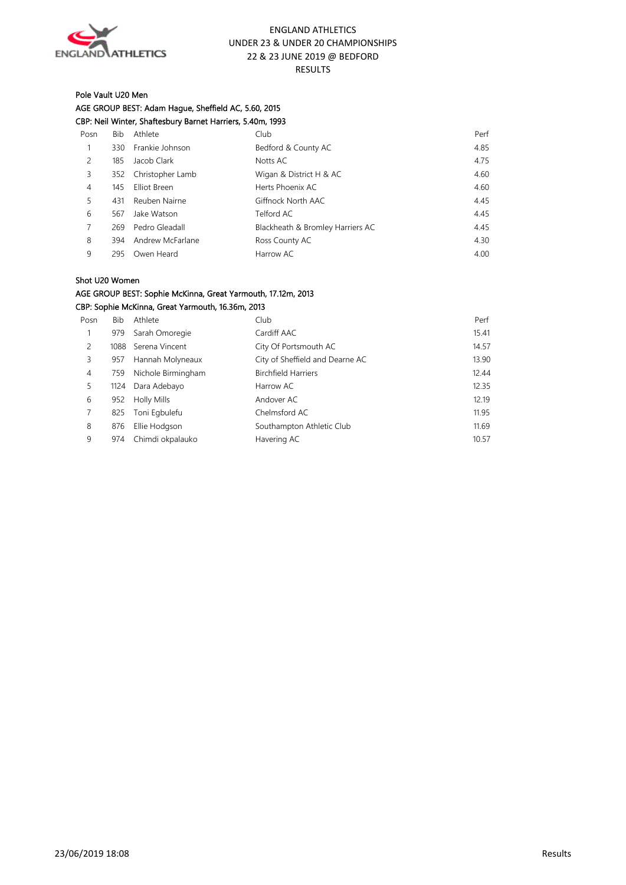ENGLAND ATHLETICS
UNDER 23 & UNDER 20 CHAMPIONSHIPS
22 & 23 JUNE 2019 @ BEDFORD
RESULTS

### Pole Vault U20 Men

AGE GROUP BEST: Adam Hague, Sheffield AC, 5.60, 2015
CBP: Neil Winter, Shaftesbury Barnet Harriers, 5.40m, 1993

| Posn | Bib | Athlete | Club | Perf |
|---|---|---|---|---|
| 1 | 330 | Frankie Johnson | Bedford & County AC | 4.85 |
| 2 | 185 | Jacob Clark | Notts AC | 4.75 |
| 3 | 352 | Christopher Lamb | Wigan & District H & AC | 4.60 |
| 4 | 145 | Elliot Breen | Herts Phoenix AC | 4.60 |
| 5 | 431 | Reuben Nairne | Giffnock North AAC | 4.45 |
| 6 | 567 | Jake Watson | Telford AC | 4.45 |
| 7 | 269 | Pedro Gleadall | Blackheath & Bromley Harriers AC | 4.45 |
| 8 | 394 | Andrew McFarlane | Ross County AC | 4.30 |
| 9 | 295 | Owen Heard | Harrow AC | 4.00 |

### Shot U20 Women

AGE GROUP BEST: Sophie McKinna, Great Yarmouth, 17.12m, 2013
CBP: Sophie McKinna, Great Yarmouth, 16.36m, 2013

| Posn | Bib | Athlete | Club | Perf |
|---|---|---|---|---|
| 1 | 979 | Sarah Omoregie | Cardiff AAC | 15.41 |
| 2 | 1088 | Serena Vincent | City Of Portsmouth AC | 14.57 |
| 3 | 957 | Hannah Molyneaux | City of Sheffield and Dearne AC | 13.90 |
| 4 | 759 | Nichole Birmingham | Birchfield Harriers | 12.44 |
| 5 | 1124 | Dara Adebayo | Harrow AC | 12.35 |
| 6 | 952 | Holly Mills | Andover AC | 12.19 |
| 7 | 825 | Toni Egbulefu | Chelmsford AC | 11.95 |
| 8 | 876 | Ellie Hodgson | Southampton Athletic Club | 11.69 |
| 9 | 974 | Chimdi okpalauko | Havering AC | 10.57 |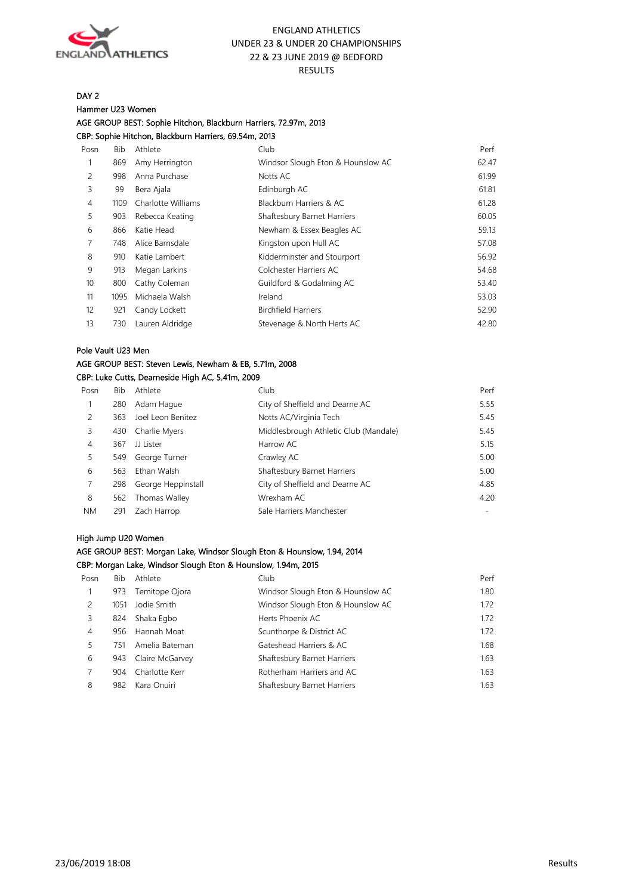ENGLAND ATHLETICS
UNDER 23 & UNDER 20 CHAMPIONSHIPS
22 & 23 JUNE 2019 @ BEDFORD
RESULTS

DAY 2

## Hammer U23 Women

AGE GROUP BEST: Sophie Hitchon, Blackburn Harriers, 72.97m, 2013
CBP: Sophie Hitchon, Blackburn Harriers, 69.54m, 2013

| Posn | Bib | Athlete | Club | Perf |
|---|---|---|---|---|
| 1 | 869 | Amy Herrington | Windsor Slough Eton & Hounslow AC | 62.47 |
| 2 | 998 | Anna Purchase | Notts AC | 61.99 |
| 3 | 99 | Bera Ajala | Edinburgh AC | 61.81 |
| 4 | 1109 | Charlotte Williams | Blackburn Harriers & AC | 61.28 |
| 5 | 903 | Rebecca Keating | Shaftesbury Barnet Harriers | 60.05 |
| 6 | 866 | Katie Head | Newham & Essex Beagles AC | 59.13 |
| 7 | 748 | Alice Barnsdale | Kingston upon Hull AC | 57.08 |
| 8 | 910 | Katie Lambert | Kidderminster and Stourport | 56.92 |
| 9 | 913 | Megan Larkins | Colchester Harriers AC | 54.68 |
| 10 | 800 | Cathy Coleman | Guildford & Godalming AC | 53.40 |
| 11 | 1095 | Michaela Walsh | Ireland | 53.03 |
| 12 | 921 | Candy Lockett | Birchfield Harriers | 52.90 |
| 13 | 730 | Lauren Aldridge | Stevenage & North Herts AC | 42.80 |

## Pole Vault U23 Men

AGE GROUP BEST: Steven Lewis, Newham & EB, 5.71m, 2008
CBP: Luke Cutts, Dearneside High AC, 5.41m, 2009

| Posn | Bib | Athlete | Club | Perf |
|---|---|---|---|---|
| 1 | 280 | Adam Hague | City of Sheffield and Dearne AC | 5.55 |
| 2 | 363 | Joel Leon Benitez | Notts AC/Virginia Tech | 5.45 |
| 3 | 430 | Charlie Myers | Middlesbrough Athletic Club (Mandale) | 5.45 |
| 4 | 367 | JJ Lister | Harrow AC | 5.15 |
| 5 | 549 | George Turner | Crawley AC | 5.00 |
| 6 | 563 | Ethan Walsh | Shaftesbury Barnet Harriers | 5.00 |
| 7 | 298 | George Heppinstall | City of Sheffield and Dearne AC | 4.85 |
| 8 | 562 | Thomas Walley | Wrexham AC | 4.20 |
| NM | 291 | Zach Harrop | Sale Harriers Manchester | - |

## High Jump U20 Women

AGE GROUP BEST: Morgan Lake, Windsor Slough Eton & Hounslow, 1.94, 2014
CBP: Morgan Lake, Windsor Slough Eton & Hounslow, 1.94m, 2015

| Posn | Bib | Athlete | Club | Perf |
|---|---|---|---|---|
| 1 | 973 | Temitope Ojora | Windsor Slough Eton & Hounslow AC | 1.80 |
| 2 | 1051 | Jodie Smith | Windsor Slough Eton & Hounslow AC | 1.72 |
| 3 | 824 | Shaka Egbo | Herts Phoenix AC | 1.72 |
| 4 | 956 | Hannah Moat | Scunthorpe & District AC | 1.72 |
| 5 | 751 | Amelia Bateman | Gateshead Harriers & AC | 1.68 |
| 6 | 943 | Claire McGarvey | Shaftesbury Barnet Harriers | 1.63 |
| 7 | 904 | Charlotte Kerr | Rotherham Harriers and AC | 1.63 |
| 8 | 982 | Kara Onuiri | Shaftesbury Barnet Harriers | 1.63 |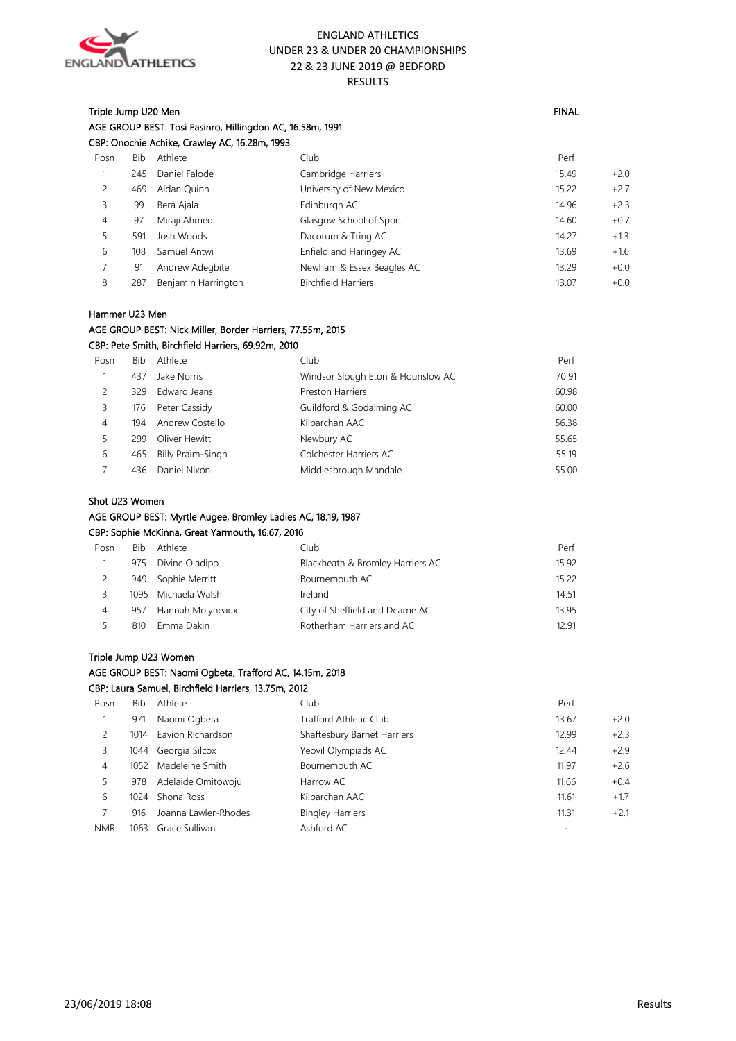ENGLAND ATHLETICS
UNDER 23 & UNDER 20 CHAMPIONSHIPS
22 & 23 JUNE 2019 @ BEDFORD
RESULTS

## Triple Jump U20 Men

FINAL

AGE GROUP BEST: Tosi Fasinro, Hillingdon AC, 16.58m, 1991
CBP: Onochie Achike, Crawley AC, 16.28m, 1993

| Posn | Bib | Athlete | Club | Perf | |
|---|---|---|---|---|---|
| 1 | 245 | Daniel Falode | Cambridge Harriers | 15.49 | +2.0 |
| 2 | 469 | Aidan Quinn | University of New Mexico | 15.22 | +2.7 |
| 3 | 99 | Bera Ajala | Edinburgh AC | 14.96 | +2.3 |
| 4 | 97 | Miraji Ahmed | Glasgow School of Sport | 14.60 | +0.7 |
| 5 | 591 | Josh Woods | Dacorum & Tring AC | 14.27 | +1.3 |
| 6 | 108 | Samuel Antwi | Enfield and Haringey AC | 13.69 | +1.6 |
| 7 | 91 | Andrew Adegbite | Newham & Essex Beagles AC | 13.29 | +0.0 |
| 8 | 287 | Benjamin Harrington | Birchfield Harriers | 13.07 | +0.0 |

## Hammer U23 Men

AGE GROUP BEST: Nick Miller, Border Harriers, 77.55m, 2015
CBP: Pete Smith, Birchfield Harriers, 69.92m, 2010

| Posn | Bib | Athlete | Club | Perf |
|---|---|---|---|---|
| 1 | 437 | Jake Norris | Windsor Slough Eton & Hounslow AC | 70.91 |
| 2 | 329 | Edward Jeans | Preston Harriers | 60.98 |
| 3 | 176 | Peter Cassidy | Guildford & Godalming AC | 60.00 |
| 4 | 194 | Andrew Costello | Kilbarchan AAC | 56.38 |
| 5 | 299 | Oliver Hewitt | Newbury AC | 55.65 |
| 6 | 465 | Billy Praim-Singh | Colchester Harriers AC | 55.19 |
| 7 | 436 | Daniel Nixon | Middlesbrough Mandale | 55.00 |

## Shot U23 Women

AGE GROUP BEST: Myrtle Augee, Bromley Ladies AC, 18.19, 1987
CBP: Sophie McKinna, Great Yarmouth, 16.67, 2016

| Posn | Bib | Athlete | Club | Perf |
|---|---|---|---|---|
| 1 | 975 | Divine Oladipo | Blackheath & Bromley Harriers AC | 15.92 |
| 2 | 949 | Sophie Merritt | Bournemouth AC | 15.22 |
| 3 | 1095 | Michaela Walsh | Ireland | 14.51 |
| 4 | 957 | Hannah Molyneaux | City of Sheffield and Dearne AC | 13.95 |
| 5 | 810 | Emma Dakin | Rotherham Harriers and AC | 12.91 |

## Triple Jump U23 Women

AGE GROUP BEST: Naomi Ogbeta, Trafford AC, 14.15m, 2018
CBP: Laura Samuel, Birchfield Harriers, 13.75m, 2012

| Posn | Bib | Athlete | Club | Perf | |
|---|---|---|---|---|---|
| 1 | 971 | Naomi Ogbeta | Trafford Athletic Club | 13.67 | +2.0 |
| 2 | 1014 | Eavion Richardson | Shaftesbury Barnet Harriers | 12.99 | +2.3 |
| 3 | 1044 | Georgia Silcox | Yeovil Olympiads AC | 12.44 | +2.9 |
| 4 | 1052 | Madeleine Smith | Bournemouth AC | 11.97 | +2.6 |
| 5 | 978 | Adelaide Omitowoju | Harrow AC | 11.66 | +0.4 |
| 6 | 1024 | Shona Ross | Kilbarchan AAC | 11.61 | +1.7 |
| 7 | 916 | Joanna Lawler-Rhodes | Bingley Harriers | 11.31 | +2.1 |
| NMR | 1063 | Grace Sullivan | Ashford AC | - | |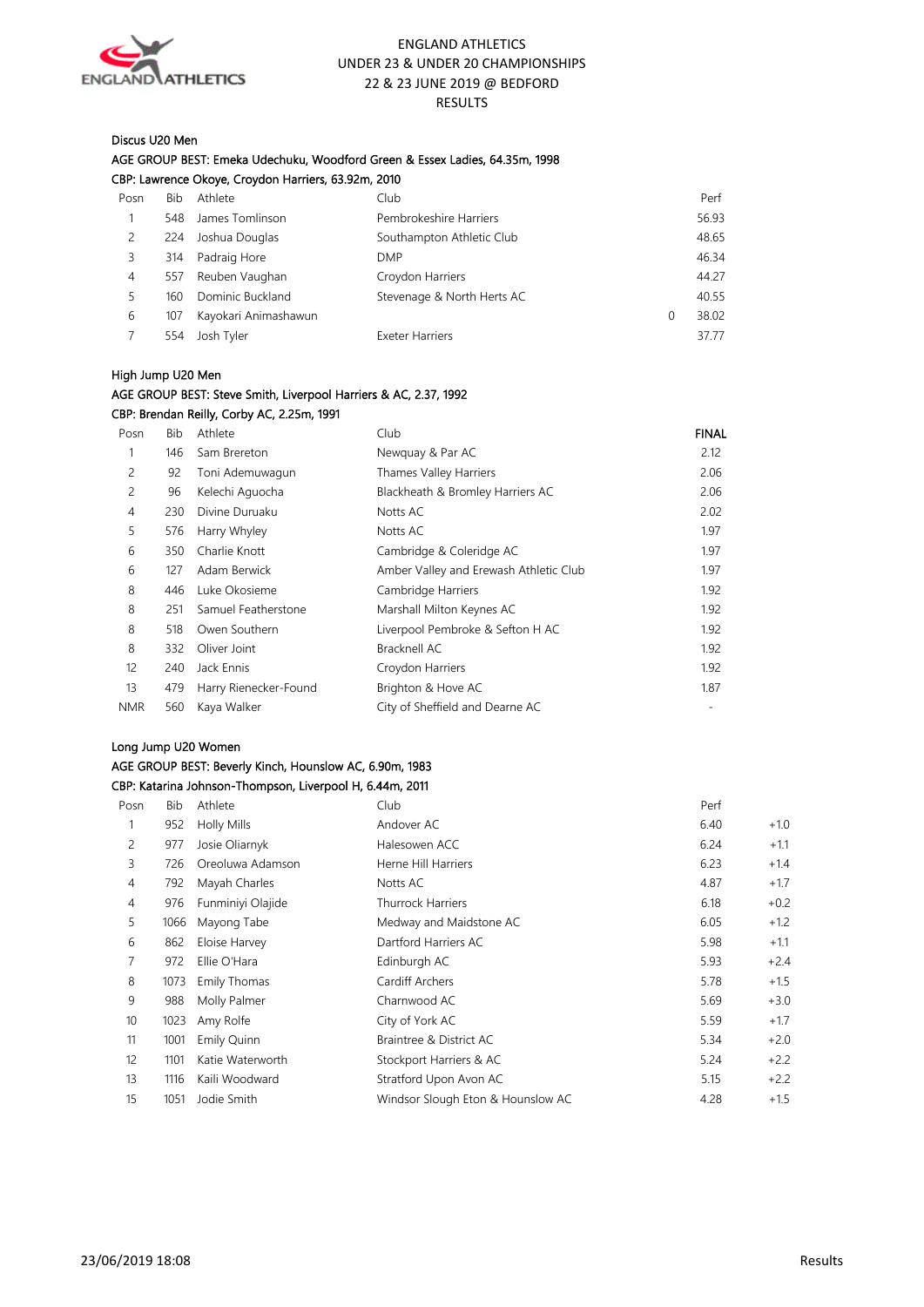ENGLAND ATHLETICS
UNDER 23 & UNDER 20 CHAMPIONSHIPS
22 & 23 JUNE 2019 @ BEDFORD
RESULTS

**Discus U20 Men**
AGE GROUP BEST: Emeka Udechuku, Woodford Green & Essex Ladies, 64.35m, 1998
CBP: Lawrence Okoye, Croydon Harriers, 63.92m, 2010

| Posn | Bib | Athlete | Club | | Perf |
|---|---|---|---|---|---|
| 1 | 548 | James Tomlinson | Pembrokeshire Harriers | | 56.93 |
| 2 | 224 | Joshua Douglas | Southampton Athletic Club | | 48.65 |
| 3 | 314 | Padraig Hore | DMP | | 46.34 |
| 4 | 557 | Reuben Vaughan | Croydon Harriers | | 44.27 |
| 5 | 160 | Dominic Buckland | Stevenage & North Herts AC | | 40.55 |
| 6 | 107 | Kayokari Animashawun | | 0 | 38.02 |
| 7 | 554 | Josh Tyler | Exeter Harriers | | 37.77 |

**High Jump U20 Men**
AGE GROUP BEST: Steve Smith, Liverpool Harriers & AC, 2.37, 1992
CBP: Brendan Reilly, Corby AC, 2.25m, 1991

| Posn | Bib | Athlete | Club | FINAL |
|---|---|---|---|---|
| 1 | 146 | Sam Brereton | Newquay & Par AC | 2.12 |
| 2 | 92 | Toni Ademuwagun | Thames Valley Harriers | 2.06 |
| 2 | 96 | Kelechi Aguocha | Blackheath & Bromley Harriers AC | 2.06 |
| 4 | 230 | Divine Duruaku | Notts AC | 2.02 |
| 5 | 576 | Harry Whyley | Notts AC | 1.97 |
| 6 | 350 | Charlie Knott | Cambridge & Coleridge AC | 1.97 |
| 6 | 127 | Adam Berwick | Amber Valley and Erewash Athletic Club | 1.97 |
| 8 | 446 | Luke Okosieme | Cambridge Harriers | 1.92 |
| 8 | 251 | Samuel Featherstone | Marshall Milton Keynes AC | 1.92 |
| 8 | 518 | Owen Southern | Liverpool Pembroke & Sefton H AC | 1.92 |
| 8 | 332 | Oliver Joint | Bracknell AC | 1.92 |
| 12 | 240 | Jack Ennis | Croydon Harriers | 1.92 |
| 13 | 479 | Harry Rienecker-Found | Brighton & Hove AC | 1.87 |
| NMR | 560 | Kaya Walker | City of Sheffield and Dearne AC | - |

**Long Jump U20 Women**
AGE GROUP BEST: Beverly Kinch, Hounslow AC, 6.90m, 1983
CBP: Katarina Johnson-Thompson, Liverpool H, 6.44m, 2011

| Posn | Bib | Athlete | Club | Perf | |
|---|---|---|---|---|---|
| 1 | 952 | Holly Mills | Andover AC | 6.40 | +1.0 |
| 2 | 977 | Josie Oliarnyk | Halesowen ACC | 6.24 | +1.1 |
| 3 | 726 | Oreoluwa Adamson | Herne Hill Harriers | 6.23 | +1.4 |
| 4 | 792 | Mayah Charles | Notts AC | 4.87 | +1.7 |
| 4 | 976 | Funminiyi Olajide | Thurrock Harriers | 6.18 | +0.2 |
| 5 | 1066 | Mayong Tabe | Medway and Maidstone AC | 6.05 | +1.2 |
| 6 | 862 | Eloise Harvey | Dartford Harriers AC | 5.98 | +1.1 |
| 7 | 972 | Ellie O'Hara | Edinburgh AC | 5.93 | +2.4 |
| 8 | 1073 | Emily Thomas | Cardiff Archers | 5.78 | +1.5 |
| 9 | 988 | Molly Palmer | Charnwood AC | 5.69 | +3.0 |
| 10 | 1023 | Amy Rolfe | City of York AC | 5.59 | +1.7 |
| 11 | 1001 | Emily Quinn | Braintree & District AC | 5.34 | +2.0 |
| 12 | 1101 | Katie Waterworth | Stockport Harriers & AC | 5.24 | +2.2 |
| 13 | 1116 | Kaili Woodward | Stratford Upon Avon AC | 5.15 | +2.2 |
| 15 | 1051 | Jodie Smith | Windsor Slough Eton & Hounslow AC | 4.28 | +1.5 |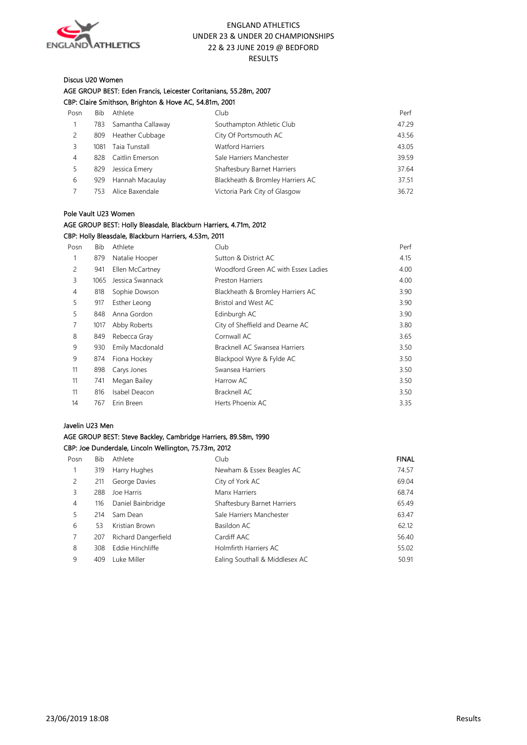ENGLAND ATHLETICS
UNDER 23 & UNDER 20 CHAMPIONSHIPS
22 & 23 JUNE 2019 @ BEDFORD
RESULTS

## Discus U20 Women

AGE GROUP BEST: Eden Francis, Leicester Coritanians, 55.28m, 2007
CBP: Claire Smithson, Brighton & Hove AC, 54.81m, 2001

| Posn | Bib | Athlete | Club | Perf |
|---|---|---|---|---|
| 1 | 783 | Samantha Callaway | Southampton Athletic Club | 47.29 |
| 2 | 809 | Heather Cubbage | City Of Portsmouth AC | 43.56 |
| 3 | 1081 | Taia Tunstall | Watford Harriers | 43.05 |
| 4 | 828 | Caitlin Emerson | Sale Harriers Manchester | 39.59 |
| 5 | 829 | Jessica Emery | Shaftesbury Barnet Harriers | 37.64 |
| 6 | 929 | Hannah Macaulay | Blackheath & Bromley Harriers AC | 37.51 |
| 7 | 753 | Alice Baxendale | Victoria Park City of Glasgow | 36.72 |

## Pole Vault U23 Women

AGE GROUP BEST: Holly Bleasdale, Blackburn Harriers, 4.71m, 2012
CBP: Holly Bleasdale, Blackburn Harriers, 4.53m, 2011

| Posn | Bib | Athlete | Club | Perf |
|---|---|---|---|---|
| 1 | 879 | Natalie Hooper | Sutton & District AC | 4.15 |
| 2 | 941 | Ellen McCartney | Woodford Green AC with Essex Ladies | 4.00 |
| 3 | 1065 | Jessica Swannack | Preston Harriers | 4.00 |
| 4 | 818 | Sophie Dowson | Blackheath & Bromley Harriers AC | 3.90 |
| 5 | 917 | Esther Leong | Bristol and West AC | 3.90 |
| 5 | 848 | Anna Gordon | Edinburgh AC | 3.90 |
| 7 | 1017 | Abby Roberts | City of Sheffield and Dearne AC | 3.80 |
| 8 | 849 | Rebecca Gray | Cornwall AC | 3.65 |
| 9 | 930 | Emily Macdonald | Bracknell AC Swansea Harriers | 3.50 |
| 9 | 874 | Fiona Hockey | Blackpool Wyre & Fylde AC | 3.50 |
| 11 | 898 | Carys Jones | Swansea Harriers | 3.50 |
| 11 | 741 | Megan Bailey | Harrow AC | 3.50 |
| 11 | 816 | Isabel Deacon | Bracknell AC | 3.50 |
| 14 | 767 | Erin Breen | Herts Phoenix AC | 3.35 |

## Javelin U23 Men

AGE GROUP BEST: Steve Backley, Cambridge Harriers, 89.58m, 1990
CBP: Joe Dunderdale, Lincoln Wellington, 75.73m, 2012

| Posn | Bib | Athlete | Club | **FINAL** |
|---|---|---|---|---|
| 1 | 319 | Harry Hughes | Newham & Essex Beagles AC | 74.57 |
| 2 | 211 | George Davies | City of York AC | 69.04 |
| 3 | 288 | Joe Harris | Manx Harriers | 68.74 |
| 4 | 116 | Daniel Bainbridge | Shaftesbury Barnet Harriers | 65.49 |
| 5 | 214 | Sam Dean | Sale Harriers Manchester | 63.47 |
| 6 | 53 | Kristian Brown | Basildon AC | 62.12 |
| 7 | 207 | Richard Dangerfield | Cardiff AAC | 56.40 |
| 8 | 308 | Eddie Hinchliffe | Holmfirth Harriers AC | 55.02 |
| 9 | 409 | Luke Miller | Ealing Southall & Middlesex AC | 50.91 |

23/06/2019 18:08 Results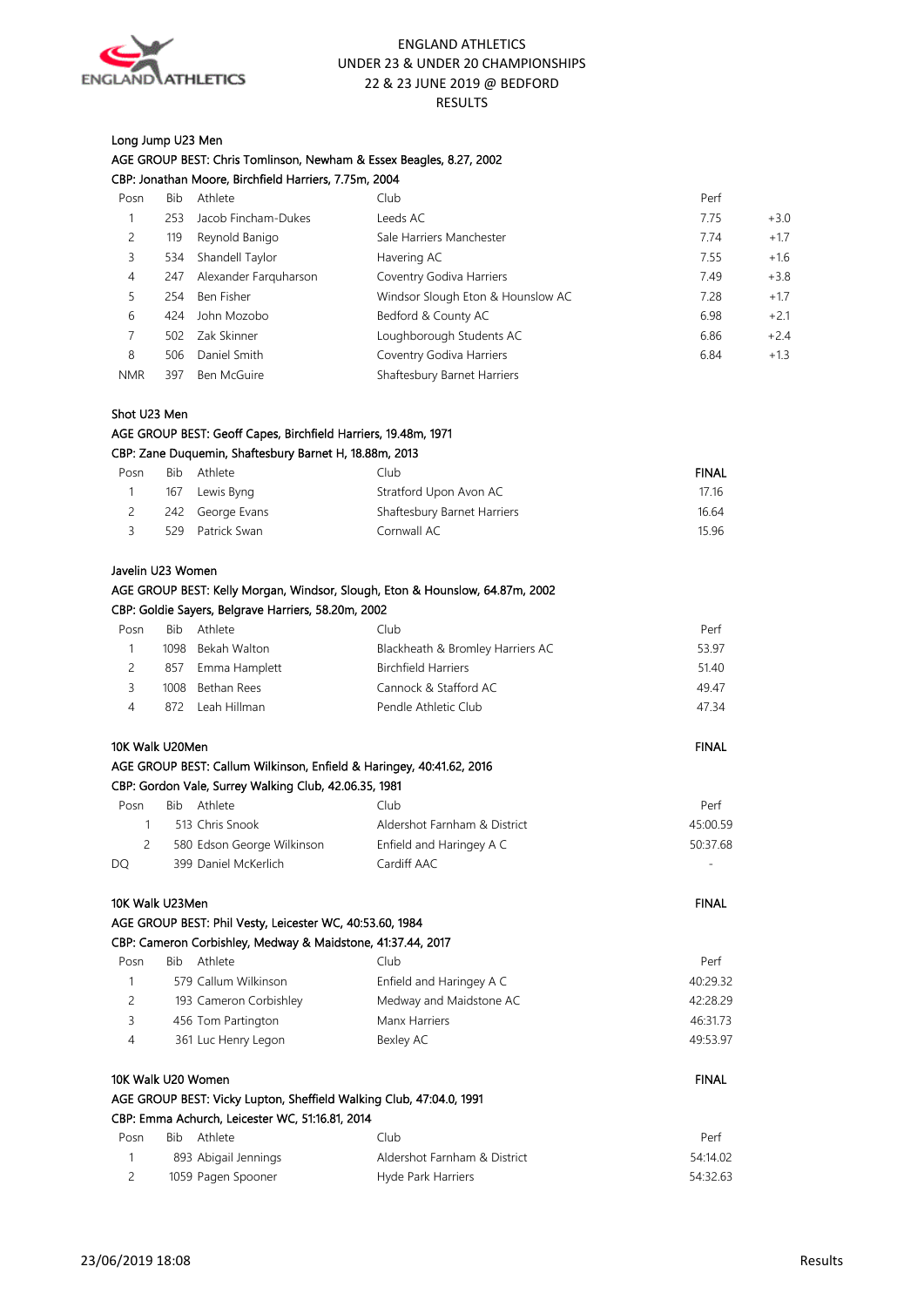ENGLAND ATHLETICS
UNDER 23 & UNDER 20 CHAMPIONSHIPS
22 & 23 JUNE 2019 @ BEDFORD
RESULTS

### Long Jump U23 Men

AGE GROUP BEST: Chris Tomlinson, Newham & Essex Beagles, 8.27, 2002
CBP: Jonathan Moore, Birchfield Harriers, 7.75m, 2004

| Posn | Bib | Athlete | Club | Perf | |
|---|---|---|---|---|---|
| 1 | 253 | Jacob Fincham-Dukes | Leeds AC | 7.75 | +3.0 |
| 2 | 119 | Reynold Banigo | Sale Harriers Manchester | 7.74 | +1.7 |
| 3 | 534 | Shandell Taylor | Havering AC | 7.55 | +1.6 |
| 4 | 247 | Alexander Farquharson | Coventry Godiva Harriers | 7.49 | +3.8 |
| 5 | 254 | Ben Fisher | Windsor Slough Eton & Hounslow AC | 7.28 | +1.7 |
| 6 | 424 | John Mozobo | Bedford & County AC | 6.98 | +2.1 |
| 7 | 502 | Zak Skinner | Loughborough Students AC | 6.86 | +2.4 |
| 8 | 506 | Daniel Smith | Coventry Godiva Harriers | 6.84 | +1.3 |
| NMR | 397 | Ben McGuire | Shaftesbury Barnet Harriers | | |

### Shot U23 Men

AGE GROUP BEST: Geoff Capes, Birchfield Harriers, 19.48m, 1971
CBP: Zane Duquemin, Shaftesbury Barnet H, 18.88m, 2013

| Posn | Bib | Athlete | Club | **FINAL** |
|---|---|---|---|---|
| 1 | 167 | Lewis Byng | Stratford Upon Avon AC | 17.16 |
| 2 | 242 | George Evans | Shaftesbury Barnet Harriers | 16.64 |
| 3 | 529 | Patrick Swan | Cornwall AC | 15.96 |

### Javelin U23 Women

AGE GROUP BEST: Kelly Morgan, Windsor, Slough, Eton & Hounslow, 64.87m, 2002
CBP: Goldie Sayers, Belgrave Harriers, 58.20m, 2002

| Posn | Bib | Athlete | Club | Perf |
|---|---|---|---|---|
| 1 | 1098 | Bekah Walton | Blackheath & Bromley Harriers AC | 53.97 |
| 2 | 857 | Emma Hamplett | Birchfield Harriers | 51.40 |
| 3 | 1008 | Bethan Rees | Cannock & Stafford AC | 49.47 |
| 4 | 872 | Leah Hillman | Pendle Athletic Club | 47.34 |

### 10K Walk U20Men — **FINAL**

AGE GROUP BEST: Callum Wilkinson, Enfield & Haringey, 40:41.62, 2016
CBP: Gordon Vale, Surrey Walking Club, 42.06.35, 1981

| Posn | Bib | Athlete | Club | Perf |
|---|---|---|---|---|
| 1 | 513 | Chris Snook | Aldershot Farnham & District | 45:00.59 |
| 2 | 580 | Edson George Wilkinson | Enfield and Haringey A C | 50:37.68 |
| DQ | 399 | Daniel McKerlich | Cardiff AAC | - |

### 10K Walk U23Men — **FINAL**

AGE GROUP BEST: Phil Vesty, Leicester WC, 40:53.60, 1984
CBP: Cameron Corbishley, Medway & Maidstone, 41:37.44, 2017

| Posn | Bib | Athlete | Club | Perf |
|---|---|---|---|---|
| 1 | 579 | Callum Wilkinson | Enfield and Haringey A C | 40:29.32 |
| 2 | 193 | Cameron Corbishley | Medway and Maidstone AC | 42:28.29 |
| 3 | 456 | Tom Partington | Manx Harriers | 46:31.73 |
| 4 | 361 | Luc Henry Legon | Bexley AC | 49:53.97 |

### 10K Walk U20 Women — **FINAL**

AGE GROUP BEST: Vicky Lupton, Sheffield Walking Club, 47:04.0, 1991
CBP: Emma Achurch, Leicester WC, 51:16.81, 2014

| Posn | Bib | Athlete | Club | Perf |
|---|---|---|---|---|
| 1 | 893 | Abigail Jennings | Aldershot Farnham & District | 54:14.02 |
| 2 | 1059 | Pagen Spooner | Hyde Park Harriers | 54:32.63 |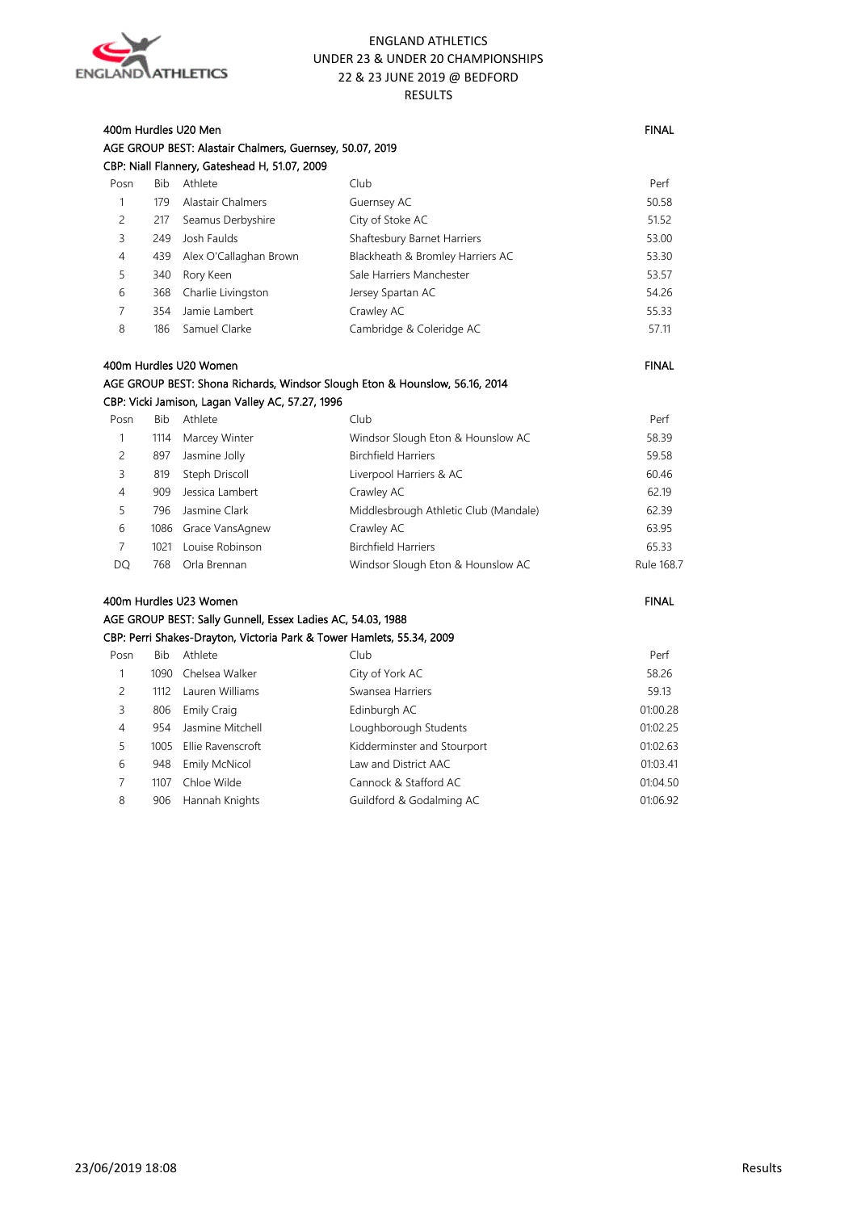ENGLAND ATHLETICS
UNDER 23 & UNDER 20 CHAMPIONSHIPS
22 & 23 JUNE 2019 @ BEDFORD
RESULTS

## 400m Hurdles U20 Men — FINAL

AGE GROUP BEST: Alastair Chalmers, Guernsey, 50.07, 2019
CBP: Niall Flannery, Gateshead H, 51.07, 2009

| Posn | Bib | Athlete | Club | Perf |
|---|---|---|---|---|
| 1 | 179 | Alastair Chalmers | Guernsey AC | 50.58 |
| 2 | 217 | Seamus Derbyshire | City of Stoke AC | 51.52 |
| 3 | 249 | Josh Faulds | Shaftesbury Barnet Harriers | 53.00 |
| 4 | 439 | Alex O'Callaghan Brown | Blackheath & Bromley Harriers AC | 53.30 |
| 5 | 340 | Rory Keen | Sale Harriers Manchester | 53.57 |
| 6 | 368 | Charlie Livingston | Jersey Spartan AC | 54.26 |
| 7 | 354 | Jamie Lambert | Crawley AC | 55.33 |
| 8 | 186 | Samuel Clarke | Cambridge & Coleridge AC | 57.11 |

## 400m Hurdles U20 Women — FINAL

AGE GROUP BEST: Shona Richards, Windsor Slough Eton & Hounslow, 56.16, 2014
CBP: Vicki Jamison, Lagan Valley AC, 57.27, 1996

| Posn | Bib | Athlete | Club | Perf |
|---|---|---|---|---|
| 1 | 1114 | Marcey Winter | Windsor Slough Eton & Hounslow AC | 58.39 |
| 2 | 897 | Jasmine Jolly | Birchfield Harriers | 59.58 |
| 3 | 819 | Steph Driscoll | Liverpool Harriers & AC | 60.46 |
| 4 | 909 | Jessica Lambert | Crawley AC | 62.19 |
| 5 | 796 | Jasmine Clark | Middlesbrough Athletic Club (Mandale) | 62.39 |
| 6 | 1086 | Grace VansAgnew | Crawley AC | 63.95 |
| 7 | 1021 | Louise Robinson | Birchfield Harriers | 65.33 |
| DQ | 768 | Orla Brennan | Windsor Slough Eton & Hounslow AC | Rule 168.7 |

## 400m Hurdles U23 Women — FINAL

AGE GROUP BEST: Sally Gunnell, Essex Ladies AC, 54.03, 1988
CBP: Perri Shakes-Drayton, Victoria Park & Tower Hamlets, 55.34, 2009

| Posn | Bib | Athlete | Club | Perf |
|---|---|---|---|---|
| 1 | 1090 | Chelsea Walker | City of York AC | 58.26 |
| 2 | 1112 | Lauren Williams | Swansea Harriers | 59.13 |
| 3 | 806 | Emily Craig | Edinburgh AC | 01:00.28 |
| 4 | 954 | Jasmine Mitchell | Loughborough Students | 01:02.25 |
| 5 | 1005 | Ellie Ravenscroft | Kidderminster and Stourport | 01:02.63 |
| 6 | 948 | Emily McNicol | Law and District AAC | 01:03.41 |
| 7 | 1107 | Chloe Wilde | Cannock & Stafford AC | 01:04.50 |
| 8 | 906 | Hannah Knights | Guildford & Godalming AC | 01:06.92 |

23/06/2019 18:08 Results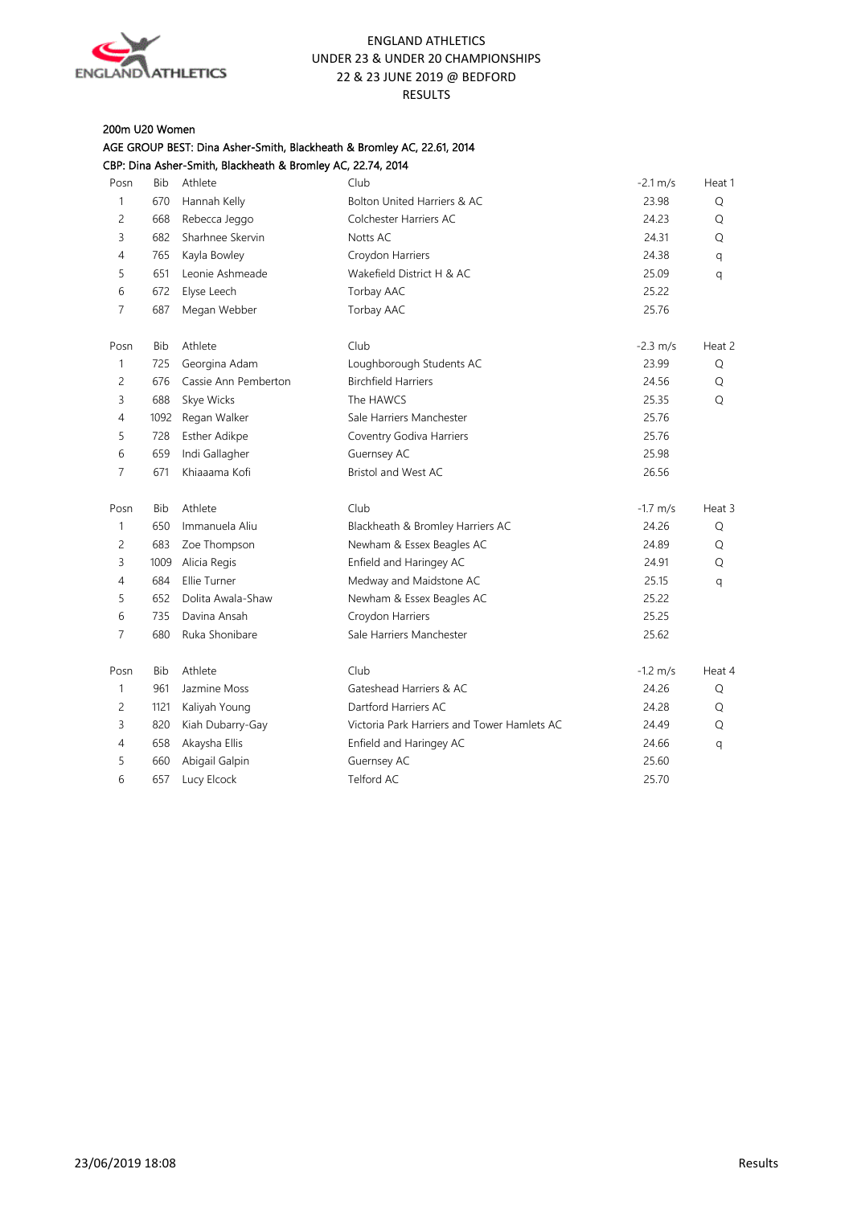ENGLAND ATHLETICS
UNDER 23 & UNDER 20 CHAMPIONSHIPS
22 & 23 JUNE 2019 @ BEDFORD
RESULTS

## 200m U20 Women

AGE GROUP BEST: Dina Asher-Smith, Blackheath & Bromley AC, 22.61, 2014
CBP: Dina Asher-Smith, Blackheath & Bromley AC, 22.74, 2014

| Posn | Bib | Athlete | Club | -2.1 m/s | Heat 1 |
|---|---|---|---|---|---|
| 1 | 670 | Hannah Kelly | Bolton United Harriers & AC | 23.98 | Q |
| 2 | 668 | Rebecca Jeggo | Colchester Harriers AC | 24.23 | Q |
| 3 | 682 | Sharhnee Skervin | Notts AC | 24.31 | Q |
| 4 | 765 | Kayla Bowley | Croydon Harriers | 24.38 | q |
| 5 | 651 | Leonie Ashmeade | Wakefield District H & AC | 25.09 | q |
| 6 | 672 | Elyse Leech | Torbay AAC | 25.22 | |
| 7 | 687 | Megan Webber | Torbay AAC | 25.76 | |

| Posn | Bib | Athlete | Club | -2.3 m/s | Heat 2 |
|---|---|---|---|---|---|
| 1 | 725 | Georgina Adam | Loughborough Students AC | 23.99 | Q |
| 2 | 676 | Cassie Ann Pemberton | Birchfield Harriers | 24.56 | Q |
| 3 | 688 | Skye Wicks | The HAWCS | 25.35 | Q |
| 4 | 1092 | Regan Walker | Sale Harriers Manchester | 25.76 | |
| 5 | 728 | Esther Adikpe | Coventry Godiva Harriers | 25.76 | |
| 6 | 659 | Indi Gallagher | Guernsey AC | 25.98 | |
| 7 | 671 | Khiaaama Kofi | Bristol and West AC | 26.56 | |

| Posn | Bib | Athlete | Club | -1.7 m/s | Heat 3 |
|---|---|---|---|---|---|
| 1 | 650 | Immanuela Aliu | Blackheath & Bromley Harriers AC | 24.26 | Q |
| 2 | 683 | Zoe Thompson | Newham & Essex Beagles AC | 24.89 | Q |
| 3 | 1009 | Alicia Regis | Enfield and Haringey AC | 24.91 | Q |
| 4 | 684 | Ellie Turner | Medway and Maidstone AC | 25.15 | q |
| 5 | 652 | Dolita Awala-Shaw | Newham & Essex Beagles AC | 25.22 | |
| 6 | 735 | Davina Ansah | Croydon Harriers | 25.25 | |
| 7 | 680 | Ruka Shonibare | Sale Harriers Manchester | 25.62 | |

| Posn | Bib | Athlete | Club | -1.2 m/s | Heat 4 |
|---|---|---|---|---|---|
| 1 | 961 | Jazmine Moss | Gateshead Harriers & AC | 24.26 | Q |
| 2 | 1121 | Kaliyah Young | Dartford Harriers AC | 24.28 | Q |
| 3 | 820 | Kiah Dubarry-Gay | Victoria Park Harriers and Tower Hamlets AC | 24.49 | Q |
| 4 | 658 | Akaysha Ellis | Enfield and Haringey AC | 24.66 | q |
| 5 | 660 | Abigail Galpin | Guernsey AC | 25.60 | |
| 6 | 657 | Lucy Elcock | Telford AC | 25.70 | |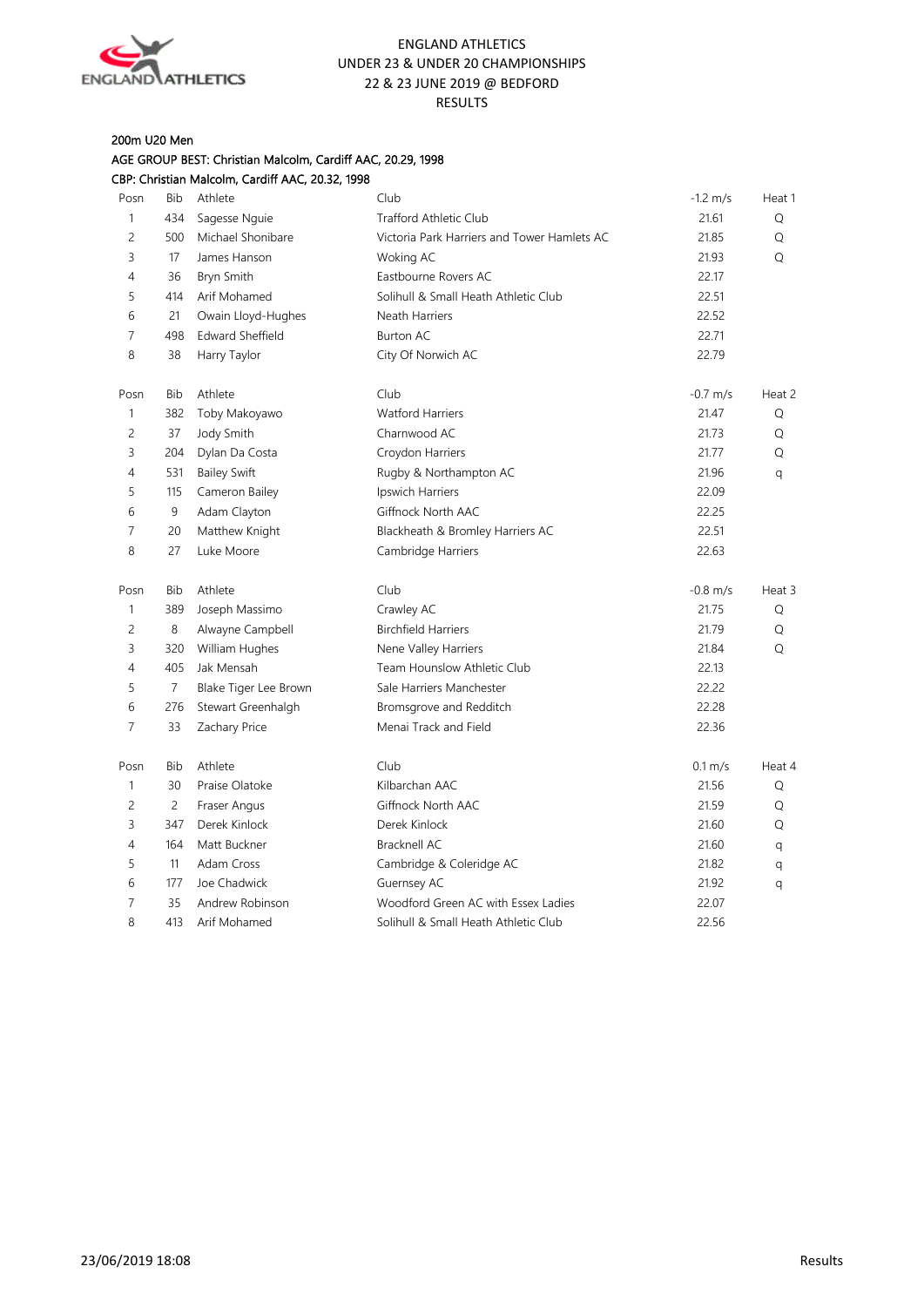# ENGLAND ATHLETICS
## UNDER 23 & UNDER 20 CHAMPIONSHIPS
## 22 & 23 JUNE 2019 @ BEDFORD
## RESULTS

### 200m U20 Men

AGE GROUP BEST: Christian Malcolm, Cardiff AAC, 20.29, 1998

CBP: Christian Malcolm, Cardiff AAC, 20.32, 1998

| Posn | Bib | Athlete | Club | -1.2 m/s | Heat 1 |
|---|---|---|---|---|---|
| 1 | 434 | Sagesse Nguie | Trafford Athletic Club | 21.61 | Q |
| 2 | 500 | Michael Shonibare | Victoria Park Harriers and Tower Hamlets AC | 21.85 | Q |
| 3 | 17 | James Hanson | Woking AC | 21.93 | Q |
| 4 | 36 | Bryn Smith | Eastbourne Rovers AC | 22.17 | |
| 5 | 414 | Arif Mohamed | Solihull & Small Heath Athletic Club | 22.51 | |
| 6 | 21 | Owain Lloyd-Hughes | Neath Harriers | 22.52 | |
| 7 | 498 | Edward Sheffield | Burton AC | 22.71 | |
| 8 | 38 | Harry Taylor | City Of Norwich AC | 22.79 | |

| Posn | Bib | Athlete | Club | -0.7 m/s | Heat 2 |
|---|---|---|---|---|---|
| 1 | 382 | Toby Makoyawo | Watford Harriers | 21.47 | Q |
| 2 | 37 | Jody Smith | Charnwood AC | 21.73 | Q |
| 3 | 204 | Dylan Da Costa | Croydon Harriers | 21.77 | Q |
| 4 | 531 | Bailey Swift | Rugby & Northampton AC | 21.96 | q |
| 5 | 115 | Cameron Bailey | Ipswich Harriers | 22.09 | |
| 6 | 9 | Adam Clayton | Giffnock North AAC | 22.25 | |
| 7 | 20 | Matthew Knight | Blackheath & Bromley Harriers AC | 22.51 | |
| 8 | 27 | Luke Moore | Cambridge Harriers | 22.63 | |

| Posn | Bib | Athlete | Club | -0.8 m/s | Heat 3 |
|---|---|---|---|---|---|
| 1 | 389 | Joseph Massimo | Crawley AC | 21.75 | Q |
| 2 | 8 | Alwayne Campbell | Birchfield Harriers | 21.79 | Q |
| 3 | 320 | William Hughes | Nene Valley Harriers | 21.84 | Q |
| 4 | 405 | Jak Mensah | Team Hounslow Athletic Club | 22.13 | |
| 5 | 7 | Blake Tiger Lee Brown | Sale Harriers Manchester | 22.22 | |
| 6 | 276 | Stewart Greenhalgh | Bromsgrove and Redditch | 22.28 | |
| 7 | 33 | Zachary Price | Menai Track and Field | 22.36 | |

| Posn | Bib | Athlete | Club | 0.1 m/s | Heat 4 |
|---|---|---|---|---|---|
| 1 | 30 | Praise Olatoke | Kilbarchan AAC | 21.56 | Q |
| 2 | 2 | Fraser Angus | Giffnock North AAC | 21.59 | Q |
| 3 | 347 | Derek Kinlock | Derek Kinlock | 21.60 | Q |
| 4 | 164 | Matt Buckner | Bracknell AC | 21.60 | q |
| 5 | 11 | Adam Cross | Cambridge & Coleridge AC | 21.82 | q |
| 6 | 177 | Joe Chadwick | Guernsey AC | 21.92 | q |
| 7 | 35 | Andrew Robinson | Woodford Green AC with Essex Ladies | 22.07 | |
| 8 | 413 | Arif Mohamed | Solihull & Small Heath Athletic Club | 22.56 | |

23/06/2019 18:08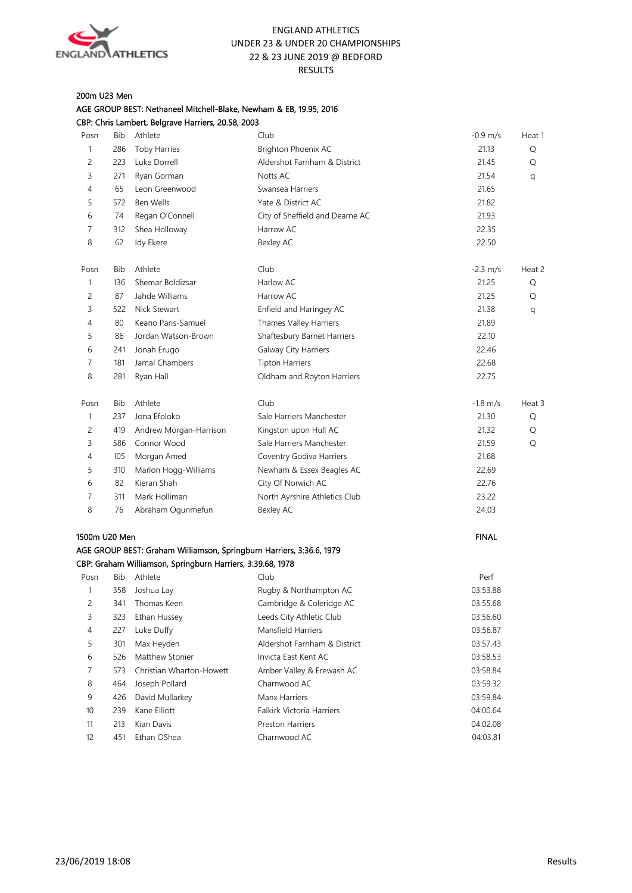ENGLAND ATHLETICS
UNDER 23 & UNDER 20 CHAMPIONSHIPS
22 & 23 JUNE 2019 @ BEDFORD
RESULTS

### 200m U23 Men

AGE GROUP BEST: Nethaneel Mitchell-Blake, Newham & EB, 19.95, 2016
CBP: Chris Lambert, Belgrave Harriers, 20.58, 2003

| Posn | Bib | Athlete | Club | -0.9 m/s | Heat 1 |
|---|---|---|---|---|---|
| 1 | 286 | Toby Harries | Brighton Phoenix AC | 21.13 | Q |
| 2 | 223 | Luke Dorrell | Aldershot Farnham & District | 21.45 | Q |
| 3 | 271 | Ryan Gorman | Notts AC | 21.54 | q |
| 4 | 65 | Leon Greenwood | Swansea Harriers | 21.65 | |
| 5 | 572 | Ben Wells | Yate & District AC | 21.82 | |
| 6 | 74 | Regan O'Connell | City of Sheffield and Dearne AC | 21.93 | |
| 7 | 312 | Shea Holloway | Harrow AC | 22.35 | |
| 8 | 62 | Idy Ekere | Bexley AC | 22.50 | |

| Posn | Bib | Athlete | Club | -2.3 m/s | Heat 2 |
|---|---|---|---|---|---|
| 1 | 136 | Shemar Boldizsar | Harlow AC | 21.25 | Q |
| 2 | 87 | Jahde Williams | Harrow AC | 21.25 | Q |
| 3 | 522 | Nick Stewart | Enfield and Haringey AC | 21.38 | q |
| 4 | 80 | Keano Paris-Samuel | Thames Valley Harriers | 21.89 | |
| 5 | 86 | Jordan Watson-Brown | Shaftesbury Barnet Harriers | 22.10 | |
| 6 | 241 | Jonah Erugo | Galway City Harriers | 22.46 | |
| 7 | 181 | Jamal Chambers | Tipton Harriers | 22.68 | |
| 8 | 281 | Ryan Hall | Oldham and Royton Harriers | 22.75 | |

| Posn | Bib | Athlete | Club | -1.8 m/s | Heat 3 |
|---|---|---|---|---|---|
| 1 | 237 | Jona Efoloko | Sale Harriers Manchester | 21.30 | Q |
| 2 | 419 | Andrew Morgan-Harrison | Kingston upon Hull AC | 21.32 | Q |
| 3 | 586 | Connor Wood | Sale Harriers Manchester | 21.59 | Q |
| 4 | 105 | Morgan Amed | Coventry Godiva Harriers | 21.68 | |
| 5 | 310 | Marlon Hogg-Williams | Newham & Essex Beagles AC | 22.69 | |
| 6 | 82 | Kieran Shah | City Of Norwich AC | 22.76 | |
| 7 | 311 | Mark Holliman | North Ayrshire Athletics Club | 23.22 | |
| 8 | 76 | Abraham Ogunmefun | Bexley AC | 24.03 | |

### 1500m U20 Men

FINAL

AGE GROUP BEST: Graham Williamson, Springburn Harriers, 3:36.6, 1979
CBP: Graham Williamson, Springburn Harriers, 3:39.68, 1978

| Posn | Bib | Athlete | Club | Perf |
|---|---|---|---|---|
| 1 | 358 | Joshua Lay | Rugby & Northampton AC | 03:53.88 |
| 2 | 341 | Thomas Keen | Cambridge & Coleridge AC | 03:55.68 |
| 3 | 323 | Ethan Hussey | Leeds City Athletic Club | 03:56.60 |
| 4 | 227 | Luke Duffy | Mansfield Harriers | 03:56.87 |
| 5 | 301 | Max Heyden | Aldershot Farnham & District | 03:57.43 |
| 6 | 526 | Matthew Stonier | Invicta East Kent AC | 03:58.53 |
| 7 | 573 | Christian Wharton-Howett | Amber Valley & Erewash AC | 03:58.84 |
| 8 | 464 | Joseph Pollard | Charnwood AC | 03:59.32 |
| 9 | 426 | David Mullarkey | Manx Harriers | 03:59.84 |
| 10 | 239 | Kane Elliott | Falkirk Victoria Harriers | 04:00.64 |
| 11 | 213 | Kian Davis | Preston Harriers | 04:02.08 |
| 12 | 451 | Ethan OShea | Charnwood AC | 04:03.81 |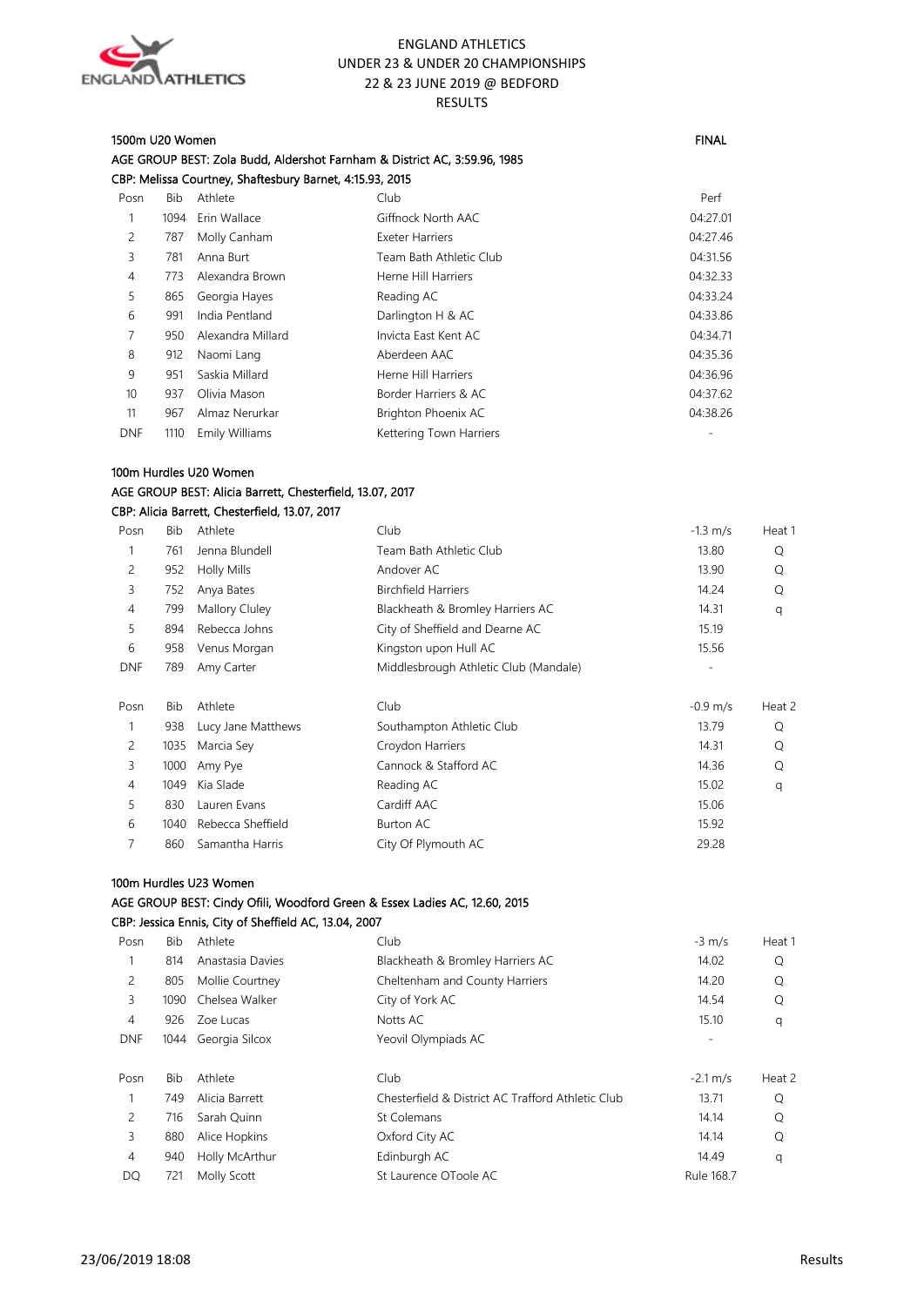ENGLAND ATHLETICS
UNDER 23 & UNDER 20 CHAMPIONSHIPS
22 & 23 JUNE 2019 @ BEDFORD
RESULTS

## 1500m U20 Women — FINAL

AGE GROUP BEST: Zola Budd, Aldershot Farnham & District AC, 3:59.96, 1985
CBP: Melissa Courtney, Shaftesbury Barnet, 4:15.93, 2015

| Posn | Bib | Athlete | Club | Perf |
|---|---|---|---|---|
| 1 | 1094 | Erin Wallace | Giffnock North AAC | 04:27.01 |
| 2 | 787 | Molly Canham | Exeter Harriers | 04:27.46 |
| 3 | 781 | Anna Burt | Team Bath Athletic Club | 04:31.56 |
| 4 | 773 | Alexandra Brown | Herne Hill Harriers | 04:32.33 |
| 5 | 865 | Georgia Hayes | Reading AC | 04:33.24 |
| 6 | 991 | India Pentland | Darlington H & AC | 04:33.86 |
| 7 | 950 | Alexandra Millard | Invicta East Kent AC | 04:34.71 |
| 8 | 912 | Naomi Lang | Aberdeen AAC | 04:35.36 |
| 9 | 951 | Saskia Millard | Herne Hill Harriers | 04:36.96 |
| 10 | 937 | Olivia Mason | Border Harriers & AC | 04:37.62 |
| 11 | 967 | Almaz Nerurkar | Brighton Phoenix AC | 04:38.26 |
| DNF | 1110 | Emily Williams | Kettering Town Harriers | - |

## 100m Hurdles U20 Women

AGE GROUP BEST: Alicia Barrett, Chesterfield, 13.07, 2017
CBP: Alicia Barrett, Chesterfield, 13.07, 2017

| Posn | Bib | Athlete | Club | -1.3 m/s | Heat 1 |
|---|---|---|---|---|---|
| 1 | 761 | Jenna Blundell | Team Bath Athletic Club | 13.80 | Q |
| 2 | 952 | Holly Mills | Andover AC | 13.90 | Q |
| 3 | 752 | Anya Bates | Birchfield Harriers | 14.24 | Q |
| 4 | 799 | Mallory Cluley | Blackheath & Bromley Harriers AC | 14.31 | q |
| 5 | 894 | Rebecca Johns | City of Sheffield and Dearne AC | 15.19 | |
| 6 | 958 | Venus Morgan | Kingston upon Hull AC | 15.56 | |
| DNF | 789 | Amy Carter | Middlesbrough Athletic Club (Mandale) | - | |

| Posn | Bib | Athlete | Club | -0.9 m/s | Heat 2 |
|---|---|---|---|---|---|
| 1 | 938 | Lucy Jane Matthews | Southampton Athletic Club | 13.79 | Q |
| 2 | 1035 | Marcia Sey | Croydon Harriers | 14.31 | Q |
| 3 | 1000 | Amy Pye | Cannock & Stafford AC | 14.36 | Q |
| 4 | 1049 | Kia Slade | Reading AC | 15.02 | q |
| 5 | 830 | Lauren Evans | Cardiff AAC | 15.06 | |
| 6 | 1040 | Rebecca Sheffield | Burton AC | 15.92 | |
| 7 | 860 | Samantha Harris | City Of Plymouth AC | 29.28 | |

## 100m Hurdles U23 Women

AGE GROUP BEST: Cindy Ofili, Woodford Green & Essex Ladies AC, 12.60, 2015
CBP: Jessica Ennis, City of Sheffield AC, 13.04, 2007

| Posn | Bib | Athlete | Club | -3 m/s | Heat 1 |
|---|---|---|---|---|---|
| 1 | 814 | Anastasia Davies | Blackheath & Bromley Harriers AC | 14.02 | Q |
| 2 | 805 | Mollie Courtney | Cheltenham and County Harriers | 14.20 | Q |
| 3 | 1090 | Chelsea Walker | City of York AC | 14.54 | Q |
| 4 | 926 | Zoe Lucas | Notts AC | 15.10 | q |
| DNF | 1044 | Georgia Silcox | Yeovil Olympiads AC | - | |

| Posn | Bib | Athlete | Club | -2.1 m/s | Heat 2 |
|---|---|---|---|---|---|
| 1 | 749 | Alicia Barrett | Chesterfield & District AC Trafford Athletic Club | 13.71 | Q |
| 2 | 716 | Sarah Quinn | St Colemans | 14.14 | Q |
| 3 | 880 | Alice Hopkins | Oxford City AC | 14.14 | Q |
| 4 | 940 | Holly McArthur | Edinburgh AC | 14.49 | q |
| DQ | 721 | Molly Scott | St Laurence OToole AC | Rule 168.7 | |

23/06/2019 18:08 Results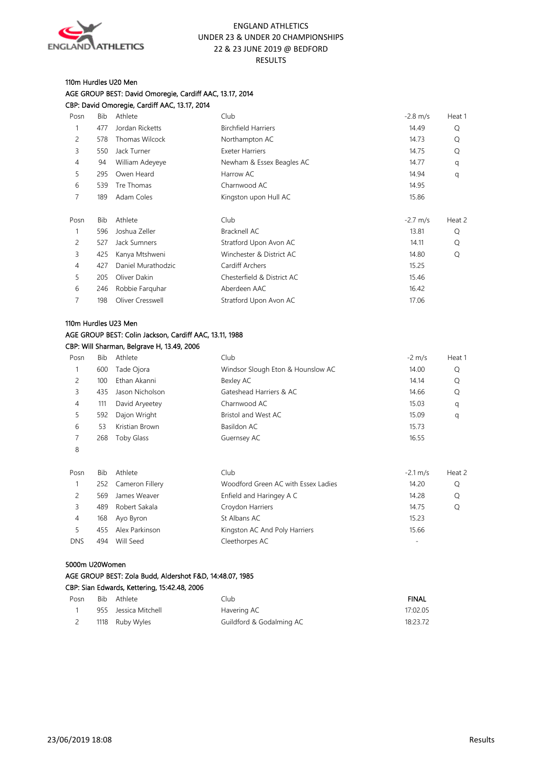ENGLAND ATHLETICS
UNDER 23 & UNDER 20 CHAMPIONSHIPS
22 & 23 JUNE 2019 @ BEDFORD
RESULTS

### 110m Hurdles U20 Men

AGE GROUP BEST: David Omoregie, Cardiff AAC, 13.17, 2014
CBP: David Omoregie, Cardiff AAC, 13.17, 2014

| Posn | Bib | Athlete | Club | -2.8 m/s | Heat 1 |
|---|---|---|---|---|---|
| 1 | 477 | Jordan Ricketts | Birchfield Harriers | 14.49 | Q |
| 2 | 578 | Thomas Wilcock | Northampton AC | 14.73 | Q |
| 3 | 550 | Jack Turner | Exeter Harriers | 14.75 | Q |
| 4 | 94 | William Adeyeye | Newham & Essex Beagles AC | 14.77 | q |
| 5 | 295 | Owen Heard | Harrow AC | 14.94 | q |
| 6 | 539 | Tre Thomas | Charnwood AC | 14.95 | |
| 7 | 189 | Adam Coles | Kingston upon Hull AC | 15.86 | |

| Posn | Bib | Athlete | Club | -2.7 m/s | Heat 2 |
|---|---|---|---|---|---|
| 1 | 596 | Joshua Zeller | Bracknell AC | 13.81 | Q |
| 2 | 527 | Jack Sumners | Stratford Upon Avon AC | 14.11 | Q |
| 3 | 425 | Kanya Mtshweni | Winchester & District AC | 14.80 | Q |
| 4 | 427 | Daniel Murathodzic | Cardiff Archers | 15.25 | |
| 5 | 205 | Oliver Dakin | Chesterfield & District AC | 15.46 | |
| 6 | 246 | Robbie Farquhar | Aberdeen AAC | 16.42 | |
| 7 | 198 | Oliver Cresswell | Stratford Upon Avon AC | 17.06 | |

### 110m Hurdles U23 Men

AGE GROUP BEST: Colin Jackson, Cardiff AAC, 13.11, 1988
CBP: Will Sharman, Belgrave H, 13.49, 2006

| Posn | Bib | Athlete | Club | -2 m/s | Heat 1 |
|---|---|---|---|---|---|
| 1 | 600 | Tade Ojora | Windsor Slough Eton & Hounslow AC | 14.00 | Q |
| 2 | 100 | Ethan Akanni | Bexley AC | 14.14 | Q |
| 3 | 435 | Jason Nicholson | Gateshead Harriers & AC | 14.66 | Q |
| 4 | 111 | David Aryeetey | Charnwood AC | 15.03 | q |
| 5 | 592 | Dajon Wright | Bristol and West AC | 15.09 | q |
| 6 | 53 | Kristian Brown | Basildon AC | 15.73 | |
| 7 | 268 | Toby Glass | Guernsey AC | 16.55 | |
| 8 | | | | | |

| Posn | Bib | Athlete | Club | -2.1 m/s | Heat 2 |
|---|---|---|---|---|---|
| 1 | 252 | Cameron Fillery | Woodford Green AC with Essex Ladies | 14.20 | Q |
| 2 | 569 | James Weaver | Enfield and Haringey A C | 14.28 | Q |
| 3 | 489 | Robert Sakala | Croydon Harriers | 14.75 | Q |
| 4 | 168 | Ayo Byron | St Albans AC | 15.23 | |
| 5 | 455 | Alex Parkinson | Kingston AC And Poly Harriers | 15.66 | |
| DNS | 494 | Will Seed | Cleethorpes AC | - | |

### 5000m U20Women

AGE GROUP BEST: Zola Budd, Aldershot F&D, 14:48.07, 1985
CBP: Sian Edwards, Kettering, 15:42.48, 2006

| Posn | Bib | Athlete | Club | **FINAL** |
|---|---|---|---|---|
| 1 | 955 | Jessica Mitchell | Havering AC | 17:02.05 |
| 2 | 1118 | Ruby Wyles | Guildford & Godalming AC | 18:23.72 |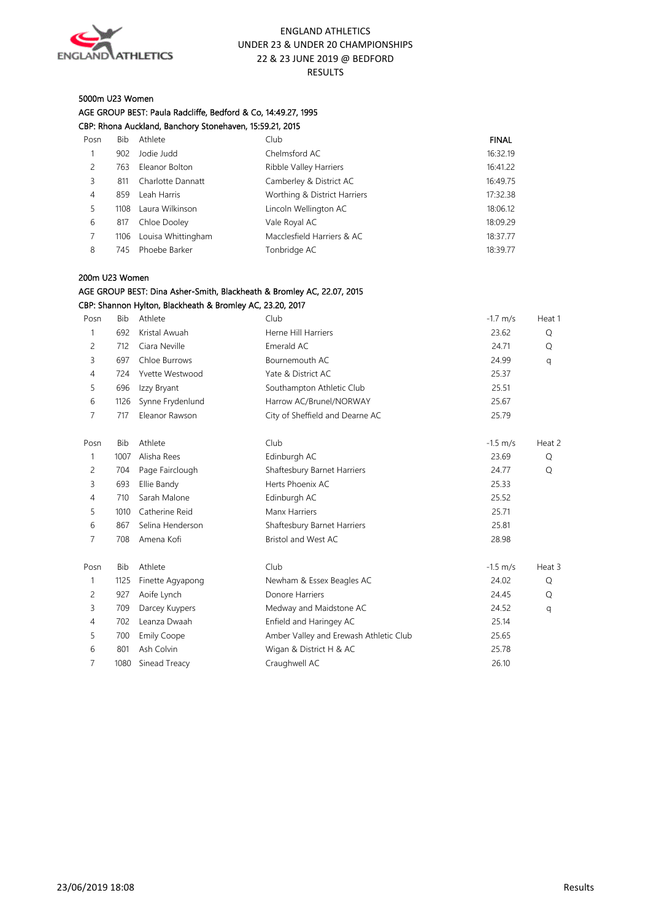ENGLAND ATHLETICS
UNDER 23 & UNDER 20 CHAMPIONSHIPS
22 & 23 JUNE 2019 @ BEDFORD
RESULTS

## 5000m U23 Women

AGE GROUP BEST: Paula Radcliffe, Bedford & Co, 14:49.27, 1995
CBP: Rhona Auckland, Banchory Stonehaven, 15:59.21, 2015

| Posn | Bib | Athlete | Club | FINAL |
|---|---|---|---|---|
| 1 | 902 | Jodie Judd | Chelmsford AC | 16:32.19 |
| 2 | 763 | Eleanor Bolton | Ribble Valley Harriers | 16:41.22 |
| 3 | 811 | Charlotte Dannatt | Camberley & District AC | 16:49.75 |
| 4 | 859 | Leah Harris | Worthing & District Harriers | 17:32.38 |
| 5 | 1108 | Laura Wilkinson | Lincoln Wellington AC | 18:06.12 |
| 6 | 817 | Chloe Dooley | Vale Royal AC | 18:09.29 |
| 7 | 1106 | Louisa Whittingham | Macclesfield Harriers & AC | 18:37.77 |
| 8 | 745 | Phoebe Barker | Tonbridge AC | 18:39.77 |

## 200m U23 Women

AGE GROUP BEST: Dina Asher-Smith, Blackheath & Bromley AC, 22.07, 2015
CBP: Shannon Hylton, Blackheath & Bromley AC, 23.20, 2017

| Posn | Bib | Athlete | Club | -1.7 m/s | Heat 1 |
|---|---|---|---|---|---|
| 1 | 692 | Kristal Awuah | Herne Hill Harriers | 23.62 | Q |
| 2 | 712 | Ciara Neville | Emerald AC | 24.71 | Q |
| 3 | 697 | Chloe Burrows | Bournemouth AC | 24.99 | q |
| 4 | 724 | Yvette Westwood | Yate & District AC | 25.37 | |
| 5 | 696 | Izzy Bryant | Southampton Athletic Club | 25.51 | |
| 6 | 1126 | Synne Frydenlund | Harrow AC/Brunel/NORWAY | 25.67 | |
| 7 | 717 | Eleanor Rawson | City of Sheffield and Dearne AC | 25.79 | |

| Posn | Bib | Athlete | Club | -1.5 m/s | Heat 2 |
|---|---|---|---|---|---|
| 1 | 1007 | Alisha Rees | Edinburgh AC | 23.69 | Q |
| 2 | 704 | Page Fairclough | Shaftesbury Barnet Harriers | 24.77 | Q |
| 3 | 693 | Ellie Bandy | Herts Phoenix AC | 25.33 | |
| 4 | 710 | Sarah Malone | Edinburgh AC | 25.52 | |
| 5 | 1010 | Catherine Reid | Manx Harriers | 25.71 | |
| 6 | 867 | Selina Henderson | Shaftesbury Barnet Harriers | 25.81 | |
| 7 | 708 | Amena Kofi | Bristol and West AC | 28.98 | |

| Posn | Bib | Athlete | Club | -1.5 m/s | Heat 3 |
|---|---|---|---|---|---|
| 1 | 1125 | Finette Agyapong | Newham & Essex Beagles AC | 24.02 | Q |
| 2 | 927 | Aoife Lynch | Donore Harriers | 24.45 | Q |
| 3 | 709 | Darcey Kuypers | Medway and Maidstone AC | 24.52 | q |
| 4 | 702 | Leanza Dwaah | Enfield and Haringey AC | 25.14 | |
| 5 | 700 | Emily Coope | Amber Valley and Erewash Athletic Club | 25.65 | |
| 6 | 801 | Ash Colvin | Wigan & District H & AC | 25.78 | |
| 7 | 1080 | Sinead Treacy | Craughwell AC | 26.10 | |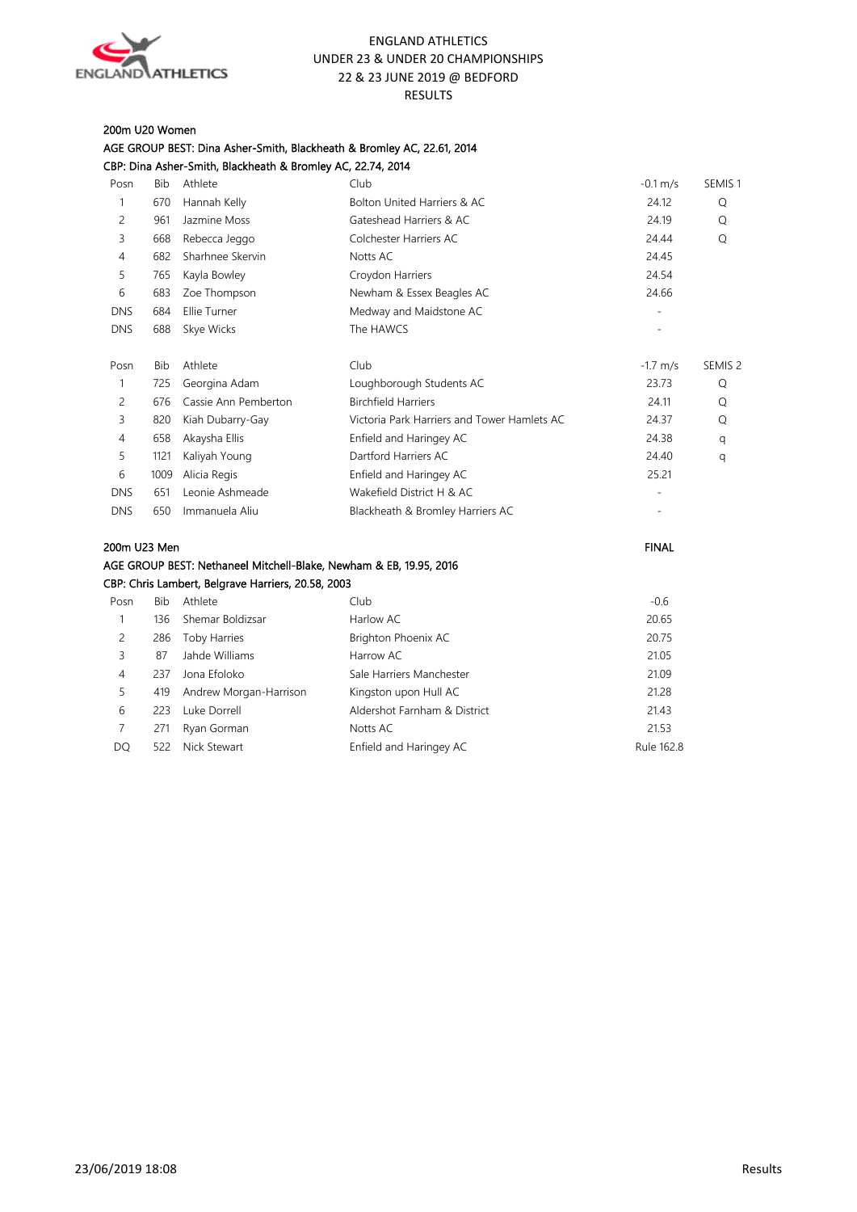ENGLAND ATHLETICS
UNDER 23 & UNDER 20 CHAMPIONSHIPS
22 & 23 JUNE 2019 @ BEDFORD
RESULTS

## 200m U20 Women

AGE GROUP BEST: Dina Asher-Smith, Blackheath & Bromley AC, 22.61, 2014
CBP: Dina Asher-Smith, Blackheath & Bromley AC, 22.74, 2014

| Posn | Bib | Athlete | Club | -0.1 m/s | SEMIS 1 |
|---|---|---|---|---|---|
| 1 | 670 | Hannah Kelly | Bolton United Harriers & AC | 24.12 | Q |
| 2 | 961 | Jazmine Moss | Gateshead Harriers & AC | 24.19 | Q |
| 3 | 668 | Rebecca Jeggo | Colchester Harriers AC | 24.44 | Q |
| 4 | 682 | Sharhnee Skervin | Notts AC | 24.45 | |
| 5 | 765 | Kayla Bowley | Croydon Harriers | 24.54 | |
| 6 | 683 | Zoe Thompson | Newham & Essex Beagles AC | 24.66 | |
| DNS | 684 | Ellie Turner | Medway and Maidstone AC | - | |
| DNS | 688 | Skye Wicks | The HAWCS | - | |

| Posn | Bib | Athlete | Club | -1.7 m/s | SEMIS 2 |
|---|---|---|---|---|---|
| 1 | 725 | Georgina Adam | Loughborough Students AC | 23.73 | Q |
| 2 | 676 | Cassie Ann Pemberton | Birchfield Harriers | 24.11 | Q |
| 3 | 820 | Kiah Dubarry-Gay | Victoria Park Harriers and Tower Hamlets AC | 24.37 | Q |
| 4 | 658 | Akaysha Ellis | Enfield and Haringey AC | 24.38 | q |
| 5 | 1121 | Kaliyah Young | Dartford Harriers AC | 24.40 | q |
| 6 | 1009 | Alicia Regis | Enfield and Haringey AC | 25.21 | |
| DNS | 651 | Leonie Ashmeade | Wakefield District H & AC | - | |
| DNS | 650 | Immanuela Aliu | Blackheath & Bromley Harriers AC | - | |

## 200m U23 Men

FINAL

AGE GROUP BEST: Nethaneel Mitchell-Blake, Newham & EB, 19.95, 2016
CBP: Chris Lambert, Belgrave Harriers, 20.58, 2003

| Posn | Bib | Athlete | Club | -0.6 |
|---|---|---|---|---|
| 1 | 136 | Shemar Boldizsar | Harlow AC | 20.65 |
| 2 | 286 | Toby Harries | Brighton Phoenix AC | 20.75 |
| 3 | 87 | Jahde Williams | Harrow AC | 21.05 |
| 4 | 237 | Jona Efoloko | Sale Harriers Manchester | 21.09 |
| 5 | 419 | Andrew Morgan-Harrison | Kingston upon Hull AC | 21.28 |
| 6 | 223 | Luke Dorrell | Aldershot Farnham & District | 21.43 |
| 7 | 271 | Ryan Gorman | Notts AC | 21.53 |
| DQ | 522 | Nick Stewart | Enfield and Haringey AC | Rule 162.8 |

23/06/2019 18:08 Results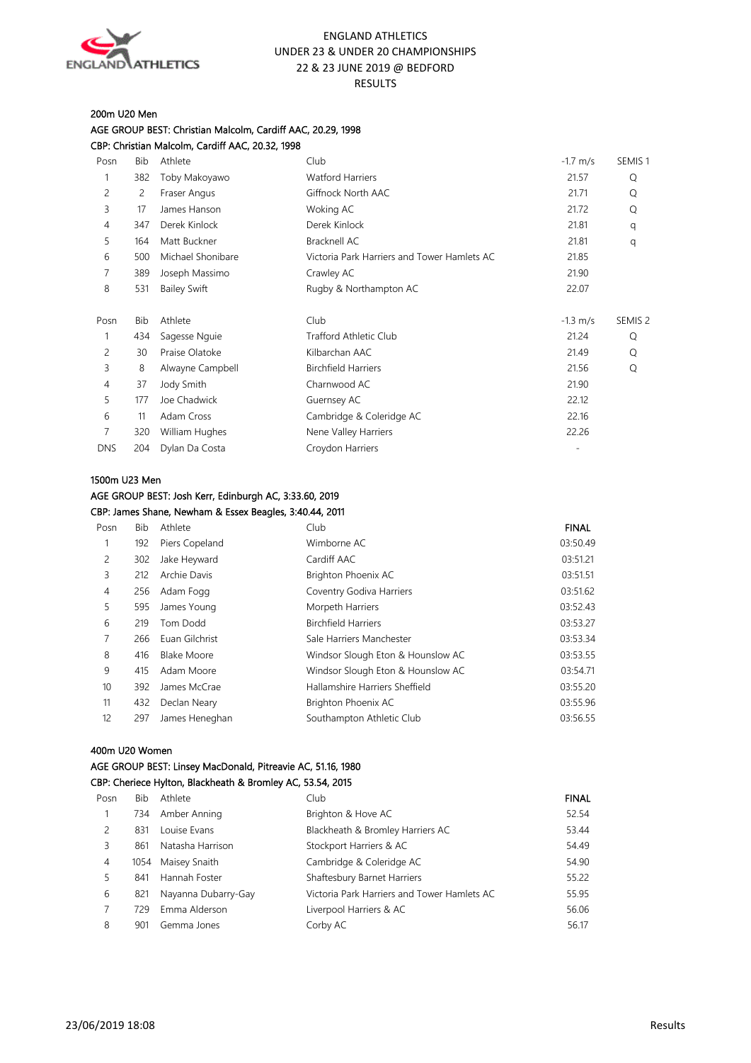ENGLAND ATHLETICS
UNDER 23 & UNDER 20 CHAMPIONSHIPS
22 & 23 JUNE 2019 @ BEDFORD
RESULTS

## 200m U20 Men

AGE GROUP BEST: Christian Malcolm, Cardiff AAC, 20.29, 1998

CBP: Christian Malcolm, Cardiff AAC, 20.32, 1998

| Posn | Bib | Athlete | Club | -1.7 m/s | SEMIS 1 |
|---|---|---|---|---|---|
| 1 | 382 | Toby Makoyawo | Watford Harriers | 21.57 | Q |
| 2 | 2 | Fraser Angus | Giffnock North AAC | 21.71 | Q |
| 3 | 17 | James Hanson | Woking AC | 21.72 | Q |
| 4 | 347 | Derek Kinlock | Derek Kinlock | 21.81 | q |
| 5 | 164 | Matt Buckner | Bracknell AC | 21.81 | q |
| 6 | 500 | Michael Shonibare | Victoria Park Harriers and Tower Hamlets AC | 21.85 | |
| 7 | 389 | Joseph Massimo | Crawley AC | 21.90 | |
| 8 | 531 | Bailey Swift | Rugby & Northampton AC | 22.07 | |

| Posn | Bib | Athlete | Club | -1.3 m/s | SEMIS 2 |
|---|---|---|---|---|---|
| 1 | 434 | Sagesse Nguie | Trafford Athletic Club | 21.24 | Q |
| 2 | 30 | Praise Olatoke | Kilbarchan AAC | 21.49 | Q |
| 3 | 8 | Alwayne Campbell | Birchfield Harriers | 21.56 | Q |
| 4 | 37 | Jody Smith | Charnwood AC | 21.90 | |
| 5 | 177 | Joe Chadwick | Guernsey AC | 22.12 | |
| 6 | 11 | Adam Cross | Cambridge & Coleridge AC | 22.16 | |
| 7 | 320 | William Hughes | Nene Valley Harriers | 22.26 | |
| DNS | 204 | Dylan Da Costa | Croydon Harriers | - | |

## 1500m U23 Men

AGE GROUP BEST: Josh Kerr, Edinburgh AC, 3:33.60, 2019

CBP: James Shane, Newham & Essex Beagles, 3:40.44, 2011

| Posn | Bib | Athlete | Club | FINAL |
|---|---|---|---|---|
| 1 | 192 | Piers Copeland | Wimborne AC | 03:50.49 |
| 2 | 302 | Jake Heyward | Cardiff AAC | 03:51.21 |
| 3 | 212 | Archie Davis | Brighton Phoenix AC | 03:51.51 |
| 4 | 256 | Adam Fogg | Coventry Godiva Harriers | 03:51.62 |
| 5 | 595 | James Young | Morpeth Harriers | 03:52.43 |
| 6 | 219 | Tom Dodd | Birchfield Harriers | 03:53.27 |
| 7 | 266 | Euan Gilchrist | Sale Harriers Manchester | 03:53.34 |
| 8 | 416 | Blake Moore | Windsor Slough Eton & Hounslow AC | 03:53.55 |
| 9 | 415 | Adam Moore | Windsor Slough Eton & Hounslow AC | 03:54.71 |
| 10 | 392 | James McCrae | Hallamshire Harriers Sheffield | 03:55.20 |
| 11 | 432 | Declan Neary | Brighton Phoenix AC | 03:55.96 |
| 12 | 297 | James Heneghan | Southampton Athletic Club | 03:56.55 |

## 400m U20 Women

AGE GROUP BEST: Linsey MacDonald, Pitreavie AC, 51.16, 1980

CBP: Cheriece Hylton, Blackheath & Bromley AC, 53.54, 2015

| Posn | Bib | Athlete | Club | FINAL |
|---|---|---|---|---|
| 1 | 734 | Amber Anning | Brighton & Hove AC | 52.54 |
| 2 | 831 | Louise Evans | Blackheath & Bromley Harriers AC | 53.44 |
| 3 | 861 | Natasha Harrison | Stockport Harriers & AC | 54.49 |
| 4 | 1054 | Maisey Snaith | Cambridge & Coleridge AC | 54.90 |
| 5 | 841 | Hannah Foster | Shaftesbury Barnet Harriers | 55.22 |
| 6 | 821 | Nayanna Dubarry-Gay | Victoria Park Harriers and Tower Hamlets AC | 55.95 |
| 7 | 729 | Emma Alderson | Liverpool Harriers & AC | 56.06 |
| 8 | 901 | Gemma Jones | Corby AC | 56.17 |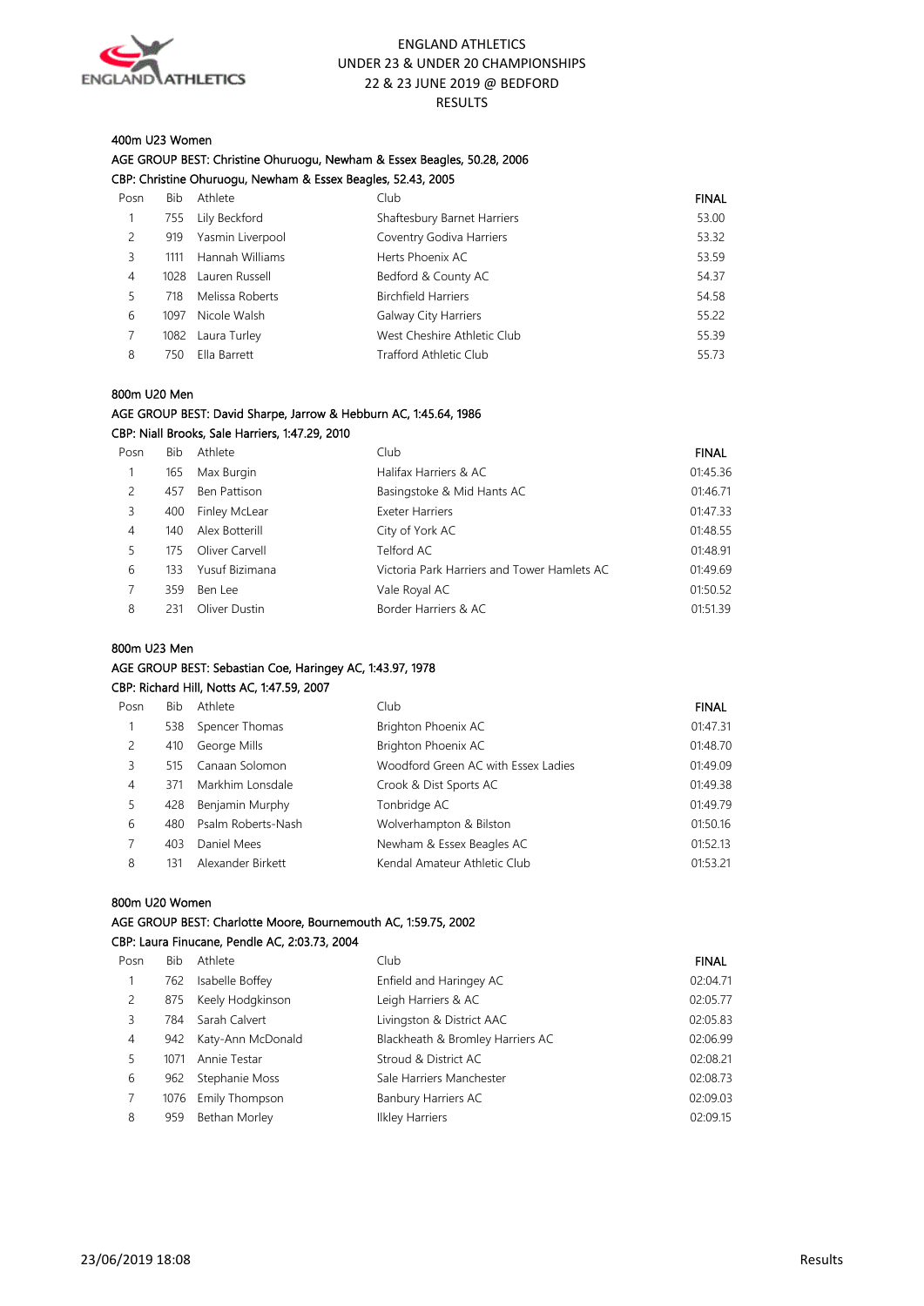ENGLAND ATHLETICS
UNDER 23 & UNDER 20 CHAMPIONSHIPS
22 & 23 JUNE 2019 @ BEDFORD
RESULTS

### 400m U23 Women

AGE GROUP BEST: Christine Ohuruogu, Newham & Essex Beagles, 50.28, 2006
CBP: Christine Ohuruogu, Newham & Essex Beagles, 52.43, 2005

| Posn | Bib | Athlete | Club | FINAL |
|---|---|---|---|---|
| 1 | 755 | Lily Beckford | Shaftesbury Barnet Harriers | 53.00 |
| 2 | 919 | Yasmin Liverpool | Coventry Godiva Harriers | 53.32 |
| 3 | 1111 | Hannah Williams | Herts Phoenix AC | 53.59 |
| 4 | 1028 | Lauren Russell | Bedford & County AC | 54.37 |
| 5 | 718 | Melissa Roberts | Birchfield Harriers | 54.58 |
| 6 | 1097 | Nicole Walsh | Galway City Harriers | 55.22 |
| 7 | 1082 | Laura Turley | West Cheshire Athletic Club | 55.39 |
| 8 | 750 | Ella Barrett | Trafford Athletic Club | 55.73 |

### 800m U20 Men

AGE GROUP BEST: David Sharpe, Jarrow & Hebburn AC, 1:45.64, 1986
CBP: Niall Brooks, Sale Harriers, 1:47.29, 2010

| Posn | Bib | Athlete | Club | FINAL |
|---|---|---|---|---|
| 1 | 165 | Max Burgin | Halifax Harriers & AC | 01:45.36 |
| 2 | 457 | Ben Pattison | Basingstoke & Mid Hants AC | 01:46.71 |
| 3 | 400 | Finley McLear | Exeter Harriers | 01:47.33 |
| 4 | 140 | Alex Botterill | City of York AC | 01:48.55 |
| 5 | 175 | Oliver Carvell | Telford AC | 01:48.91 |
| 6 | 133 | Yusuf Bizimana | Victoria Park Harriers and Tower Hamlets AC | 01:49.69 |
| 7 | 359 | Ben Lee | Vale Royal AC | 01:50.52 |
| 8 | 231 | Oliver Dustin | Border Harriers & AC | 01:51.39 |

### 800m U23 Men

AGE GROUP BEST: Sebastian Coe, Haringey AC, 1:43.97, 1978
CBP: Richard Hill, Notts AC, 1:47.59, 2007

| Posn | Bib | Athlete | Club | FINAL |
|---|---|---|---|---|
| 1 | 538 | Spencer Thomas | Brighton Phoenix AC | 01:47.31 |
| 2 | 410 | George Mills | Brighton Phoenix AC | 01:48.70 |
| 3 | 515 | Canaan Solomon | Woodford Green AC with Essex Ladies | 01:49.09 |
| 4 | 371 | Markhim Lonsdale | Crook & Dist Sports AC | 01:49.38 |
| 5 | 428 | Benjamin Murphy | Tonbridge AC | 01:49.79 |
| 6 | 480 | Psalm Roberts-Nash | Wolverhampton & Bilston | 01:50.16 |
| 7 | 403 | Daniel Mees | Newham & Essex Beagles AC | 01:52.13 |
| 8 | 131 | Alexander Birkett | Kendal Amateur Athletic Club | 01:53.21 |

### 800m U20 Women

AGE GROUP BEST: Charlotte Moore, Bournemouth AC, 1:59.75, 2002
CBP: Laura Finucane, Pendle AC, 2:03.73, 2004

| Posn | Bib | Athlete | Club | FINAL |
|---|---|---|---|---|
| 1 | 762 | Isabelle Boffey | Enfield and Haringey AC | 02:04.71 |
| 2 | 875 | Keely Hodgkinson | Leigh Harriers & AC | 02:05.77 |
| 3 | 784 | Sarah Calvert | Livingston & District AAC | 02:05.83 |
| 4 | 942 | Katy-Ann McDonald | Blackheath & Bromley Harriers AC | 02:06.99 |
| 5 | 1071 | Annie Testar | Stroud & District AC | 02:08.21 |
| 6 | 962 | Stephanie Moss | Sale Harriers Manchester | 02:08.73 |
| 7 | 1076 | Emily Thompson | Banbury Harriers AC | 02:09.03 |
| 8 | 959 | Bethan Morley | Ilkley Harriers | 02:09.15 |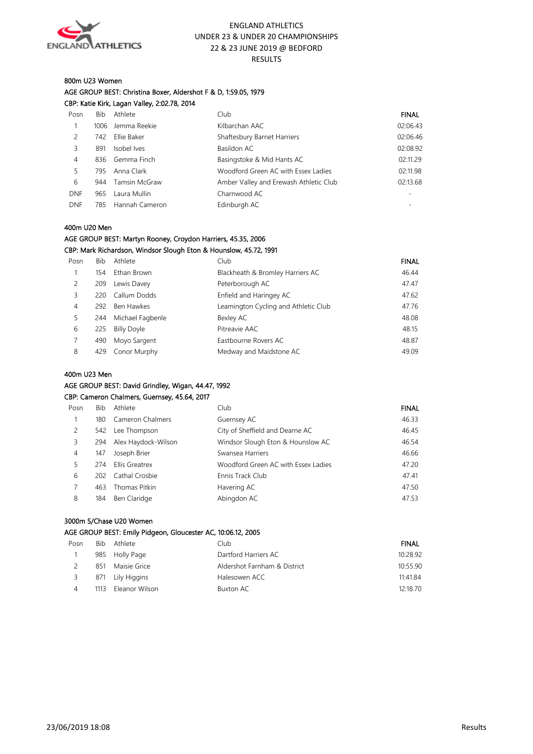ENGLAND ATHLETICS
UNDER 23 & UNDER 20 CHAMPIONSHIPS
22 & 23 JUNE 2019 @ BEDFORD
RESULTS

### 800m U23 Women

AGE GROUP BEST: Christina Boxer, Aldershot F & D, 1:59.05, 1979

CBP: Katie Kirk, Lagan Valley, 2:02.78, 2014

| Posn | Bib | Athlete | Club | FINAL |
|---|---|---|---|---|
| 1 | 1006 | Jemma Reekie | Kilbarchan AAC | 02:06.43 |
| 2 | 742 | Ellie Baker | Shaftesbury Barnet Harriers | 02:06.46 |
| 3 | 891 | Isobel Ives | Basildon AC | 02:08.92 |
| 4 | 836 | Gemma Finch | Basingstoke & Mid Hants AC | 02:11.29 |
| 5 | 795 | Anna Clark | Woodford Green AC with Essex Ladies | 02:11.98 |
| 6 | 944 | Tamsin McGraw | Amber Valley and Erewash Athletic Club | 02:13.68 |
| DNF | 965 | Laura Mullin | Charnwood AC | - |
| DNF | 785 | Hannah Cameron | Edinburgh AC | - |

### 400m U20 Men

AGE GROUP BEST: Martyn Rooney, Croydon Harriers, 45.35, 2006

CBP: Mark Richardson, Windsor Slough Eton & Hounslow, 45.72, 1991

| Posn | Bib | Athlete | Club | FINAL |
|---|---|---|---|---|
| 1 | 154 | Ethan Brown | Blackheath & Bromley Harriers AC | 46.44 |
| 2 | 209 | Lewis Davey | Peterborough AC | 47.47 |
| 3 | 220 | Callum Dodds | Enfield and Haringey AC | 47.62 |
| 4 | 292 | Ben Hawkes | Leamington Cycling and Athletic Club | 47.76 |
| 5 | 244 | Michael Fagbenle | Bexley AC | 48.08 |
| 6 | 225 | Billy Doyle | Pitreavie AAC | 48.15 |
| 7 | 490 | Moyo Sargent | Eastbourne Rovers AC | 48.87 |
| 8 | 429 | Conor Murphy | Medway and Maidstone AC | 49.09 |

### 400m U23 Men

AGE GROUP BEST: David Grindley, Wigan, 44.47, 1992

CBP: Cameron Chalmers, Guernsey, 45.64, 2017

| Posn | Bib | Athlete | Club | FINAL |
|---|---|---|---|---|
| 1 | 180 | Cameron Chalmers | Guernsey AC | 46.33 |
| 2 | 542 | Lee Thompson | City of Sheffield and Dearne AC | 46.45 |
| 3 | 294 | Alex Haydock-Wilson | Windsor Slough Eton & Hounslow AC | 46.54 |
| 4 | 147 | Joseph Brier | Swansea Harriers | 46.66 |
| 5 | 274 | Ellis Greatrex | Woodford Green AC with Essex Ladies | 47.20 |
| 6 | 202 | Cathal Crosbie | Ennis Track Club | 47.41 |
| 7 | 463 | Thomas Pitkin | Havering AC | 47.50 |
| 8 | 184 | Ben Claridge | Abingdon AC | 47.53 |

### 3000m S/Chase U20 Women

AGE GROUP BEST: Emily Pidgeon, Gloucester AC, 10:06.12, 2005

| Posn | Bib | Athlete | Club | FINAL |
|---|---|---|---|---|
| 1 | 985 | Holly Page | Dartford Harriers AC | 10:28.92 |
| 2 | 851 | Maisie Grice | Aldershot Farnham & District | 10:55.90 |
| 3 | 871 | Lily Higgins | Halesowen ACC | 11:41.84 |
| 4 | 1113 | Eleanor Wilson | Buxton AC | 12:18.70 |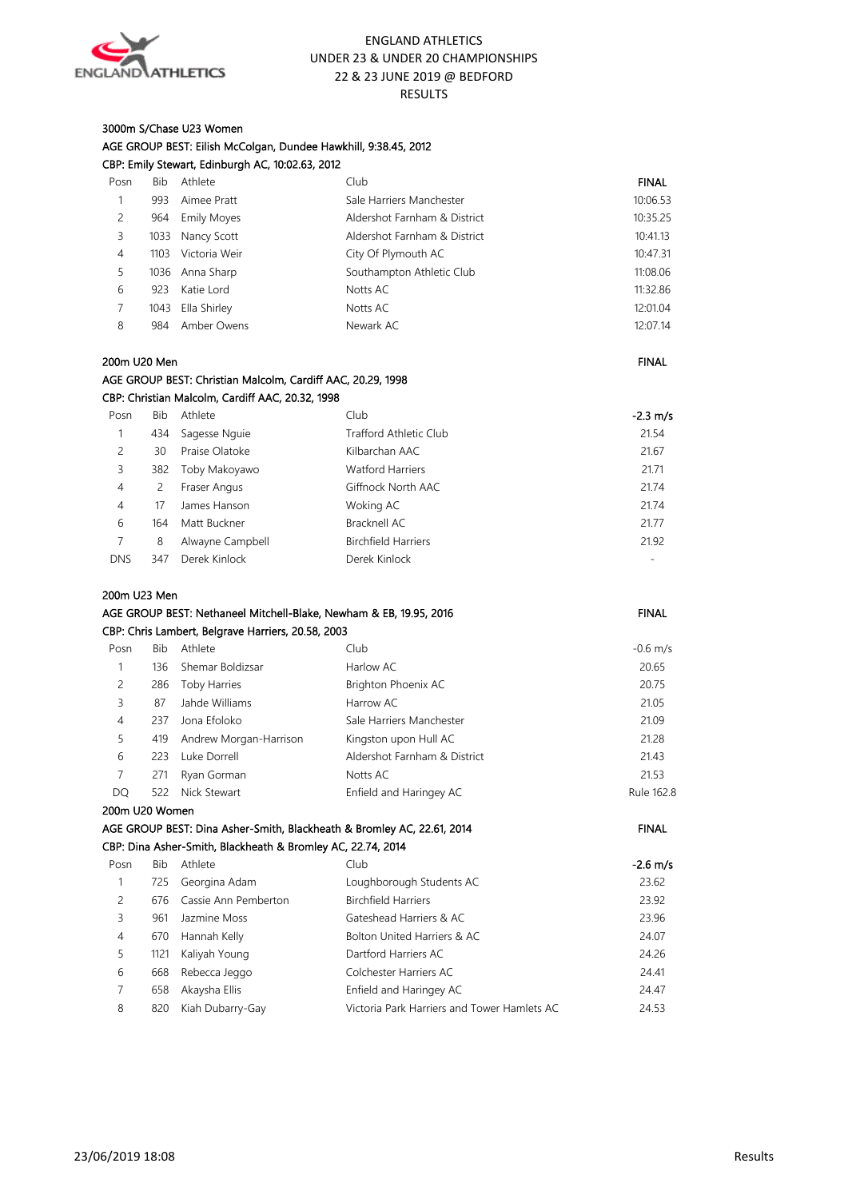ENGLAND ATHLETICS
UNDER 23 & UNDER 20 CHAMPIONSHIPS
22 & 23 JUNE 2019 @ BEDFORD
RESULTS

### 3000m S/Chase U23 Women

AGE GROUP BEST: Eilish McColgan, Dundee Hawkhill, 9:38.45, 2012
CBP: Emily Stewart, Edinburgh AC, 10:02.63, 2012

| Posn | Bib | Athlete | Club | FINAL |
|---|---|---|---|---|
| 1 | 993 | Aimee Pratt | Sale Harriers Manchester | 10:06.53 |
| 2 | 964 | Emily Moyes | Aldershot Farnham & District | 10:35.25 |
| 3 | 1033 | Nancy Scott | Aldershot Farnham & District | 10:41.13 |
| 4 | 1103 | Victoria Weir | City Of Plymouth AC | 10:47.31 |
| 5 | 1036 | Anna Sharp | Southampton Athletic Club | 11:08.06 |
| 6 | 923 | Katie Lord | Notts AC | 11:32.86 |
| 7 | 1043 | Ella Shirley | Notts AC | 12:01.04 |
| 8 | 984 | Amber Owens | Newark AC | 12:07.14 |

### 200m U20 Men

FINAL

AGE GROUP BEST: Christian Malcolm, Cardiff AAC, 20.29, 1998
CBP: Christian Malcolm, Cardiff AAC, 20.32, 1998

| Posn | Bib | Athlete | Club | -2.3 m/s |
|---|---|---|---|---|
| 1 | 434 | Sagesse Nguie | Trafford Athletic Club | 21.54 |
| 2 | 30 | Praise Olatoke | Kilbarchan AAC | 21.67 |
| 3 | 382 | Toby Makoyawo | Watford Harriers | 21.71 |
| 4 | 2 | Fraser Angus | Giffnock North AAC | 21.74 |
| 4 | 17 | James Hanson | Woking AC | 21.74 |
| 6 | 164 | Matt Buckner | Bracknell AC | 21.77 |
| 7 | 8 | Alwayne Campbell | Birchfield Harriers | 21.92 |
| DNS | 347 | Derek Kinlock | Derek Kinlock | - |

### 200m U23 Men

AGE GROUP BEST: Nethaneel Mitchell-Blake, Newham & EB, 19.95, 2016 — FINAL
CBP: Chris Lambert, Belgrave Harriers, 20.58, 2003

| Posn | Bib | Athlete | Club | -0.6 m/s |
|---|---|---|---|---|
| 1 | 136 | Shemar Boldizsar | Harlow AC | 20.65 |
| 2 | 286 | Toby Harries | Brighton Phoenix AC | 20.75 |
| 3 | 87 | Jahde Williams | Harrow AC | 21.05 |
| 4 | 237 | Jona Efoloko | Sale Harriers Manchester | 21.09 |
| 5 | 419 | Andrew Morgan-Harrison | Kingston upon Hull AC | 21.28 |
| 6 | 223 | Luke Dorrell | Aldershot Farnham & District | 21.43 |
| 7 | 271 | Ryan Gorman | Notts AC | 21.53 |
| DQ | 522 | Nick Stewart | Enfield and Haringey AC | Rule 162.8 |

### 200m U20 Women

AGE GROUP BEST: Dina Asher-Smith, Blackheath & Bromley AC, 22.61, 2014 — FINAL
CBP: Dina Asher-Smith, Blackheath & Bromley AC, 22.74, 2014

| Posn | Bib | Athlete | Club | -2.6 m/s |
|---|---|---|---|---|
| 1 | 725 | Georgina Adam | Loughborough Students AC | 23.62 |
| 2 | 676 | Cassie Ann Pemberton | Birchfield Harriers | 23.92 |
| 3 | 961 | Jazmine Moss | Gateshead Harriers & AC | 23.96 |
| 4 | 670 | Hannah Kelly | Bolton United Harriers & AC | 24.07 |
| 5 | 1121 | Kaliyah Young | Dartford Harriers AC | 24.26 |
| 6 | 668 | Rebecca Jeggo | Colchester Harriers AC | 24.41 |
| 7 | 658 | Akaysha Ellis | Enfield and Haringey AC | 24.47 |
| 8 | 820 | Kiah Dubarry-Gay | Victoria Park Harriers and Tower Hamlets AC | 24.53 |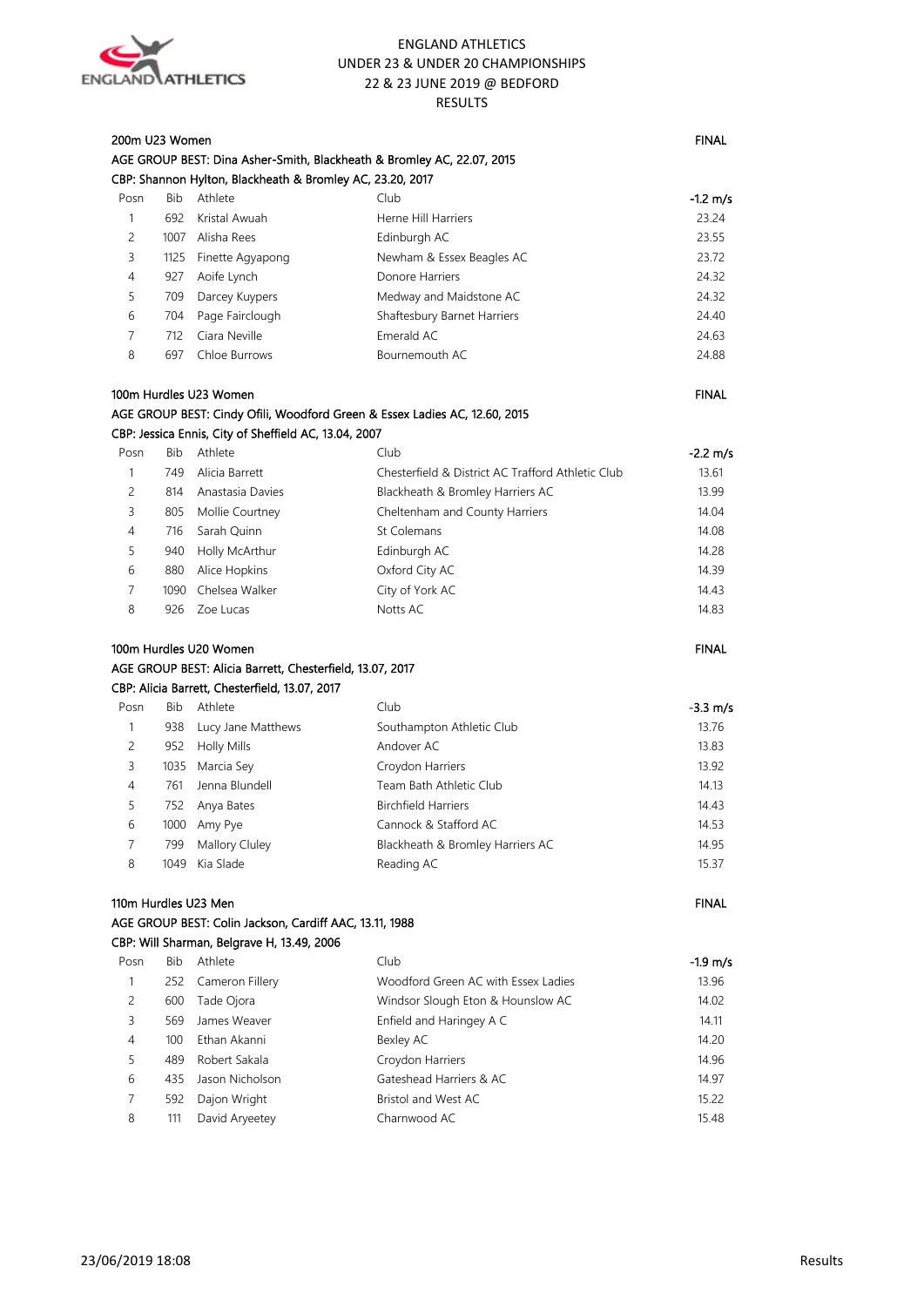ENGLAND ATHLETICS
UNDER 23 & UNDER 20 CHAMPIONSHIPS
22 & 23 JUNE 2019 @ BEDFORD
RESULTS

## 200m U23 Women — FINAL

AGE GROUP BEST: Dina Asher-Smith, Blackheath & Bromley AC, 22.07, 2015
CBP: Shannon Hylton, Blackheath & Bromley AC, 23.20, 2017

| Posn | Bib | Athlete | Club | -1.2 m/s |
|---|---|---|---|---|
| 1 | 692 | Kristal Awuah | Herne Hill Harriers | 23.24 |
| 2 | 1007 | Alisha Rees | Edinburgh AC | 23.55 |
| 3 | 1125 | Finette Agyapong | Newham & Essex Beagles AC | 23.72 |
| 4 | 927 | Aoife Lynch | Donore Harriers | 24.32 |
| 5 | 709 | Darcey Kuypers | Medway and Maidstone AC | 24.32 |
| 6 | 704 | Page Fairclough | Shaftesbury Barnet Harriers | 24.40 |
| 7 | 712 | Ciara Neville | Emerald AC | 24.63 |
| 8 | 697 | Chloe Burrows | Bournemouth AC | 24.88 |

## 100m Hurdles U23 Women — FINAL

AGE GROUP BEST: Cindy Ofili, Woodford Green & Essex Ladies AC, 12.60, 2015
CBP: Jessica Ennis, City of Sheffield AC, 13.04, 2007

| Posn | Bib | Athlete | Club | -2.2 m/s |
|---|---|---|---|---|
| 1 | 749 | Alicia Barrett | Chesterfield & District AC Trafford Athletic Club | 13.61 |
| 2 | 814 | Anastasia Davies | Blackheath & Bromley Harriers AC | 13.99 |
| 3 | 805 | Mollie Courtney | Cheltenham and County Harriers | 14.04 |
| 4 | 716 | Sarah Quinn | St Colemans | 14.08 |
| 5 | 940 | Holly McArthur | Edinburgh AC | 14.28 |
| 6 | 880 | Alice Hopkins | Oxford City AC | 14.39 |
| 7 | 1090 | Chelsea Walker | City of York AC | 14.43 |
| 8 | 926 | Zoe Lucas | Notts AC | 14.83 |

## 100m Hurdles U20 Women — FINAL

AGE GROUP BEST: Alicia Barrett, Chesterfield, 13.07, 2017
CBP: Alicia Barrett, Chesterfield, 13.07, 2017

| Posn | Bib | Athlete | Club | -3.3 m/s |
|---|---|---|---|---|
| 1 | 938 | Lucy Jane Matthews | Southampton Athletic Club | 13.76 |
| 2 | 952 | Holly Mills | Andover AC | 13.83 |
| 3 | 1035 | Marcia Sey | Croydon Harriers | 13.92 |
| 4 | 761 | Jenna Blundell | Team Bath Athletic Club | 14.13 |
| 5 | 752 | Anya Bates | Birchfield Harriers | 14.43 |
| 6 | 1000 | Amy Pye | Cannock & Stafford AC | 14.53 |
| 7 | 799 | Mallory Cluley | Blackheath & Bromley Harriers AC | 14.95 |
| 8 | 1049 | Kia Slade | Reading AC | 15.37 |

## 110m Hurdles U23 Men — FINAL

AGE GROUP BEST: Colin Jackson, Cardiff AAC, 13.11, 1988
CBP: Will Sharman, Belgrave H, 13.49, 2006

| Posn | Bib | Athlete | Club | -1.9 m/s |
|---|---|---|---|---|
| 1 | 252 | Cameron Fillery | Woodford Green AC with Essex Ladies | 13.96 |
| 2 | 600 | Tade Ojora | Windsor Slough Eton & Hounslow AC | 14.02 |
| 3 | 569 | James Weaver | Enfield and Haringey A C | 14.11 |
| 4 | 100 | Ethan Akanni | Bexley AC | 14.20 |
| 5 | 489 | Robert Sakala | Croydon Harriers | 14.96 |
| 6 | 435 | Jason Nicholson | Gateshead Harriers & AC | 14.97 |
| 7 | 592 | Dajon Wright | Bristol and West AC | 15.22 |
| 8 | 111 | David Aryeetey | Charnwood AC | 15.48 |

23/06/2019 18:08 Results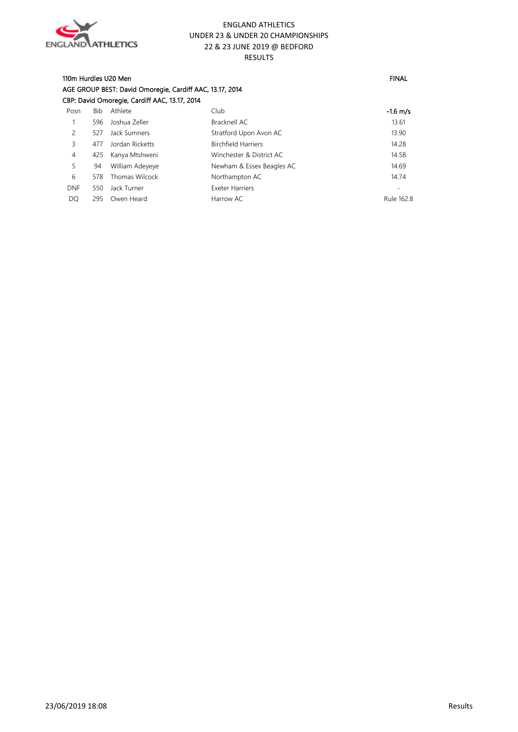ENGLAND ATHLETICS
UNDER 23 & UNDER 20 CHAMPIONSHIPS
22 & 23 JUNE 2019 @ BEDFORD
RESULTS

**110m Hurdles U20 Men** — **FINAL**

**AGE GROUP BEST: David Omoregie, Cardiff AAC, 13.17, 2014**

**CBP: David Omoregie, Cardiff AAC, 13.17, 2014**

| Posn | Bib | Athlete | Club | -1.6 m/s |
|---|---|---|---|---|
| 1 | 596 | Joshua Zeller | Bracknell AC | 13.61 |
| 2 | 527 | Jack Sumners | Stratford Upon Avon AC | 13.90 |
| 3 | 477 | Jordan Ricketts | Birchfield Harriers | 14.28 |
| 4 | 425 | Kanya Mtshweni | Winchester & District AC | 14.58 |
| 5 | 94 | William Adeyeye | Newham & Essex Beagles AC | 14.69 |
| 6 | 578 | Thomas Wilcock | Northampton AC | 14.74 |
| DNF | 550 | Jack Turner | Exeter Harriers | - |
| DQ | 295 | Owen Heard | Harrow AC | Rule 162.8 |

23/06/2019 18:08 Results